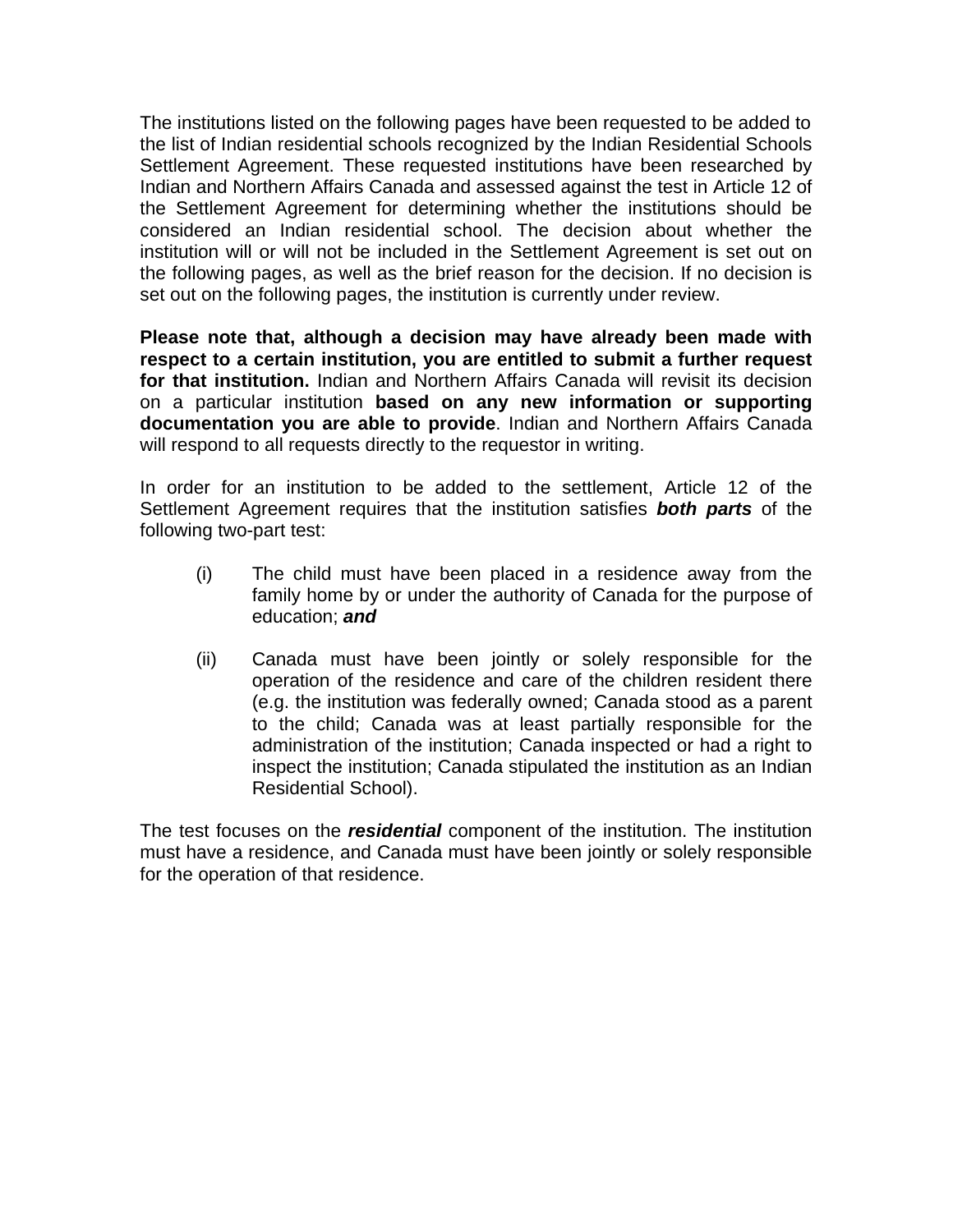The institutions listed on the following pages have been requested to be added to the list of Indian residential schools recognized by the Indian Residential Schools Settlement Agreement. These requested institutions have been researched by Indian and Northern Affairs Canada and assessed against the test in Article 12 of the Settlement Agreement for determining whether the institutions should be considered an Indian residential school. The decision about whether the institution will or will not be included in the Settlement Agreement is set out on the following pages, as well as the brief reason for the decision. If no decision is set out on the following pages, the institution is currently under review.

**Please note that, although a decision may have already been made with respect to a certain institution, you are entitled to submit a further request for that institution.** Indian and Northern Affairs Canada will revisit its decision on a particular institution **based on any new information or supporting documentation you are able to provide**. Indian and Northern Affairs Canada will respond to all requests directly to the requestor in writing.

In order for an institution to be added to the settlement, Article 12 of the Settlement Agreement requires that the institution satisfies ***both parts*** of the following two-part test:

(i) The child must have been placed in a residence away from the family home by or under the authority of Canada for the purpose of education; ***and***

(ii) Canada must have been jointly or solely responsible for the operation of the residence and care of the children resident there (e.g. the institution was federally owned; Canada stood as a parent to the child; Canada was at least partially responsible for the administration of the institution; Canada inspected or had a right to inspect the institution; Canada stipulated the institution as an Indian Residential School).

The test focuses on the ***residential*** component of the institution. The institution must have a residence, and Canada must have been jointly or solely responsible for the operation of that residence.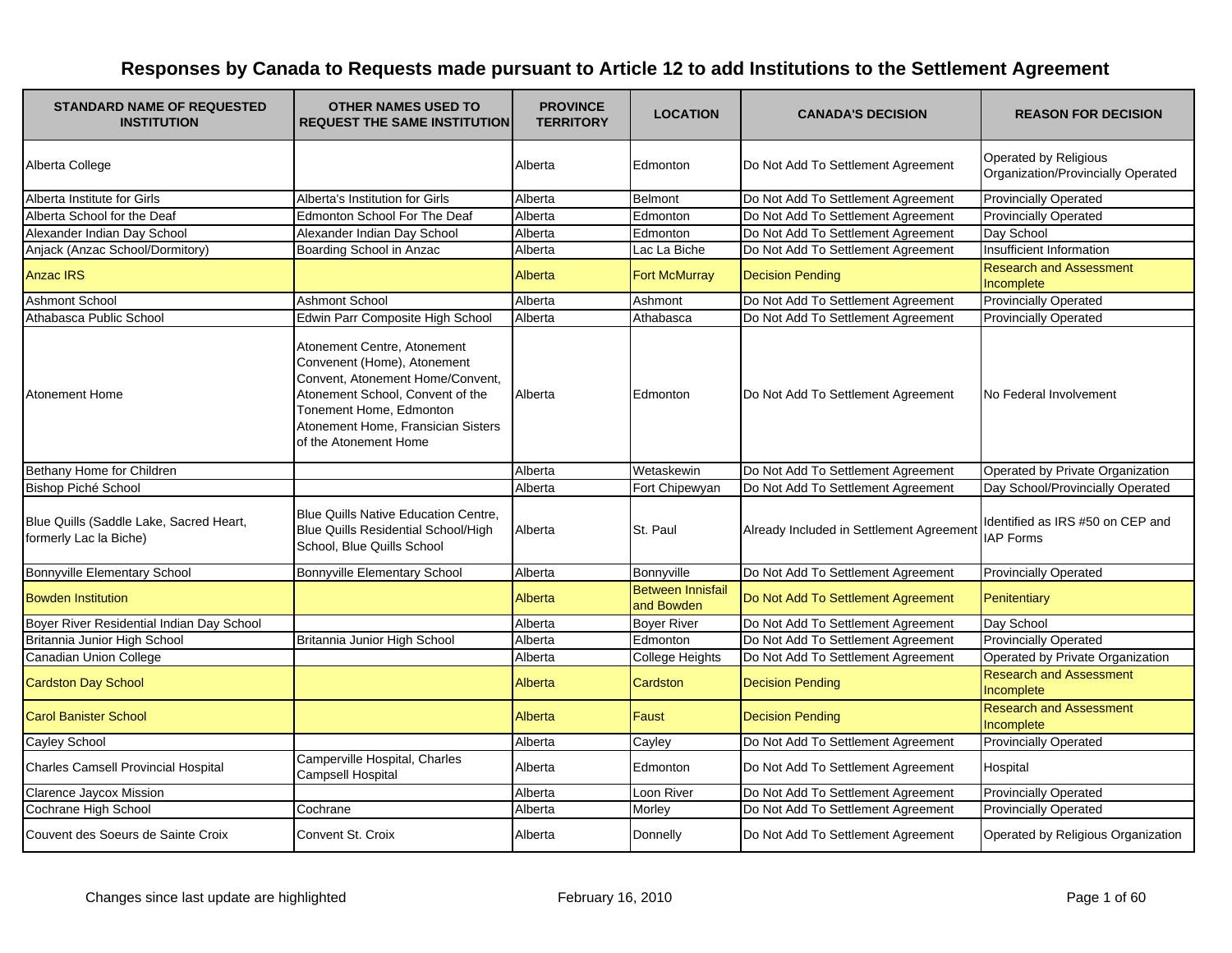# Responses by Canada to Requests made pursuant to Article 12 to add Institutions to the Settlement Agreement

| STANDARD NAME OF REQUESTED INSTITUTION | OTHER NAMES USED TO REQUEST THE SAME INSTITUTION | PROVINCE TERRITORY | LOCATION | CANADA'S DECISION | REASON FOR DECISION |
|---|---|---|---|---|---|
| Alberta College | | Alberta | Edmonton | Do Not Add To Settlement Agreement | Operated by Religious Organization/Provincially Operated |
| Alberta Institute for Girls | Alberta's Institution for Girls | Alberta | Belmont | Do Not Add To Settlement Agreement | Provincially Operated |
| Alberta School for the Deaf | Edmonton School For The Deaf | Alberta | Edmonton | Do Not Add To Settlement Agreement | Provincially Operated |
| Alexander Indian Day School | Alexander Indian Day School | Alberta | Edmonton | Do Not Add To Settlement Agreement | Day School |
| Anjack (Anzac School/Dormitory) | Boarding School in Anzac | Alberta | Lac La Biche | Do Not Add To Settlement Agreement | Insufficient Information |
| Anzac IRS | | Alberta | Fort McMurray | Decision Pending | Research and Assessment Incomplete |
| Ashmont School | Ashmont School | Alberta | Ashmont | Do Not Add To Settlement Agreement | Provincially Operated |
| Athabasca Public School | Edwin Parr Composite High School | Alberta | Athabasca | Do Not Add To Settlement Agreement | Provincially Operated |
| Atonement Home | Atonement Centre, Atonement Convenent (Home), Atonement Convent, Atonement Home/Convent, Atonement School, Convent of the Tonement Home, Edmonton Atonement Home, Fransician Sisters of the Atonement Home | Alberta | Edmonton | Do Not Add To Settlement Agreement | No Federal Involvement |
| Bethany Home for Children | | Alberta | Wetaskewin | Do Not Add To Settlement Agreement | Operated by Private Organization |
| Bishop Piché School | | Alberta | Fort Chipewyan | Do Not Add To Settlement Agreement | Day School/Provincially Operated |
| Blue Quills (Saddle Lake, Sacred Heart, formerly Lac la Biche) | Blue Quills Native Education Centre, Blue Quills Residential School/High School, Blue Quills School | Alberta | St. Paul | Already Included in Settlement Agreement | Identified as IRS #50 on CEP and IAP Forms |
| Bonnyville Elementary School | Bonnyville Elementary School | Alberta | Bonnyville | Do Not Add To Settlement Agreement | Provincially Operated |
| Bowden Institution | | Alberta | Between Innisfail and Bowden | Do Not Add To Settlement Agreement | Penitentiary |
| Boyer River Residential Indian Day School | | Alberta | Boyer River | Do Not Add To Settlement Agreement | Day School |
| Britannia Junior High School | Britannia Junior High School | Alberta | Edmonton | Do Not Add To Settlement Agreement | Provincially Operated |
| Canadian Union College | | Alberta | College Heights | Do Not Add To Settlement Agreement | Operated by Private Organization |
| Cardston Day School | | Alberta | Cardston | Decision Pending | Research and Assessment Incomplete |
| Carol Banister School | | Alberta | Faust | Decision Pending | Research and Assessment Incomplete |
| Cayley School | | Alberta | Cayley | Do Not Add To Settlement Agreement | Provincially Operated |
| Charles Camsell Provincial Hospital | Camperville Hospital, Charles Campsell Hospital | Alberta | Edmonton | Do Not Add To Settlement Agreement | Hospital |
| Clarence Jaycox Mission | | Alberta | Loon River | Do Not Add To Settlement Agreement | Provincially Operated |
| Cochrane High School | Cochrane | Alberta | Morley | Do Not Add To Settlement Agreement | Provincially Operated |
| Couvent des Soeurs de Sainte Croix | Convent St. Croix | Alberta | Donnelly | Do Not Add To Settlement Agreement | Operated by Religious Organization |

Changes since last update are highlighted

February 16, 2010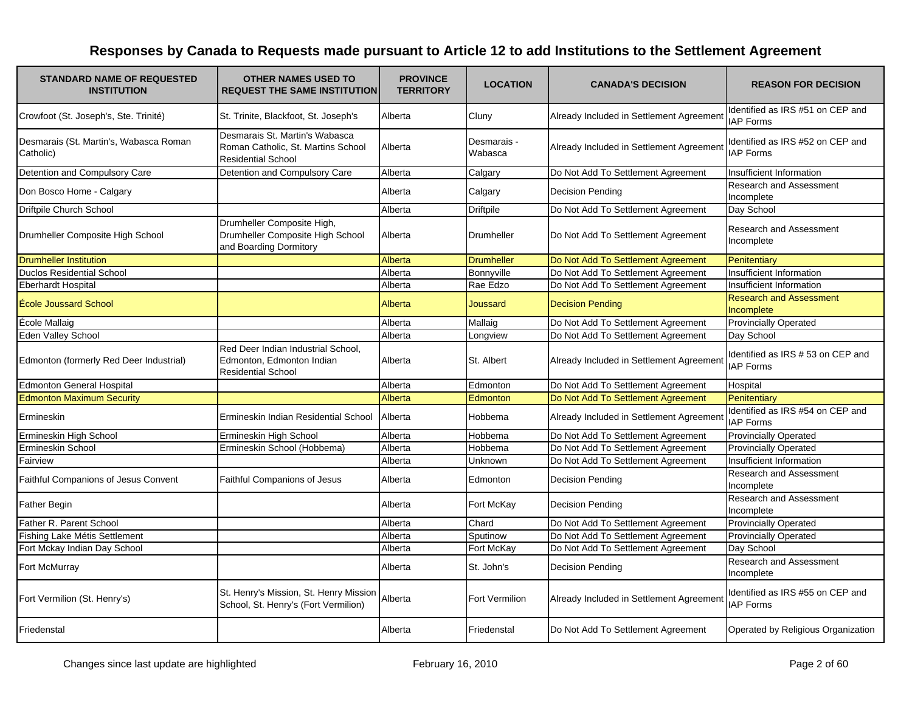# Responses by Canada to Requests made pursuant to Article 12 to add Institutions to the Settlement Agreement

| STANDARD NAME OF REQUESTED INSTITUTION | OTHER NAMES USED TO REQUEST THE SAME INSTITUTION | PROVINCE TERRITORY | LOCATION | CANADA'S DECISION | REASON FOR DECISION |
|---|---|---|---|---|---|
| Crowfoot (St. Joseph's, Ste. Trinité) | St. Trinite, Blackfoot, St. Joseph's | Alberta | Cluny | Already Included in Settlement Agreement | Identified as IRS #51 on CEP and IAP Forms |
| Desmarais (St. Martin's, Wabasca Roman Catholic) | Desmarais St. Martin's Wabasca Roman Catholic, St. Martins School Residential School | Alberta | Desmarais - Wabasca | Already Included in Settlement Agreement | Identified as IRS #52 on CEP and IAP Forms |
| Detention and Compulsory Care | Detention and Compulsory Care | Alberta | Calgary | Do Not Add To Settlement Agreement | Insufficient Information |
| Don Bosco Home - Calgary | | Alberta | Calgary | Decision Pending | Research and Assessment Incomplete |
| Driftpile Church School | | Alberta | Driftpile | Do Not Add To Settlement Agreement | Day School |
| Drumheller Composite High School | Drumheller Composite High, Drumheller Composite High School and Boarding Dormitory | Alberta | Drumheller | Do Not Add To Settlement Agreement | Research and Assessment Incomplete |
| Drumheller Institution | | Alberta | Drumheller | Do Not Add To Settlement Agreement | Penitentiary |
| Duclos Residential School | | Alberta | Bonnyville | Do Not Add To Settlement Agreement | Insufficient Information |
| Eberhardt Hospital | | Alberta | Rae Edzo | Do Not Add To Settlement Agreement | Insufficient Information |
| École Joussard School | | Alberta | Joussard | Decision Pending | Research and Assessment Incomplete |
| École Mallaig | | Alberta | Mallaig | Do Not Add To Settlement Agreement | Provincially Operated |
| Eden Valley School | | Alberta | Longview | Do Not Add To Settlement Agreement | Day School |
| Edmonton (formerly Red Deer Industrial) | Red Deer Indian Industrial School, Edmonton, Edmonton Indian Residential School | Alberta | St. Albert | Already Included in Settlement Agreement | Identified as IRS # 53 on CEP and IAP Forms |
| Edmonton General Hospital | | Alberta | Edmonton | Do Not Add To Settlement Agreement | Hospital |
| Edmonton Maximum Security | | Alberta | Edmonton | Do Not Add To Settlement Agreement | Penitentiary |
| Ermineskin | Ermineskin Indian Residential School | Alberta | Hobbema | Already Included in Settlement Agreement | Identified as IRS #54 on CEP and IAP Forms |
| Ermineskin High School | Ermineskin High School | Alberta | Hobbema | Do Not Add To Settlement Agreement | Provincially Operated |
| Ermineskin School | Ermineskin School (Hobbema) | Alberta | Hobbema | Do Not Add To Settlement Agreement | Provincially Operated |
| Fairview | | Alberta | Unknown | Do Not Add To Settlement Agreement | Insufficient Information |
| Faithful Companions of Jesus Convent | Faithful Companions of Jesus | Alberta | Edmonton | Decision Pending | Research and Assessment Incomplete |
| Father Begin | | Alberta | Fort McKay | Decision Pending | Research and Assessment Incomplete |
| Father R. Parent School | | Alberta | Chard | Do Not Add To Settlement Agreement | Provincially Operated |
| Fishing Lake Métis Settlement | | Alberta | Sputinow | Do Not Add To Settlement Agreement | Provincially Operated |
| Fort Mckay Indian Day School | | Alberta | Fort McKay | Do Not Add To Settlement Agreement | Day School |
| Fort McMurray | | Alberta | St. John's | Decision Pending | Research and Assessment Incomplete |
| Fort Vermilion (St. Henry's) | St. Henry's Mission, St. Henry Mission School, St. Henry's (Fort Vermilion) | Alberta | Fort Vermilion | Already Included in Settlement Agreement | Identified as IRS #55 on CEP and IAP Forms |
| Friedenstal | | Alberta | Friedenstal | Do Not Add To Settlement Agreement | Operated by Religious Organization |

Changes since last update are highlighted

February 16, 2010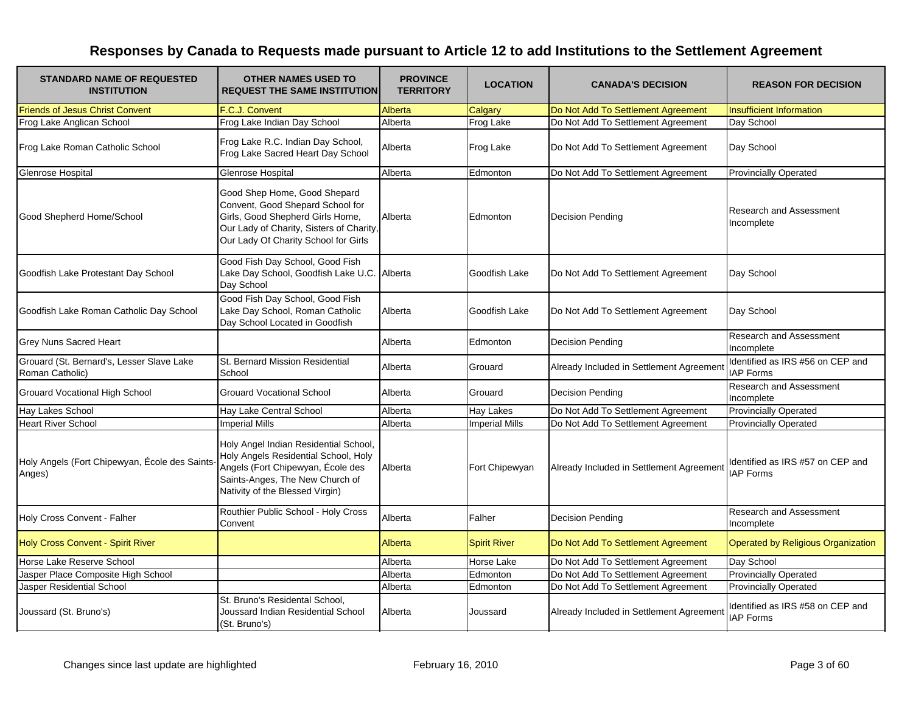# Responses by Canada to Requests made pursuant to Article 12 to add Institutions to the Settlement Agreement

| STANDARD NAME OF REQUESTED INSTITUTION | OTHER NAMES USED TO REQUEST THE SAME INSTITUTION | PROVINCE TERRITORY | LOCATION | CANADA'S DECISION | REASON FOR DECISION |
|---|---|---|---|---|---|
| Friends of Jesus Christ Convent | F.C.J. Convent | Alberta | Calgary | Do Not Add To Settlement Agreement | Insufficient Information |
| Frog Lake Anglican School | Frog Lake Indian Day School | Alberta | Frog Lake | Do Not Add To Settlement Agreement | Day School |
| Frog Lake Roman Catholic School | Frog Lake R.C. Indian Day School, Frog Lake Sacred Heart Day School | Alberta | Frog Lake | Do Not Add To Settlement Agreement | Day School |
| Glenrose Hospital | Glenrose Hospital | Alberta | Edmonton | Do Not Add To Settlement Agreement | Provincially Operated |
| Good Shepherd Home/School | Good Shep Home, Good Shepard Convent, Good Shepard School for Girls, Good Shepherd Girls Home, Our Lady of Charity, Sisters of Charity, Our Lady Of Charity School for Girls | Alberta | Edmonton | Decision Pending | Research and Assessment Incomplete |
| Goodfish Lake Protestant Day School | Good Fish Day School, Good Fish Lake Day School, Goodfish Lake U.C. Day School | Alberta | Goodfish Lake | Do Not Add To Settlement Agreement | Day School |
| Goodfish Lake Roman Catholic Day School | Good Fish Day School, Good Fish Lake Day School, Roman Catholic Day School Located in Goodfish | Alberta | Goodfish Lake | Do Not Add To Settlement Agreement | Day School |
| Grey Nuns Sacred Heart | | Alberta | Edmonton | Decision Pending | Research and Assessment Incomplete |
| Grouard (St. Bernard's, Lesser Slave Lake Roman Catholic) | St. Bernard Mission Residential School | Alberta | Grouard | Already Included in Settlement Agreement | Identified as IRS #56 on CEP and IAP Forms |
| Grouard Vocational High School | Grouard Vocational School | Alberta | Grouard | Decision Pending | Research and Assessment Incomplete |
| Hay Lakes School | Hay Lake Central School | Alberta | Hay Lakes | Do Not Add To Settlement Agreement | Provincially Operated |
| Heart River School | Imperial Mills | Alberta | Imperial Mills | Do Not Add To Settlement Agreement | Provincially Operated |
| Holy Angels (Fort Chipewyan, École des Saints-Anges) | Holy Angel Indian Residential School, Holy Angels Residential School, Holy Angels (Fort Chipewyan, École des Saints-Anges, The New Church of Nativity of the Blessed Virgin) | Alberta | Fort Chipewyan | Already Included in Settlement Agreement | Identified as IRS #57 on CEP and IAP Forms |
| Holy Cross Convent - Falher | Routhier Public School - Holy Cross Convent | Alberta | Falher | Decision Pending | Research and Assessment Incomplete |
| Holy Cross Convent - Spirit River | | Alberta | Spirit River | Do Not Add To Settlement Agreement | Operated by Religious Organization |
| Horse Lake Reserve School | | Alberta | Horse Lake | Do Not Add To Settlement Agreement | Day School |
| Jasper Place Composite High School | | Alberta | Edmonton | Do Not Add To Settlement Agreement | Provincially Operated |
| Jasper Residential School | | Alberta | Edmonton | Do Not Add To Settlement Agreement | Provincially Operated |
| Joussard (St. Bruno's) | St. Bruno's Residental School, Joussard Indian Residential School (St. Bruno's) | Alberta | Joussard | Already Included in Settlement Agreement | Identified as IRS #58 on CEP and IAP Forms |

Changes since last update are highlighted

February 16, 2010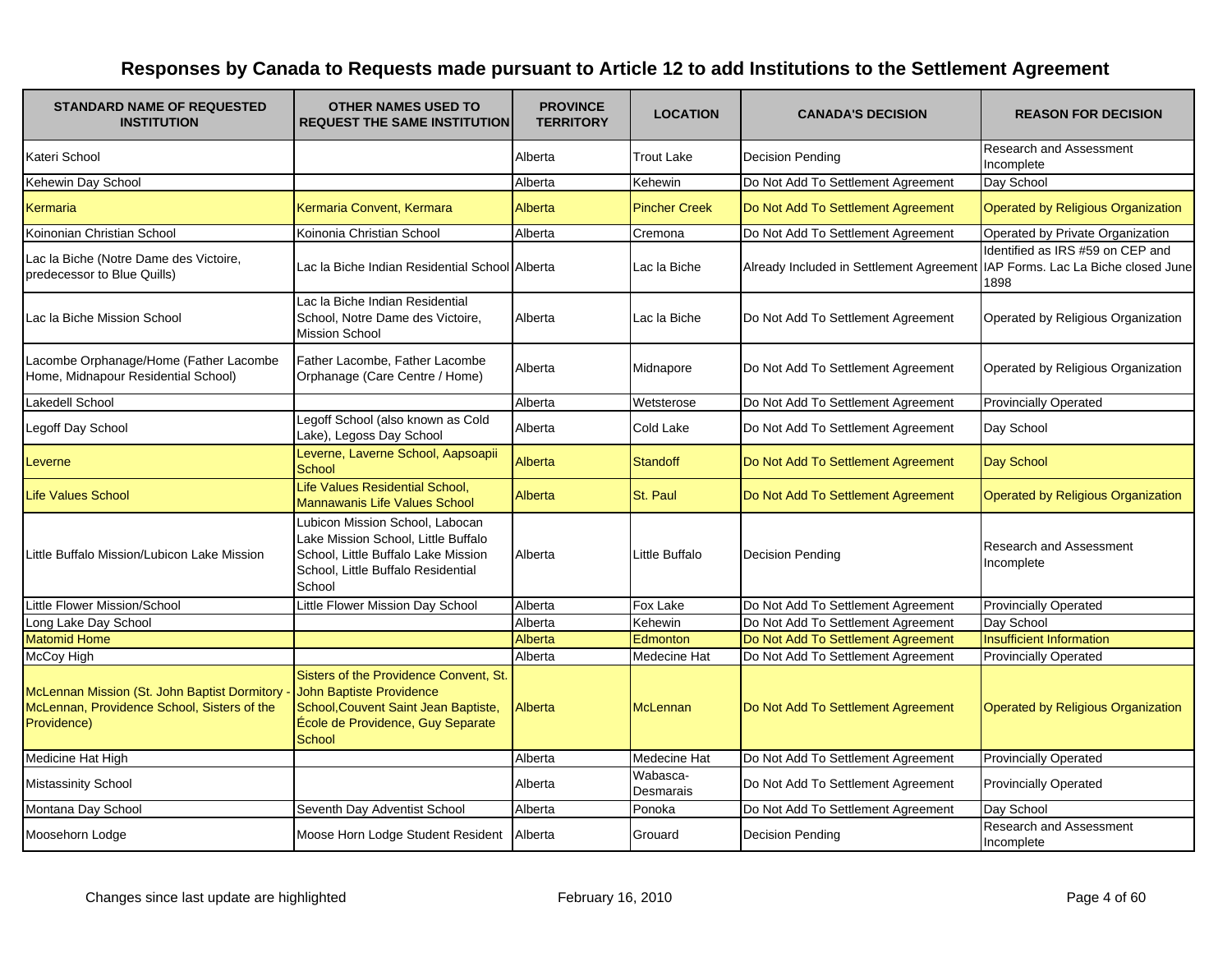# Responses by Canada to Requests made pursuant to Article 12 to add Institutions to the Settlement Agreement

| STANDARD NAME OF REQUESTED INSTITUTION | OTHER NAMES USED TO REQUEST THE SAME INSTITUTION | PROVINCE TERRITORY | LOCATION | CANADA'S DECISION | REASON FOR DECISION |
|---|---|---|---|---|---|
| Kateri School | | Alberta | Trout Lake | Decision Pending | Research and Assessment Incomplete |
| Kehewin Day School | | Alberta | Kehewin | Do Not Add To Settlement Agreement | Day School |
| Kermaria | Kermaria Convent, Kermara | Alberta | Pincher Creek | Do Not Add To Settlement Agreement | Operated by Religious Organization |
| Koinonian Christian School | Koinonia Christian School | Alberta | Cremona | Do Not Add To Settlement Agreement | Operated by Private Organization |
| Lac la Biche (Notre Dame des Victoire, predecessor to Blue Quills) | Lac la Biche Indian Residential School | Alberta | Lac la Biche | Already Included in Settlement Agreement | Identified as IRS #59 on CEP and IAP Forms. Lac La Biche closed June 1898 |
| Lac la Biche Mission School | Lac la Biche Indian Residential School, Notre Dame des Victoire, Mission School | Alberta | Lac la Biche | Do Not Add To Settlement Agreement | Operated by Religious Organization |
| Lacombe Orphanage/Home (Father Lacombe Home, Midnapour Residential School) | Father Lacombe, Father Lacombe Orphanage (Care Centre / Home) | Alberta | Midnapore | Do Not Add To Settlement Agreement | Operated by Religious Organization |
| Lakedell School | | Alberta | Wetsterose | Do Not Add To Settlement Agreement | Provincially Operated |
| Legoff Day School | Legoff School (also known as Cold Lake), Legoss Day School | Alberta | Cold Lake | Do Not Add To Settlement Agreement | Day School |
| Leverne | Leverne, Laverne School, Aapsoapii School | Alberta | Standoff | Do Not Add To Settlement Agreement | Day School |
| Life Values School | Life Values Residential School, Mannawanis Life Values School | Alberta | St. Paul | Do Not Add To Settlement Agreement | Operated by Religious Organization |
| Little Buffalo Mission/Lubicon Lake Mission | Lubicon Mission School, Labocan Lake Mission School, Little Buffalo School, Little Buffalo Lake Mission School, Little Buffalo Residential School | Alberta | Little Buffalo | Decision Pending | Research and Assessment Incomplete |
| Little Flower Mission/School | Little Flower Mission Day School | Alberta | Fox Lake | Do Not Add To Settlement Agreement | Provincially Operated |
| Long Lake Day School | | Alberta | Kehewin | Do Not Add To Settlement Agreement | Day School |
| Matomid Home | | Alberta | Edmonton | Do Not Add To Settlement Agreement | Insufficient Information |
| McCoy High | | Alberta | Medecine Hat | Do Not Add To Settlement Agreement | Provincially Operated |
| McLennan Mission (St. John Baptist Dormitory - McLennan, Providence School, Sisters of the Providence) | Sisters of the Providence Convent, St. John Baptiste Providence School,Couvent Saint Jean Baptiste, École de Providence, Guy Separate School | Alberta | McLennan | Do Not Add To Settlement Agreement | Operated by Religious Organization |
| Medicine Hat High | | Alberta | Medecine Hat | Do Not Add To Settlement Agreement | Provincially Operated |
| Mistassinity School | | Alberta | Wabasca-Desmarais | Do Not Add To Settlement Agreement | Provincially Operated |
| Montana Day School | Seventh Day Adventist School | Alberta | Ponoka | Do Not Add To Settlement Agreement | Day School |
| Moosehorn Lodge | Moose Horn Lodge Student Resident | Alberta | Grouard | Decision Pending | Research and Assessment Incomplete |

Changes since last update are highlighted

February 16, 2010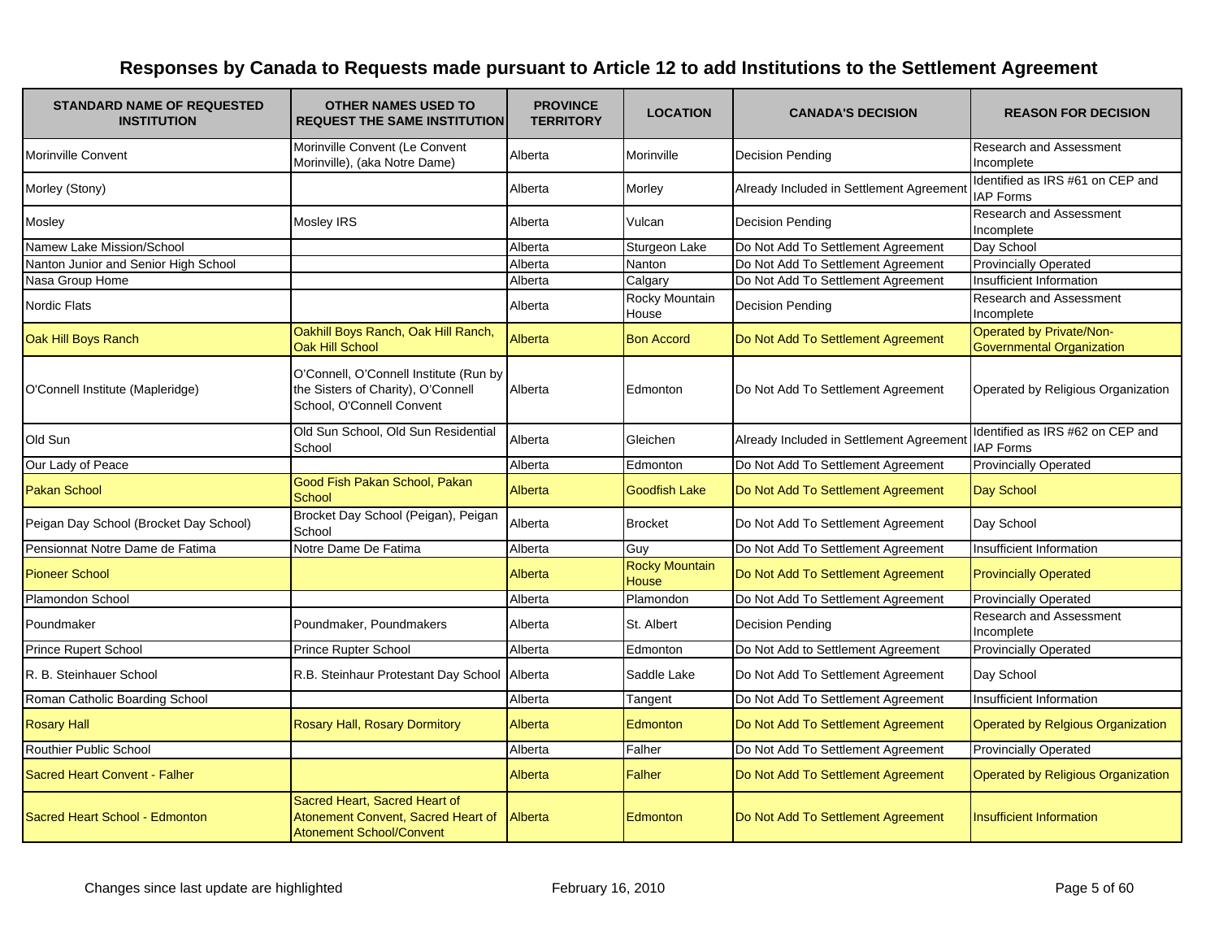# Responses by Canada to Requests made pursuant to Article 12 to add Institutions to the Settlement Agreement

| STANDARD NAME OF REQUESTED INSTITUTION | OTHER NAMES USED TO REQUEST THE SAME INSTITUTION | PROVINCE TERRITORY | LOCATION | CANADA'S DECISION | REASON FOR DECISION |
|---|---|---|---|---|---|
| Morinville Convent | Morinville Convent (Le Convent Morinville), (aka Notre Dame) | Alberta | Morinville | Decision Pending | Research and Assessment Incomplete |
| Morley (Stony) | | Alberta | Morley | Already Included in Settlement Agreement | Identified as IRS #61 on CEP and IAP Forms |
| Mosley | Mosley IRS | Alberta | Vulcan | Decision Pending | Research and Assessment Incomplete |
| Namew Lake Mission/School | | Alberta | Sturgeon Lake | Do Not Add To Settlement Agreement | Day School |
| Nanton Junior and Senior High School | | Alberta | Nanton | Do Not Add To Settlement Agreement | Provincially Operated |
| Nasa Group Home | | Alberta | Calgary | Do Not Add To Settlement Agreement | Insufficient Information |
| Nordic Flats | | Alberta | Rocky Mountain House | Decision Pending | Research and Assessment Incomplete |
| Oak Hill Boys Ranch | Oakhill Boys Ranch, Oak Hill Ranch, Oak Hill School | Alberta | Bon Accord | Do Not Add To Settlement Agreement | Operated by Private/Non-Governmental Organization |
| O'Connell Institute (Mapleridge) | O'Connell, O'Connell Institute (Run by the Sisters of Charity), O'Connell School, O'Connell Convent | Alberta | Edmonton | Do Not Add To Settlement Agreement | Operated by Religious Organization |
| Old Sun | Old Sun School, Old Sun Residential School | Alberta | Gleichen | Already Included in Settlement Agreement | Identified as IRS #62 on CEP and IAP Forms |
| Our Lady of Peace | | Alberta | Edmonton | Do Not Add To Settlement Agreement | Provincially Operated |
| Pakan School | Good Fish Pakan School, Pakan School | Alberta | Goodfish Lake | Do Not Add To Settlement Agreement | Day School |
| Peigan Day School (Brocket Day School) | Brocket Day School (Peigan), Peigan School | Alberta | Brocket | Do Not Add To Settlement Agreement | Day School |
| Pensionnat Notre Dame de Fatima | Notre Dame De Fatima | Alberta | Guy | Do Not Add To Settlement Agreement | Insufficient Information |
| Pioneer School | | Alberta | Rocky Mountain House | Do Not Add To Settlement Agreement | Provincially Operated |
| Plamondon School | | Alberta | Plamondon | Do Not Add To Settlement Agreement | Provincially Operated |
| Poundmaker | Poundmaker, Poundmakers | Alberta | St. Albert | Decision Pending | Research and Assessment Incomplete |
| Prince Rupert School | Prince Rupter School | Alberta | Edmonton | Do Not Add to Settlement Agreement | Provincially Operated |
| R. B. Steinhauer School | R.B. Steinhaur Protestant Day School | Alberta | Saddle Lake | Do Not Add To Settlement Agreement | Day School |
| Roman Catholic Boarding School | | Alberta | Tangent | Do Not Add To Settlement Agreement | Insufficient Information |
| Rosary Hall | Rosary Hall, Rosary Dormitory | Alberta | Edmonton | Do Not Add To Settlement Agreement | Operated by Relgious Organization |
| Routhier Public School | | Alberta | Falher | Do Not Add To Settlement Agreement | Provincially Operated |
| Sacred Heart Convent - Falher | | Alberta | Falher | Do Not Add To Settlement Agreement | Operated by Religious Organization |
| Sacred Heart School - Edmonton | Sacred Heart, Sacred Heart of Atonement Convent, Sacred Heart of Atonement School/Convent | Alberta | Edmonton | Do Not Add To Settlement Agreement | Insufficient Information |

Changes since last update are highlighted

February 16, 2010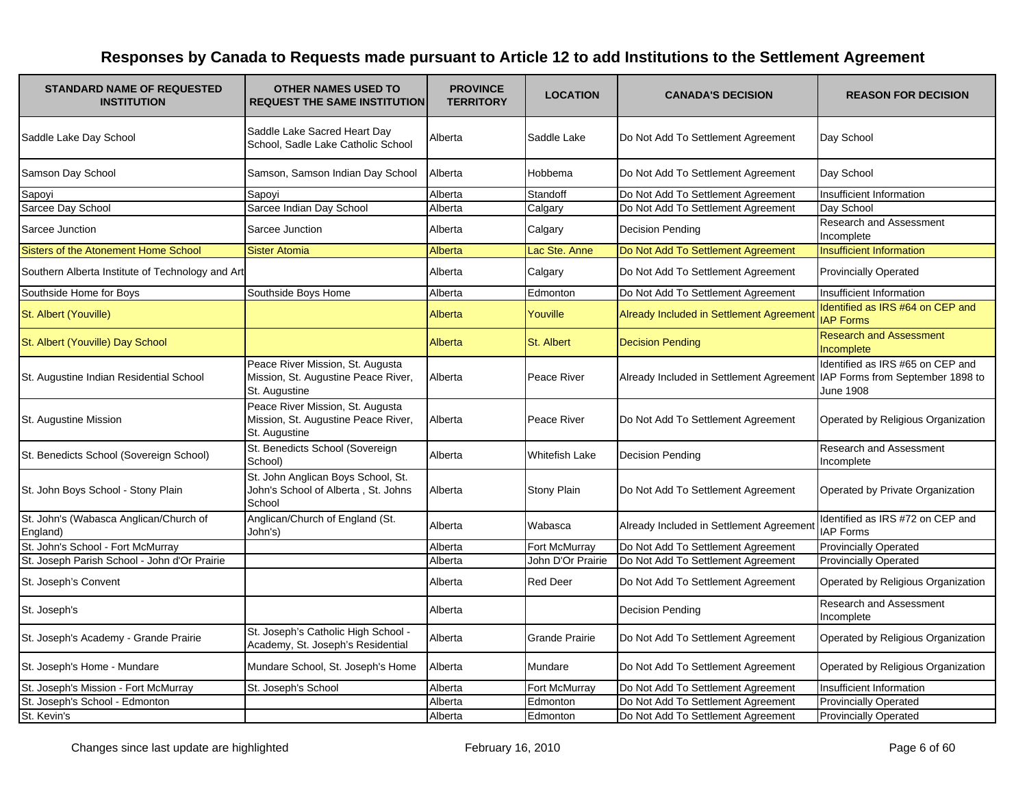# Responses by Canada to Requests made pursuant to Article 12 to add Institutions to the Settlement Agreement

| STANDARD NAME OF REQUESTED INSTITUTION | OTHER NAMES USED TO REQUEST THE SAME INSTITUTION | PROVINCE TERRITORY | LOCATION | CANADA'S DECISION | REASON FOR DECISION |
|---|---|---|---|---|---|
| Saddle Lake Day School | Saddle Lake Sacred Heart Day School, Saddle Lake Catholic School | Alberta | Saddle Lake | Do Not Add To Settlement Agreement | Day School |
| Samson Day School | Samson, Samson Indian Day School | Alberta | Hobbema | Do Not Add To Settlement Agreement | Day School |
| Sapoyi | Sapoyi | Alberta | Standoff | Do Not Add To Settlement Agreement | Insufficient Information |
| Sarcee Day School | Sarcee Indian Day School | Alberta | Calgary | Do Not Add To Settlement Agreement | Day School |
| Sarcee Junction | Sarcee Junction | Alberta | Calgary | Decision Pending | Research and Assessment Incomplete |
| Sisters of the Atonement Home School | Sister Atomia | Alberta | Lac Ste. Anne | Do Not Add To Settlement Agreement | Insufficient Information |
| Southern Alberta Institute of Technology and Art | | Alberta | Calgary | Do Not Add To Settlement Agreement | Provincially Operated |
| Southside Home for Boys | Southside Boys Home | Alberta | Edmonton | Do Not Add To Settlement Agreement | Insufficient Information |
| St. Albert (Youville) | | Alberta | Youville | Already Included in Settlement Agreement | Identified as IRS #64 on CEP and IAP Forms |
| St. Albert (Youville) Day School | | Alberta | St. Albert | Decision Pending | Research and Assessment Incomplete |
| St. Augustine Indian Residential School | Peace River Mission, St. Augusta Mission, St. Augustine Peace River, St. Augustine | Alberta | Peace River | Already Included in Settlement Agreement | Identified as IRS #65 on CEP and IAP Forms from September 1898 to June 1908 |
| St. Augustine Mission | Peace River Mission, St. Augusta Mission, St. Augustine Peace River, St. Augustine | Alberta | Peace River | Do Not Add To Settlement Agreement | Operated by Religious Organization |
| St. Benedicts School (Sovereign School) | St. Benedicts School (Sovereign School) | Alberta | Whitefish Lake | Decision Pending | Research and Assessment Incomplete |
| St. John Boys School - Stony Plain | St. John Anglican Boys School, St. John's School of Alberta , St. Johns School | Alberta | Stony Plain | Do Not Add To Settlement Agreement | Operated by Private Organization |
| St. John's (Wabasca Anglican/Church of England) | Anglican/Church of England (St. John's) | Alberta | Wabasca | Already Included in Settlement Agreement | Identified as IRS #72 on CEP and IAP Forms |
| St. John's School - Fort McMurray | | Alberta | Fort McMurray | Do Not Add To Settlement Agreement | Provincially Operated |
| St. Joseph Parish School - John d'Or Prairie | | Alberta | John D'Or Prairie | Do Not Add To Settlement Agreement | Provincially Operated |
| St. Joseph’s Convent | | Alberta | Red Deer | Do Not Add To Settlement Agreement | Operated by Religious Organization |
| St. Joseph's | | Alberta | | Decision Pending | Research and Assessment Incomplete |
| St. Joseph's Academy - Grande Prairie | St. Joseph’s Catholic High School - Academy, St. Joseph’s Residential | Alberta | Grande Prairie | Do Not Add To Settlement Agreement | Operated by Religious Organization |
| St. Joseph's Home - Mundare | Mundare School, St. Joseph's Home | Alberta | Mundare | Do Not Add To Settlement Agreement | Operated by Religious Organization |
| St. Joseph's Mission - Fort McMurray | St. Joseph's School | Alberta | Fort McMurray | Do Not Add To Settlement Agreement | Insufficient Information |
| St. Joseph's School - Edmonton | | Alberta | Edmonton | Do Not Add To Settlement Agreement | Provincially Operated |
| St. Kevin's | | Alberta | Edmonton | Do Not Add To Settlement Agreement | Provincially Operated |

Changes since last update are highlighted

February 16, 2010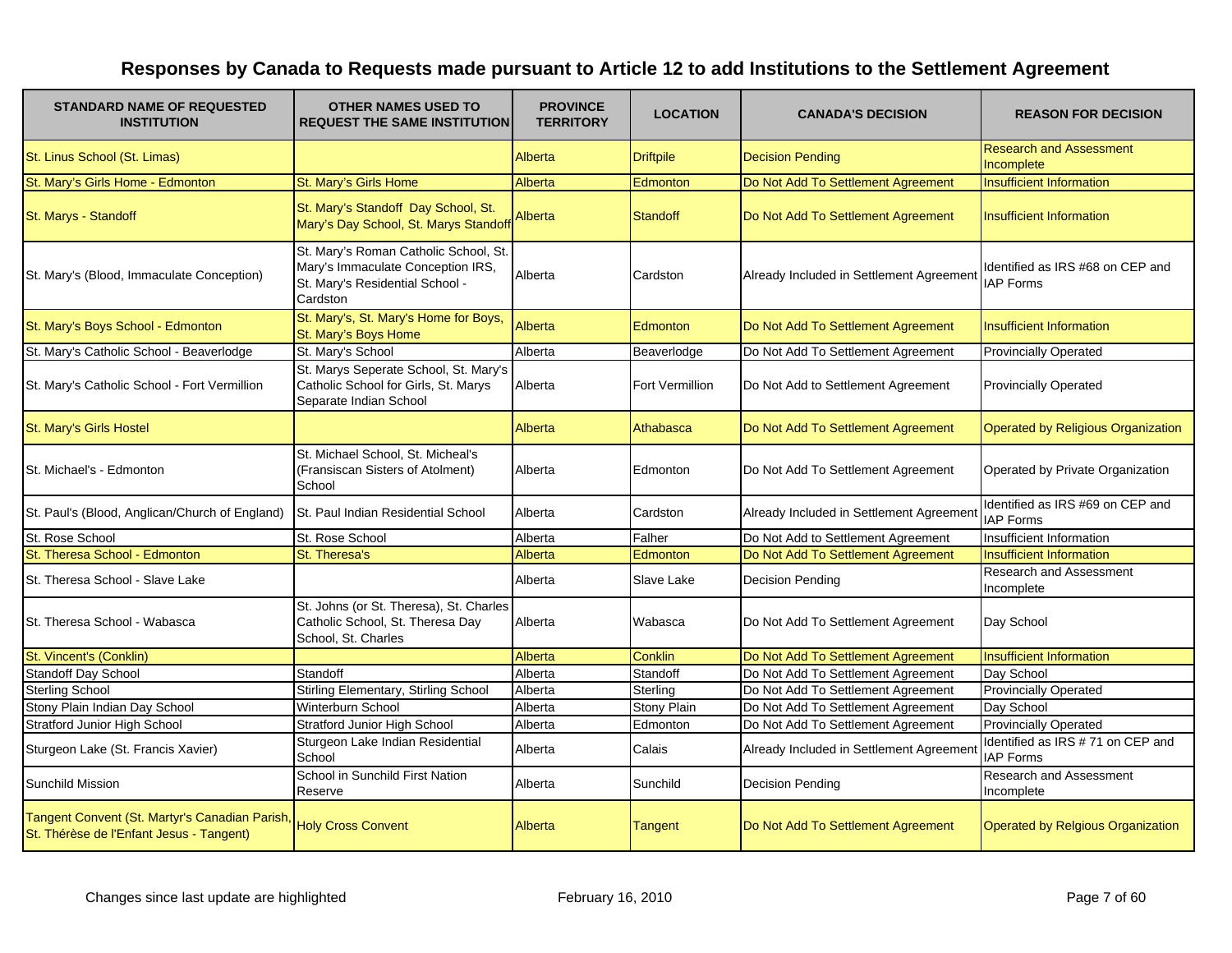# Responses by Canada to Requests made pursuant to Article 12 to add Institutions to the Settlement Agreement

| STANDARD NAME OF REQUESTED INSTITUTION | OTHER NAMES USED TO REQUEST THE SAME INSTITUTION | PROVINCE TERRITORY | LOCATION | CANADA'S DECISION | REASON FOR DECISION |
|---|---|---|---|---|---|
| St. Linus School (St. Limas) | | Alberta | Driftpile | Decision Pending | Research and Assessment Incomplete |
| St. Mary's Girls Home - Edmonton | St. Mary's Girls Home | Alberta | Edmonton | Do Not Add To Settlement Agreement | Insufficient Information |
| St. Marys - Standoff | St. Mary's Standoff Day School, St. Mary's Day School, St. Marys Standoff | Alberta | Standoff | Do Not Add To Settlement Agreement | Insufficient Information |
| St. Mary's (Blood, Immaculate Conception) | St. Mary's Roman Catholic School, St. Mary's Immaculate Conception IRS, St. Mary's Residential School - Cardston | Alberta | Cardston | Already Included in Settlement Agreement | Identified as IRS #68 on CEP and IAP Forms |
| St. Mary's Boys School - Edmonton | St. Mary's, St. Mary's Home for Boys, St. Mary's Boys Home | Alberta | Edmonton | Do Not Add To Settlement Agreement | Insufficient Information |
| St. Mary's Catholic School - Beaverlodge | St. Mary's School | Alberta | Beaverlodge | Do Not Add To Settlement Agreement | Provincially Operated |
| St. Mary's Catholic School - Fort Vermillion | St. Marys Seperate School, St. Mary's Catholic School for Girls, St. Marys Separate Indian School | Alberta | Fort Vermillion | Do Not Add to Settlement Agreement | Provincially Operated |
| St. Mary's Girls Hostel | | Alberta | Athabasca | Do Not Add To Settlement Agreement | Operated by Religious Organization |
| St. Michael's - Edmonton | St. Michael School, St. Micheal's (Fransiscan Sisters of Atolment) School | Alberta | Edmonton | Do Not Add To Settlement Agreement | Operated by Private Organization |
| St. Paul's (Blood, Anglican/Church of England) | St. Paul Indian Residential School | Alberta | Cardston | Already Included in Settlement Agreement | Identified as IRS #69 on CEP and IAP Forms |
| St. Rose School | St. Rose School | Alberta | Falher | Do Not Add to Settlement Agreement | Insufficient Information |
| St. Theresa School - Edmonton | St. Theresa's | Alberta | Edmonton | Do Not Add To Settlement Agreement | Insufficient Information |
| St. Theresa School - Slave Lake | | Alberta | Slave Lake | Decision Pending | Research and Assessment Incomplete |
| St. Theresa School - Wabasca | St. Johns (or St. Theresa), St. Charles Catholic School, St. Theresa Day School, St. Charles | Alberta | Wabasca | Do Not Add To Settlement Agreement | Day School |
| St. Vincent's (Conklin) | | Alberta | Conklin | Do Not Add To Settlement Agreement | Insufficient Information |
| Standoff Day School | Standoff | Alberta | Standoff | Do Not Add To Settlement Agreement | Day School |
| Sterling School | Stirling Elementary, Stirling School | Alberta | Sterling | Do Not Add To Settlement Agreement | Provincially Operated |
| Stony Plain Indian Day School | Winterburn School | Alberta | Stony Plain | Do Not Add To Settlement Agreement | Day School |
| Stratford Junior High School | Stratford Junior High School | Alberta | Edmonton | Do Not Add To Settlement Agreement | Provincially Operated |
| Sturgeon Lake (St. Francis Xavier) | Sturgeon Lake Indian Residential School | Alberta | Calais | Already Included in Settlement Agreement | Identified as IRS # 71 on CEP and IAP Forms |
| Sunchild Mission | School in Sunchild First Nation Reserve | Alberta | Sunchild | Decision Pending | Research and Assessment Incomplete |
| Tangent Convent (St. Martyr's Canadian Parish, St. Thérèse de l'Enfant Jesus - Tangent) | Holy Cross Convent | Alberta | Tangent | Do Not Add To Settlement Agreement | Operated by Relgious Organization |

Changes since last update are highlighted

February 16, 2010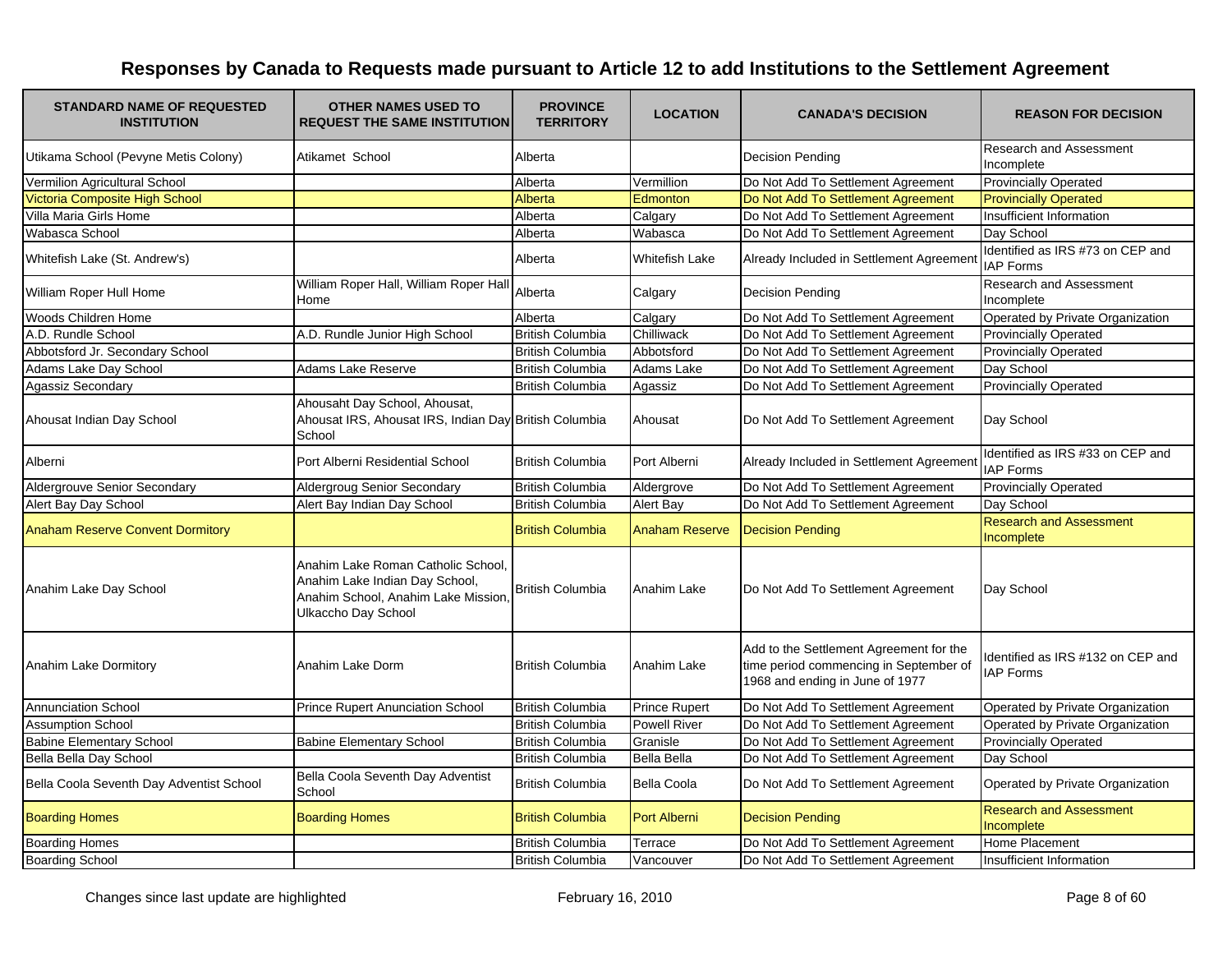# Responses by Canada to Requests made pursuant to Article 12 to add Institutions to the Settlement Agreement

| STANDARD NAME OF REQUESTED INSTITUTION | OTHER NAMES USED TO REQUEST THE SAME INSTITUTION | PROVINCE TERRITORY | LOCATION | CANADA'S DECISION | REASON FOR DECISION |
|---|---|---|---|---|---|
| Utikama School (Pevyne Metis Colony) | Atikamet School | Alberta | | Decision Pending | Research and Assessment Incomplete |
| Vermilion Agricultural School | | Alberta | Vermillion | Do Not Add To Settlement Agreement | Provincially Operated |
| Victoria Composite High School | | Alberta | Edmonton | Do Not Add To Settlement Agreement | Provincially Operated |
| Villa Maria Girls Home | | Alberta | Calgary | Do Not Add To Settlement Agreement | Insufficient Information |
| Wabasca School | | Alberta | Wabasca | Do Not Add To Settlement Agreement | Day School |
| Whitefish Lake (St. Andrew's) | | Alberta | Whitefish Lake | Already Included in Settlement Agreement | Identified as IRS #73 on CEP and IAP Forms |
| William Roper Hull Home | William Roper Hall, William Roper Hall Home | Alberta | Calgary | Decision Pending | Research and Assessment Incomplete |
| Woods Children Home | | Alberta | Calgary | Do Not Add To Settlement Agreement | Operated by Private Organization |
| A.D. Rundle School | A.D. Rundle Junior High School | British Columbia | Chilliwack | Do Not Add To Settlement Agreement | Provincially Operated |
| Abbotsford Jr. Secondary School | | British Columbia | Abbotsford | Do Not Add To Settlement Agreement | Provincially Operated |
| Adams Lake Day School | Adams Lake Reserve | British Columbia | Adams Lake | Do Not Add To Settlement Agreement | Day School |
| Agassiz Secondary | | British Columbia | Agassiz | Do Not Add To Settlement Agreement | Provincially Operated |
| Ahousat Indian Day School | Ahousaht Day School, Ahousat, Ahousat IRS, Ahousat IRS, Indian Day School | British Columbia | Ahousat | Do Not Add To Settlement Agreement | Day School |
| Alberni | Port Alberni Residential School | British Columbia | Port Alberni | Already Included in Settlement Agreement | Identified as IRS #33 on CEP and IAP Forms |
| Aldergrouve Senior Secondary | Aldergroug Senior Secondary | British Columbia | Aldergrove | Do Not Add To Settlement Agreement | Provincially Operated |
| Alert Bay Day School | Alert Bay Indian Day School | British Columbia | Alert Bay | Do Not Add To Settlement Agreement | Day School |
| Anaham Reserve Convent Dormitory | | British Columbia | Anaham Reserve | Decision Pending | Research and Assessment Incomplete |
| Anahim Lake Day School | Anahim Lake Roman Catholic School, Anahim Lake Indian Day School, Anahim School, Anahim Lake Mission, Ulkaccho Day School | British Columbia | Anahim Lake | Do Not Add To Settlement Agreement | Day School |
| Anahim Lake Dormitory | Anahim Lake Dorm | British Columbia | Anahim Lake | Add to the Settlement Agreement for the time period commencing in September of 1968 and ending in June of 1977 | Identified as IRS #132 on CEP and IAP Forms |
| Annunciation School | Prince Rupert Anunciation School | British Columbia | Prince Rupert | Do Not Add To Settlement Agreement | Operated by Private Organization |
| Assumption School | | British Columbia | Powell River | Do Not Add To Settlement Agreement | Operated by Private Organization |
| Babine Elementary School | Babine Elementary School | British Columbia | Granisle | Do Not Add To Settlement Agreement | Provincially Operated |
| Bella Bella Day School | | British Columbia | Bella Bella | Do Not Add To Settlement Agreement | Day School |
| Bella Coola Seventh Day Adventist School | Bella Coola Seventh Day Adventist School | British Columbia | Bella Coola | Do Not Add To Settlement Agreement | Operated by Private Organization |
| Boarding Homes | Boarding Homes | British Columbia | Port Alberni | Decision Pending | Research and Assessment Incomplete |
| Boarding Homes | | British Columbia | Terrace | Do Not Add To Settlement Agreement | Home Placement |
| Boarding School | | British Columbia | Vancouver | Do Not Add To Settlement Agreement | Insufficient Information |

Changes since last update are highlighted

February 16, 2010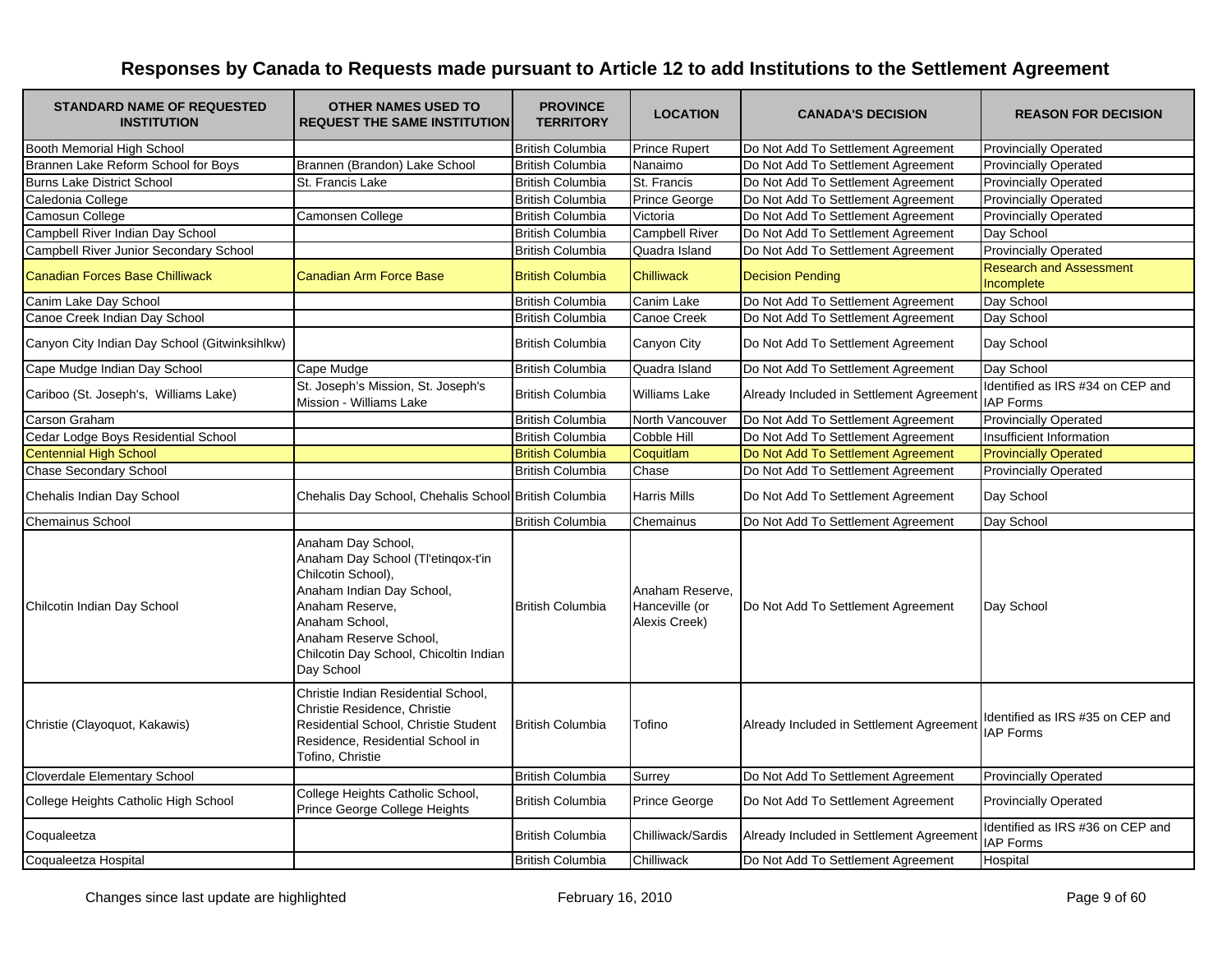# Responses by Canada to Requests made pursuant to Article 12 to add Institutions to the Settlement Agreement

| STANDARD NAME OF REQUESTED INSTITUTION | OTHER NAMES USED TO REQUEST THE SAME INSTITUTION | PROVINCE TERRITORY | LOCATION | CANADA'S DECISION | REASON FOR DECISION |
|---|---|---|---|---|---|
| Booth Memorial High School | | British Columbia | Prince Rupert | Do Not Add To Settlement Agreement | Provincially Operated |
| Brannen Lake Reform School for Boys | Brannen (Brandon) Lake School | British Columbia | Nanaimo | Do Not Add To Settlement Agreement | Provincially Operated |
| Burns Lake District School | St. Francis Lake | British Columbia | St. Francis | Do Not Add To Settlement Agreement | Provincially Operated |
| Caledonia College | | British Columbia | Prince George | Do Not Add To Settlement Agreement | Provincially Operated |
| Camosun College | Camonsen College | British Columbia | Victoria | Do Not Add To Settlement Agreement | Provincially Operated |
| Campbell River Indian Day School | | British Columbia | Campbell River | Do Not Add To Settlement Agreement | Day School |
| Campbell River Junior Secondary School | | British Columbia | Quadra Island | Do Not Add To Settlement Agreement | Provincially Operated |
| Canadian Forces Base Chilliwack | Canadian Arm Force Base | British Columbia | Chilliwack | Decision Pending | Research and Assessment Incomplete |
| Canim Lake Day School | | British Columbia | Canim Lake | Do Not Add To Settlement Agreement | Day School |
| Canoe Creek Indian Day School | | British Columbia | Canoe Creek | Do Not Add To Settlement Agreement | Day School |
| Canyon City Indian Day School (Gitwinksihlkw) | | British Columbia | Canyon City | Do Not Add To Settlement Agreement | Day School |
| Cape Mudge Indian Day School | Cape Mudge | British Columbia | Quadra Island | Do Not Add To Settlement Agreement | Day School |
| Cariboo (St. Joseph's, Williams Lake) | St. Joseph's Mission, St. Joseph's Mission - Williams Lake | British Columbia | Williams Lake | Already Included in Settlement Agreement | Identified as IRS #34 on CEP and IAP Forms |
| Carson Graham | | British Columbia | North Vancouver | Do Not Add To Settlement Agreement | Provincially Operated |
| Cedar Lodge Boys Residential School | | British Columbia | Cobble Hill | Do Not Add To Settlement Agreement | Insufficient Information |
| Centennial High School | | British Columbia | Coquitlam | Do Not Add To Settlement Agreement | Provincially Operated |
| Chase Secondary School | | British Columbia | Chase | Do Not Add To Settlement Agreement | Provincially Operated |
| Chehalis Indian Day School | Chehalis Day School, Chehalis School | British Columbia | Harris Mills | Do Not Add To Settlement Agreement | Day School |
| Chemainus School | | British Columbia | Chemainus | Do Not Add To Settlement Agreement | Day School |
| Chilcotin Indian Day School | Anaham Day School, Anaham Day School (Tl'etinqox-t'in Chilcotin School), Anaham Indian Day School, Anaham Reserve, Anaham School, Anaham Reserve School, Chilcotin Day School, Chicoltin Indian Day School | British Columbia | Anaham Reserve, Hanceville (or Alexis Creek) | Do Not Add To Settlement Agreement | Day School |
| Christie (Clayoquot, Kakawis) | Christie Indian Residential School, Christie Residence, Christie Residential School, Christie Student Residence, Residential School in Tofino, Christie | British Columbia | Tofino | Already Included in Settlement Agreement | Identified as IRS #35 on CEP and IAP Forms |
| Cloverdale Elementary School | | British Columbia | Surrey | Do Not Add To Settlement Agreement | Provincially Operated |
| College Heights Catholic High School | College Heights Catholic School, Prince George College Heights | British Columbia | Prince George | Do Not Add To Settlement Agreement | Provincially Operated |
| Coqualeetza | | British Columbia | Chilliwack/Sardis | Already Included in Settlement Agreement | Identified as IRS #36 on CEP and IAP Forms |
| Coqualeetza Hospital | | British Columbia | Chilliwack | Do Not Add To Settlement Agreement | Hospital |

Changes since last update are highlighted

February 16, 2010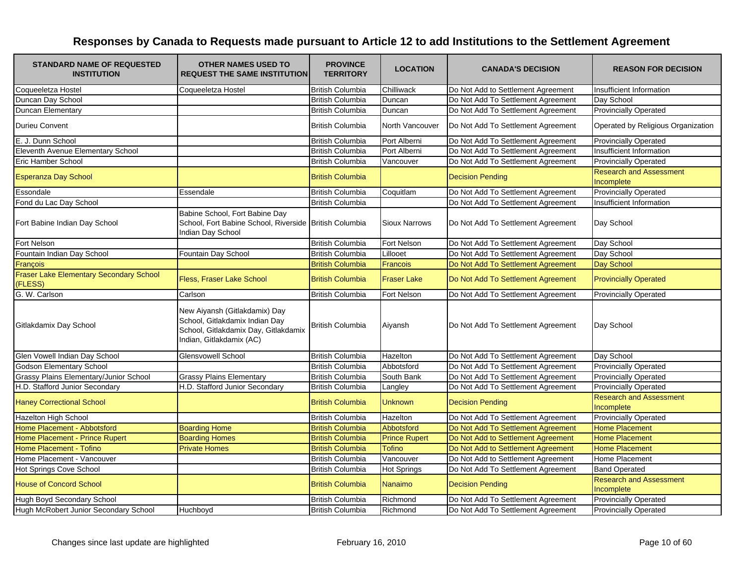# Responses by Canada to Requests made pursuant to Article 12 to add Institutions to the Settlement Agreement

| STANDARD NAME OF REQUESTED INSTITUTION | OTHER NAMES USED TO REQUEST THE SAME INSTITUTION | PROVINCE TERRITORY | LOCATION | CANADA'S DECISION | REASON FOR DECISION |
|---|---|---|---|---|---|
| Coqueeletza Hostel | Coqueeletza Hostel | British Columbia | Chilliwack | Do Not Add to Settlement Agreement | Insufficient Information |
| Duncan Day School | | British Columbia | Duncan | Do Not Add To Settlement Agreement | Day School |
| Duncan Elementary | | British Columbia | Duncan | Do Not Add To Settlement Agreement | Provincially Operated |
| Durieu Convent | | British Columbia | North Vancouver | Do Not Add To Settlement Agreement | Operated by Religious Organization |
| E. J. Dunn School | | British Columbia | Port Alberni | Do Not Add To Settlement Agreement | Provincially Operated |
| Eleventh Avenue Elementary School | | British Columbia | Port Alberni | Do Not Add To Settlement Agreement | Insufficient Information |
| Eric Hamber School | | British Columbia | Vancouver | Do Not Add To Settlement Agreement | Provincially Operated |
| Esperanza Day School | | British Columbia | | Decision Pending | Research and Assessment Incomplete |
| Essondale | Essendale | British Columbia | Coquitlam | Do Not Add To Settlement Agreement | Provincially Operated |
| Fond du Lac Day School | | British Columbia | | Do Not Add To Settlement Agreement | Insufficient Information |
| Fort Babine Indian Day School | Babine School, Fort Babine Day School, Fort Babine School, Riverside Indian Day School | British Columbia | Sioux Narrows | Do Not Add To Settlement Agreement | Day School |
| Fort Nelson | | British Columbia | Fort Nelson | Do Not Add To Settlement Agreement | Day School |
| Fountain Indian Day School | Fountain Day School | British Columbia | Lillooet | Do Not Add To Settlement Agreement | Day School |
| François | | British Columbia | Francois | Do Not Add To Settlement Agreement | Day School |
| Fraser Lake Elementary Secondary School (FLESS) | Fless, Fraser Lake School | British Columbia | Fraser Lake | Do Not Add To Settlement Agreement | Provincially Operated |
| G. W. Carlson | Carlson | British Columbia | Fort Nelson | Do Not Add To Settlement Agreement | Provincially Operated |
| Gitlakdamix Day School | New Aiyansh (Gitlakdamix) Day School, Gitlakdamix Indian Day School, Gitlakdamix Day, Gitlakdamix Indian, Gitlakdamix (AC) | British Columbia | Aiyansh | Do Not Add To Settlement Agreement | Day School |
| Glen Vowell Indian Day School | Glensvowell School | British Columbia | Hazelton | Do Not Add To Settlement Agreement | Day School |
| Godson Elementary School | | British Columbia | Abbotsford | Do Not Add To Settlement Agreement | Provincially Operated |
| Grassy Plains Elementary/Junior School | Grassy Plains Elementary | British Columbia | South Bank | Do Not Add To Settlement Agreement | Provincially Operated |
| H.D. Stafford Junior Secondary | H.D. Stafford Junior Secondary | British Columbia | Langley | Do Not Add To Settlement Agreement | Provincially Operated |
| Haney Correctional School | | British Columbia | Unknown | Decision Pending | Research and Assessment Incomplete |
| Hazelton High School | | British Columbia | Hazelton | Do Not Add To Settlement Agreement | Provincially Operated |
| Home Placement - Abbotsford | Boarding Home | British Columbia | Abbotsford | Do Not Add To Settlement Agreement | Home Placement |
| Home Placement - Prince Rupert | Boarding Homes | British Columbia | Prince Rupert | Do Not Add to Settlement Agreement | Home Placement |
| Home Placement - Tofino | Private Homes | British Columbia | Tofino | Do Not Add To Settlement Agreement | Home Placement |
| Home Placement - Vancouver | | British Columbia | Vancouver | Do Not Add to Settlement Agreement | Home Placement |
| Hot Springs Cove School | | British Columbia | Hot Springs | Do Not Add To Settlement Agreement | Band Operated |
| House of Concord School | | British Columbia | Nanaimo | Decision Pending | Research and Assessment Incomplete |
| Hugh Boyd Secondary School | | British Columbia | Richmond | Do Not Add To Settlement Agreement | Provincially Operated |
| Hugh McRobert Junior Secondary School | Huchboyd | British Columbia | Richmond | Do Not Add To Settlement Agreement | Provincially Operated |

Changes since last update are highlighted

February 16, 2010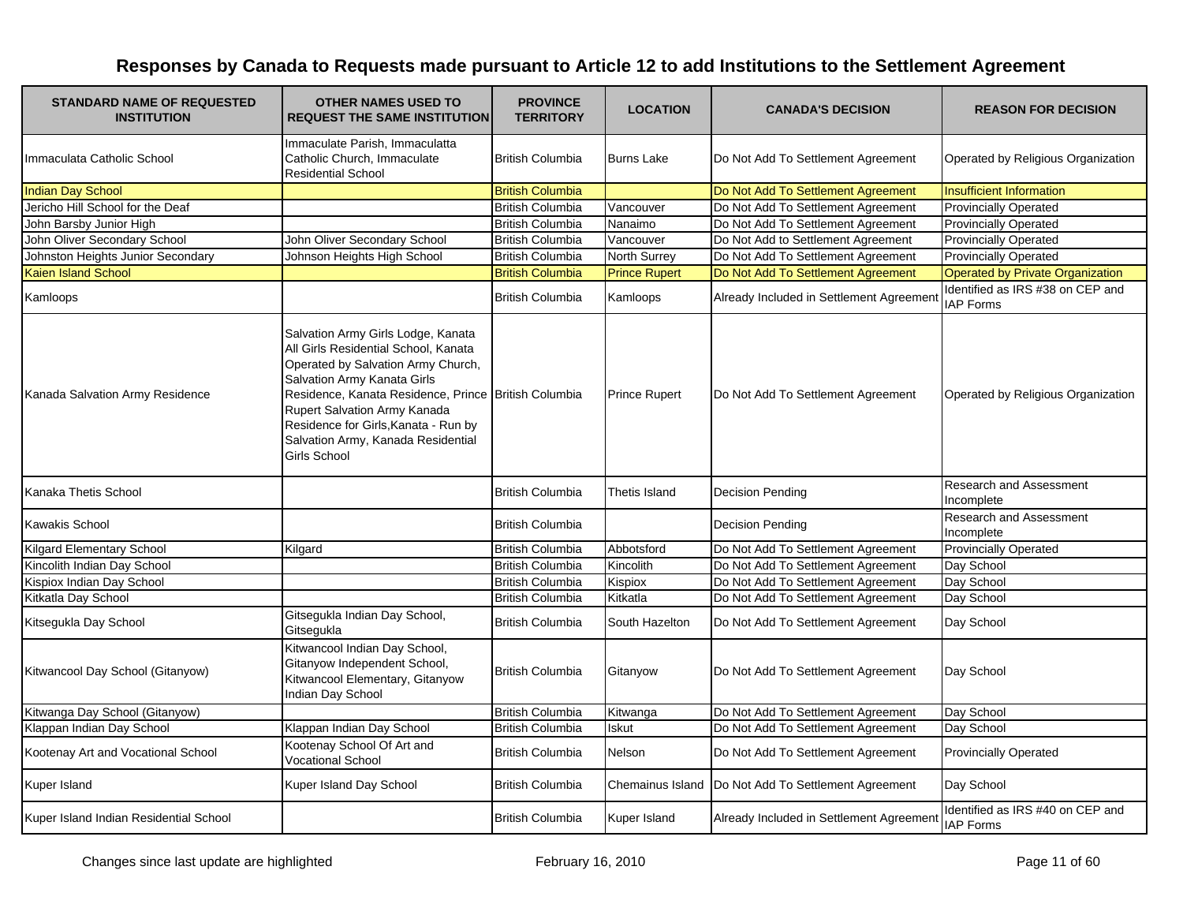# Responses by Canada to Requests made pursuant to Article 12 to add Institutions to the Settlement Agreement

| STANDARD NAME OF REQUESTED INSTITUTION | OTHER NAMES USED TO REQUEST THE SAME INSTITUTION | PROVINCE TERRITORY | LOCATION | CANADA'S DECISION | REASON FOR DECISION |
|---|---|---|---|---|---|
| Immaculata Catholic School | Immaculate Parish, Immaculatta Catholic Church, Immaculate Residential School | British Columbia | Burns Lake | Do Not Add To Settlement Agreement | Operated by Religious Organization |
| Indian Day School | | British Columbia | | Do Not Add To Settlement Agreement | Insufficient Information |
| Jericho Hill School for the Deaf | | British Columbia | Vancouver | Do Not Add To Settlement Agreement | Provincially Operated |
| John Barsby Junior High | | British Columbia | Nanaimo | Do Not Add To Settlement Agreement | Provincially Operated |
| John Oliver Secondary School | John Oliver Secondary School | British Columbia | Vancouver | Do Not Add to Settlement Agreement | Provincially Operated |
| Johnston Heights Junior Secondary | Johnson Heights High School | British Columbia | North Surrey | Do Not Add To Settlement Agreement | Provincially Operated |
| Kaien Island School | | British Columbia | Prince Rupert | Do Not Add To Settlement Agreement | Operated by Private Organization |
| Kamloops | | British Columbia | Kamloops | Already Included in Settlement Agreement | Identified as IRS #38 on CEP and IAP Forms |
| Kanada Salvation Army Residence | Salvation Army Girls Lodge, Kanata All Girls Residential School, Kanata Operated by Salvation Army Church, Salvation Army Kanata Girls Residence, Kanata Residence, Prince Rupert Salvation Army Kanada Residence for Girls,Kanata - Run by Salvation Army, Kanada Residential Girls School | British Columbia | Prince Rupert | Do Not Add To Settlement Agreement | Operated by Religious Organization |
| Kanaka Thetis School | | British Columbia | Thetis Island | Decision Pending | Research and Assessment Incomplete |
| Kawakis School | | British Columbia | | Decision Pending | Research and Assessment Incomplete |
| Kilgard Elementary School | Kilgard | British Columbia | Abbotsford | Do Not Add To Settlement Agreement | Provincially Operated |
| Kincolith Indian Day School | | British Columbia | Kincolith | Do Not Add To Settlement Agreement | Day School |
| Kispiox Indian Day School | | British Columbia | Kispiox | Do Not Add To Settlement Agreement | Day School |
| Kitkatla Day School | | British Columbia | Kitkatla | Do Not Add To Settlement Agreement | Day School |
| Kitsegukla Day School | Gitsegukla Indian Day School, Gitsegukla | British Columbia | South Hazelton | Do Not Add To Settlement Agreement | Day School |
| Kitwancool Day School (Gitanyow) | Kitwancool Indian Day School, Gitanyow Independent School, Kitwancool Elementary, Gitanyow Indian Day School | British Columbia | Gitanyow | Do Not Add To Settlement Agreement | Day School |
| Kitwanga Day School (Gitanyow) | | British Columbia | Kitwanga | Do Not Add To Settlement Agreement | Day School |
| Klappan Indian Day School | Klappan Indian Day School | British Columbia | Iskut | Do Not Add To Settlement Agreement | Day School |
| Kootenay Art and Vocational School | Kootenay School Of Art and Vocational School | British Columbia | Nelson | Do Not Add To Settlement Agreement | Provincially Operated |
| Kuper Island | Kuper Island Day School | British Columbia | Chemainus Island | Do Not Add To Settlement Agreement | Day School |
| Kuper Island Indian Residential School | | British Columbia | Kuper Island | Already Included in Settlement Agreement | Identified as IRS #40 on CEP and IAP Forms |

Changes since last update are highlighted

February 16, 2010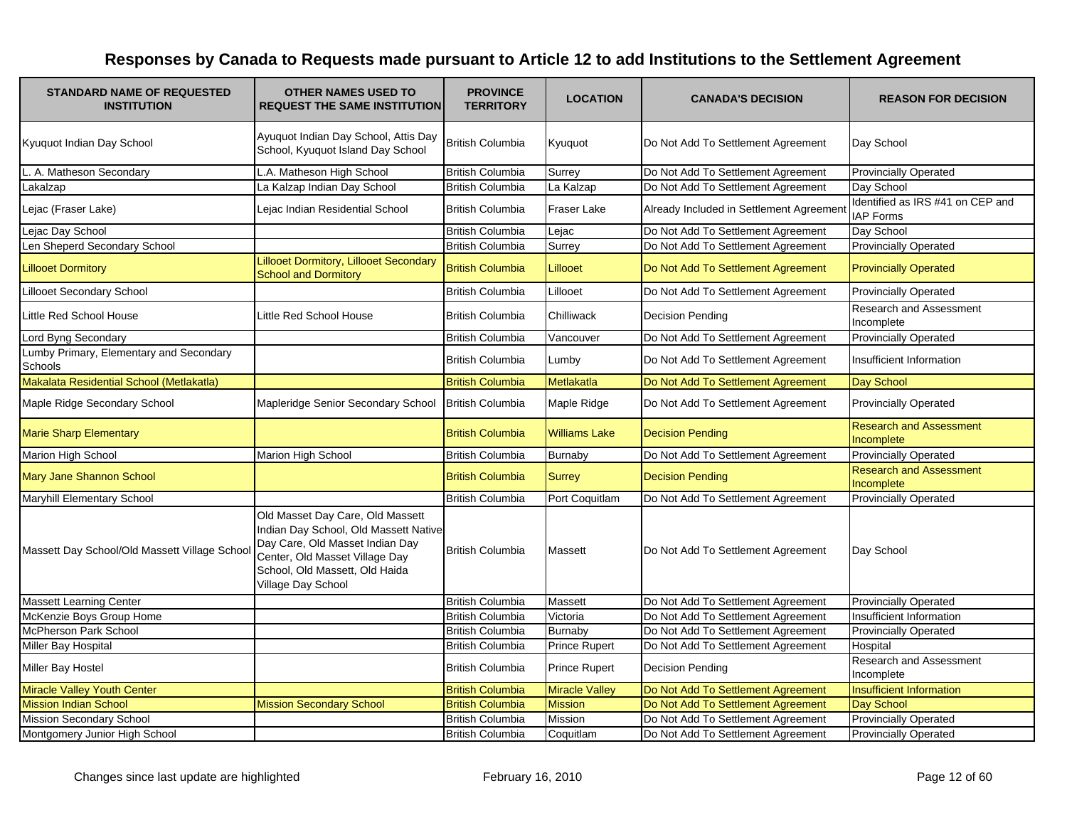# Responses by Canada to Requests made pursuant to Article 12 to add Institutions to the Settlement Agreement

| STANDARD NAME OF REQUESTED INSTITUTION | OTHER NAMES USED TO REQUEST THE SAME INSTITUTION | PROVINCE TERRITORY | LOCATION | CANADA'S DECISION | REASON FOR DECISION |
|---|---|---|---|---|---|
| Kyuquot Indian Day School | Ayuquot Indian Day School, Attis Day School, Kyuquot Island Day School | British Columbia | Kyuquot | Do Not Add To Settlement Agreement | Day School |
| L. A. Matheson Secondary | L.A. Matheson High School | British Columbia | Surrey | Do Not Add To Settlement Agreement | Provincially Operated |
| Lakalzap | La Kalzap Indian Day School | British Columbia | La Kalzap | Do Not Add To Settlement Agreement | Day School |
| Lejac (Fraser Lake) | Lejac Indian Residential School | British Columbia | Fraser Lake | Already Included in Settlement Agreement | Identified as IRS #41 on CEP and IAP Forms |
| Lejac Day School | | British Columbia | Lejac | Do Not Add To Settlement Agreement | Day School |
| Len Sheperd Secondary School | | British Columbia | Surrey | Do Not Add To Settlement Agreement | Provincially Operated |
| Lillooet Dormitory | Lillooet Dormitory, Lillooet Secondary School and Dormitory | British Columbia | Lillooet | Do Not Add To Settlement Agreement | Provincially Operated |
| Lillooet Secondary School | | British Columbia | Lillooet | Do Not Add To Settlement Agreement | Provincially Operated |
| Little Red School House | Little Red School House | British Columbia | Chilliwack | Decision Pending | Research and Assessment Incomplete |
| Lord Byng Secondary | | British Columbia | Vancouver | Do Not Add To Settlement Agreement | Provincially Operated |
| Lumby Primary, Elementary and Secondary Schools | | British Columbia | Lumby | Do Not Add To Settlement Agreement | Insufficient Information |
| Makalata Residential School (Metlakatla) | | British Columbia | Metlakatla | Do Not Add To Settlement Agreement | Day School |
| Maple Ridge Secondary School | Mapleridge Senior Secondary School | British Columbia | Maple Ridge | Do Not Add To Settlement Agreement | Provincially Operated |
| Marie Sharp Elementary | | British Columbia | Williams Lake | Decision Pending | Research and Assessment Incomplete |
| Marion High School | Marion High School | British Columbia | Burnaby | Do Not Add To Settlement Agreement | Provincially Operated |
| Mary Jane Shannon School | | British Columbia | Surrey | Decision Pending | Research and Assessment Incomplete |
| Maryhill Elementary School | | British Columbia | Port Coquitlam | Do Not Add To Settlement Agreement | Provincially Operated |
| Massett Day School/Old Massett Village School | Old Masset Day Care, Old Massett Indian Day School, Old Massett Native Day Care, Old Masset Indian Day Center, Old Masset Village Day School, Old Massett, Old Haida Village Day School | British Columbia | Massett | Do Not Add To Settlement Agreement | Day School |
| Massett Learning Center | | British Columbia | Massett | Do Not Add To Settlement Agreement | Provincially Operated |
| McKenzie Boys Group Home | | British Columbia | Victoria | Do Not Add To Settlement Agreement | Insufficient Information |
| McPherson Park School | | British Columbia | Burnaby | Do Not Add To Settlement Agreement | Provincially Operated |
| Miller Bay Hospital | | British Columbia | Prince Rupert | Do Not Add To Settlement Agreement | Hospital |
| Miller Bay Hostel | | British Columbia | Prince Rupert | Decision Pending | Research and Assessment Incomplete |
| Miracle Valley Youth Center | | British Columbia | Miracle Valley | Do Not Add To Settlement Agreement | Insufficient Information |
| Mission Indian School | Mission Secondary School | British Columbia | Mission | Do Not Add To Settlement Agreement | Day School |
| Mission Secondary School | | British Columbia | Mission | Do Not Add To Settlement Agreement | Provincially Operated |
| Montgomery Junior High School | | British Columbia | Coquitlam | Do Not Add To Settlement Agreement | Provincially Operated |

Changes since last update are highlighted

February 16, 2010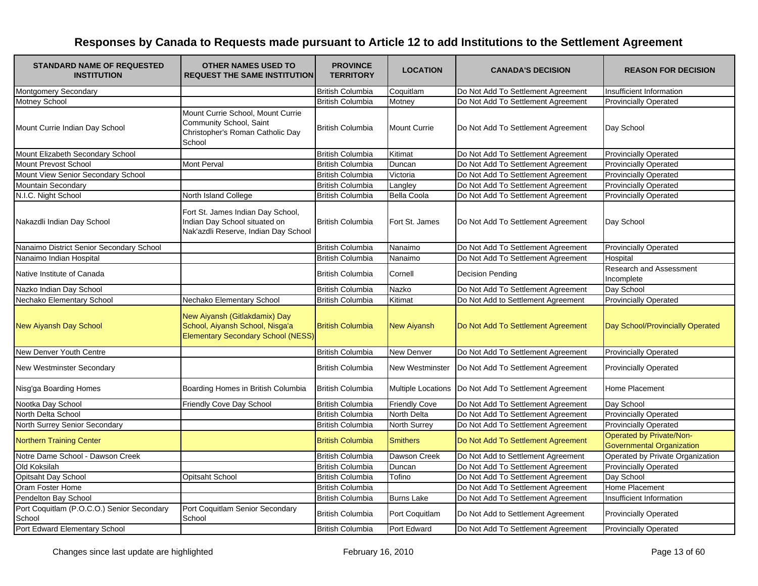# Responses by Canada to Requests made pursuant to Article 12 to add Institutions to the Settlement Agreement

| STANDARD NAME OF REQUESTED INSTITUTION | OTHER NAMES USED TO REQUEST THE SAME INSTITUTION | PROVINCE TERRITORY | LOCATION | CANADA'S DECISION | REASON FOR DECISION |
|---|---|---|---|---|---|
| Montgomery Secondary | | British Columbia | Coquitlam | Do Not Add To Settlement Agreement | Insufficient Information |
| Motney School | | British Columbia | Motney | Do Not Add To Settlement Agreement | Provincially Operated |
| Mount Currie Indian Day School | Mount Currie School, Mount Currie Community School, Saint Christopher's Roman Catholic Day School | British Columbia | Mount Currie | Do Not Add To Settlement Agreement | Day School |
| Mount Elizabeth Secondary School | | British Columbia | Kitimat | Do Not Add To Settlement Agreement | Provincially Operated |
| Mount Prevost School | Mont Perval | British Columbia | Duncan | Do Not Add To Settlement Agreement | Provincially Operated |
| Mount View Senior Secondary School | | British Columbia | Victoria | Do Not Add To Settlement Agreement | Provincially Operated |
| Mountain Secondary | | British Columbia | Langley | Do Not Add To Settlement Agreement | Provincially Operated |
| N.I.C. Night School | North Island College | British Columbia | Bella Coola | Do Not Add To Settlement Agreement | Provincially Operated |
| Nakazdli Indian Day School | Fort St. James Indian Day School, Indian Day School situated on Nak'azdli Reserve, Indian Day School | British Columbia | Fort St. James | Do Not Add To Settlement Agreement | Day School |
| Nanaimo District Senior Secondary School | | British Columbia | Nanaimo | Do Not Add To Settlement Agreement | Provincially Operated |
| Nanaimo Indian Hospital | | British Columbia | Nanaimo | Do Not Add To Settlement Agreement | Hospital |
| Native Institute of Canada | | British Columbia | Cornell | Decision Pending | Research and Assessment Incomplete |
| Nazko Indian Day School | | British Columbia | Nazko | Do Not Add To Settlement Agreement | Day School |
| Nechako Elementary School | Nechako Elementary School | British Columbia | Kitimat | Do Not Add to Settlement Agreement | Provincially Operated |
| New Aiyansh Day School | New Aiyansh (Gitlakdamix) Day School, Aiyansh School, Nisga'a Elementary Secondary School (NESS) | British Columbia | New Aiyansh | Do Not Add To Settlement Agreement | Day School/Provincially Operated |
| New Denver Youth Centre | | British Columbia | New Denver | Do Not Add To Settlement Agreement | Provincially Operated |
| New Westminster Secondary | | British Columbia | New Westminster | Do Not Add To Settlement Agreement | Provincially Operated |
| Nisg'ga Boarding Homes | Boarding Homes in British Columbia | British Columbia | Multiple Locations | Do Not Add To Settlement Agreement | Home Placement |
| Nootka Day School | Friendly Cove Day School | British Columbia | Friendly Cove | Do Not Add To Settlement Agreement | Day School |
| North Delta School | | British Columbia | North Delta | Do Not Add To Settlement Agreement | Provincially Operated |
| North Surrey Senior Secondary | | British Columbia | North Surrey | Do Not Add To Settlement Agreement | Provincially Operated |
| Northern Training Center | | British Columbia | Smithers | Do Not Add To Settlement Agreement | Operated by Private/Non-Governmental Organization |
| Notre Dame School - Dawson Creek | | British Columbia | Dawson Creek | Do Not Add to Settlement Agreement | Operated by Private Organization |
| Old Koksilah | | British Columbia | Duncan | Do Not Add To Settlement Agreement | Provincially Operated |
| Opitsaht Day School | Opitsaht School | British Columbia | Tofino | Do Not Add To Settlement Agreement | Day School |
| Oram Foster Home | | British Columbia | | Do Not Add To Settlement Agreement | Home Placement |
| Pendelton Bay School | | British Columbia | Burns Lake | Do Not Add To Settlement Agreement | Insufficient Information |
| Port Coquitlam (P.O.C.O.) Senior Secondary School | Port Coquitlam Senior Secondary School | British Columbia | Port Coquitlam | Do Not Add to Settlement Agreement | Provincially Operated |
| Port Edward Elementary School | | British Columbia | Port Edward | Do Not Add To Settlement Agreement | Provincially Operated |

Changes since last update are highlighted

February 16, 2010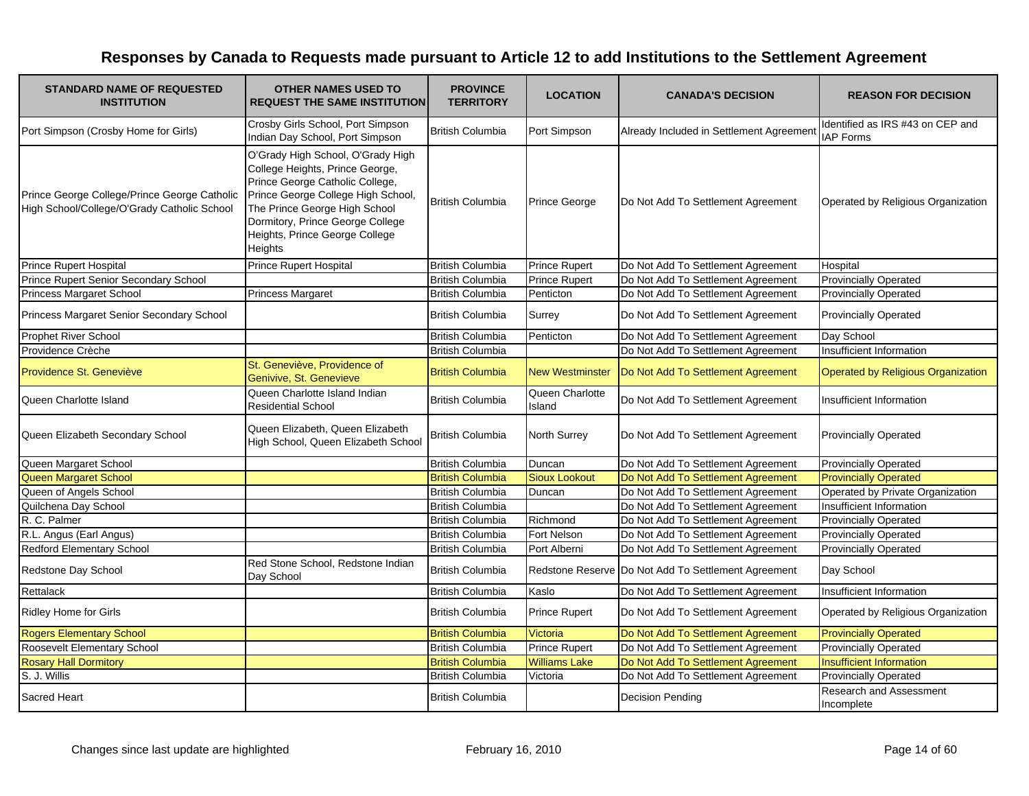# Responses by Canada to Requests made pursuant to Article 12 to add Institutions to the Settlement Agreement

| STANDARD NAME OF REQUESTED INSTITUTION | OTHER NAMES USED TO REQUEST THE SAME INSTITUTION | PROVINCE TERRITORY | LOCATION | CANADA'S DECISION | REASON FOR DECISION |
|---|---|---|---|---|---|
| Port Simpson (Crosby Home for Girls) | Crosby Girls School, Port Simpson Indian Day School, Port Simpson | British Columbia | Port Simpson | Already Included in Settlement Agreement | Identified as IRS #43 on CEP and IAP Forms |
| Prince George College/Prince George Catholic High School/College/O'Grady Catholic School | O'Grady High School, O'Grady High College Heights, Prince George, Prince George Catholic College, Prince George College High School, The Prince George High School Dormitory, Prince George College Heights, Prince George College Heights | British Columbia | Prince George | Do Not Add To Settlement Agreement | Operated by Religious Organization |
| Prince Rupert Hospital | Prince Rupert Hospital | British Columbia | Prince Rupert | Do Not Add To Settlement Agreement | Hospital |
| Prince Rupert Senior Secondary School | | British Columbia | Prince Rupert | Do Not Add To Settlement Agreement | Provincially Operated |
| Princess Margaret School | Princess Margaret | British Columbia | Penticton | Do Not Add To Settlement Agreement | Provincially Operated |
| Princess Margaret Senior Secondary School | | British Columbia | Surrey | Do Not Add To Settlement Agreement | Provincially Operated |
| Prophet River School | | British Columbia | Penticton | Do Not Add To Settlement Agreement | Day School |
| Providence Crèche | | British Columbia | | Do Not Add To Settlement Agreement | Insufficient Information |
| Providence St. Geneviève | St. Geneviève, Providence of Genivive, St. Genevieve | British Columbia | New Westminster | Do Not Add To Settlement Agreement | Operated by Religious Organization |
| Queen Charlotte Island | Queen Charlotte Island Indian Residential School | British Columbia | Queen Charlotte Island | Do Not Add To Settlement Agreement | Insufficient Information |
| Queen Elizabeth Secondary School | Queen Elizabeth, Queen Elizabeth High School, Queen Elizabeth School | British Columbia | North Surrey | Do Not Add To Settlement Agreement | Provincially Operated |
| Queen Margaret School | | British Columbia | Duncan | Do Not Add To Settlement Agreement | Provincially Operated |
| Queen Margaret School | | British Columbia | Sioux Lookout | Do Not Add To Settlement Agreement | Provincially Operated |
| Queen of Angels School | | British Columbia | Duncan | Do Not Add To Settlement Agreement | Operated by Private Organization |
| Quilchena Day School | | British Columbia | | Do Not Add To Settlement Agreement | Insufficient Information |
| R. C. Palmer | | British Columbia | Richmond | Do Not Add To Settlement Agreement | Provincially Operated |
| R.L. Angus (Earl Angus) | | British Columbia | Fort Nelson | Do Not Add To Settlement Agreement | Provincially Operated |
| Redford Elementary School | | British Columbia | Port Alberni | Do Not Add To Settlement Agreement | Provincially Operated |
| Redstone Day School | Red Stone School, Redstone Indian Day School | British Columbia | Redstone Reserve | Do Not Add To Settlement Agreement | Day School |
| Rettalack | | British Columbia | Kaslo | Do Not Add To Settlement Agreement | Insufficient Information |
| Ridley Home for Girls | | British Columbia | Prince Rupert | Do Not Add To Settlement Agreement | Operated by Religious Organization |
| Rogers Elementary School | | British Columbia | Victoria | Do Not Add To Settlement Agreement | Provincially Operated |
| Roosevelt Elementary School | | British Columbia | Prince Rupert | Do Not Add To Settlement Agreement | Provincially Operated |
| Rosary Hall Dormitory | | British Columbia | Williams Lake | Do Not Add To Settlement Agreement | Insufficient Information |
| S. J. Willis | | British Columbia | Victoria | Do Not Add To Settlement Agreement | Provincially Operated |
| Sacred Heart | | British Columbia | | Decision Pending | Research and Assessment Incomplete |

Changes since last update are highlighted

February 16, 2010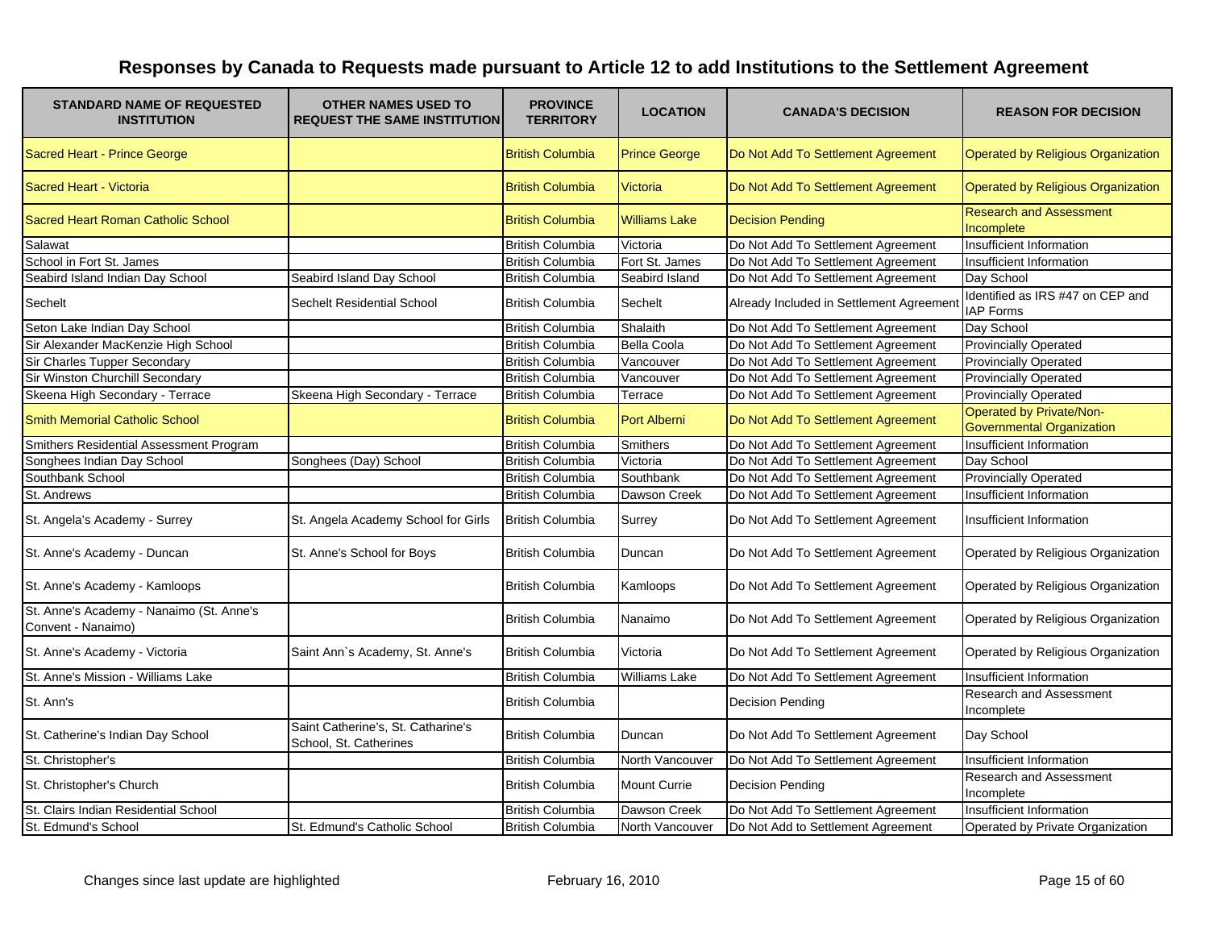# Responses by Canada to Requests made pursuant to Article 12 to add Institutions to the Settlement Agreement

| STANDARD NAME OF REQUESTED INSTITUTION | OTHER NAMES USED TO REQUEST THE SAME INSTITUTION | PROVINCE TERRITORY | LOCATION | CANADA'S DECISION | REASON FOR DECISION |
|---|---|---|---|---|---|
| Sacred Heart - Prince George | | British Columbia | Prince George | Do Not Add To Settlement Agreement | Operated by Religious Organization |
| Sacred Heart - Victoria | | British Columbia | Victoria | Do Not Add To Settlement Agreement | Operated by Religious Organization |
| Sacred Heart Roman Catholic School | | British Columbia | Williams Lake | Decision Pending | Research and Assessment Incomplete |
| Salawat | | British Columbia | Victoria | Do Not Add To Settlement Agreement | Insufficient Information |
| School in Fort St. James | | British Columbia | Fort St. James | Do Not Add To Settlement Agreement | Insufficient Information |
| Seabird Island Indian Day School | Seabird Island Day School | British Columbia | Seabird Island | Do Not Add To Settlement Agreement | Day School |
| Sechelt | Sechelt Residential School | British Columbia | Sechelt | Already Included in Settlement Agreement | Identified as IRS #47 on CEP and IAP Forms |
| Seton Lake Indian Day School | | British Columbia | Shalaith | Do Not Add To Settlement Agreement | Day School |
| Sir Alexander MacKenzie High School | | British Columbia | Bella Coola | Do Not Add To Settlement Agreement | Provincially Operated |
| Sir Charles Tupper Secondary | | British Columbia | Vancouver | Do Not Add To Settlement Agreement | Provincially Operated |
| Sir Winston Churchill Secondary | | British Columbia | Vancouver | Do Not Add To Settlement Agreement | Provincially Operated |
| Skeena High Secondary - Terrace | Skeena High Secondary - Terrace | British Columbia | Terrace | Do Not Add To Settlement Agreement | Provincially Operated |
| Smith Memorial Catholic School | | British Columbia | Port Alberni | Do Not Add To Settlement Agreement | Operated by Private/Non-Governmental Organization |
| Smithers Residential Assessment Program | | British Columbia | Smithers | Do Not Add To Settlement Agreement | Insufficient Information |
| Songhees Indian Day School | Songhees (Day) School | British Columbia | Victoria | Do Not Add To Settlement Agreement | Day School |
| Southbank School | | British Columbia | Southbank | Do Not Add To Settlement Agreement | Provincially Operated |
| St. Andrews | | British Columbia | Dawson Creek | Do Not Add To Settlement Agreement | Insufficient Information |
| St. Angela's Academy - Surrey | St. Angela Academy School for Girls | British Columbia | Surrey | Do Not Add To Settlement Agreement | Insufficient Information |
| St. Anne's Academy - Duncan | St. Anne's School for Boys | British Columbia | Duncan | Do Not Add To Settlement Agreement | Operated by Religious Organization |
| St. Anne's Academy - Kamloops | | British Columbia | Kamloops | Do Not Add To Settlement Agreement | Operated by Religious Organization |
| St. Anne's Academy - Nanaimo (St. Anne's Convent - Nanaimo) | | British Columbia | Nanaimo | Do Not Add To Settlement Agreement | Operated by Religious Organization |
| St. Anne's Academy - Victoria | Saint Ann`s Academy, St. Anne's | British Columbia | Victoria | Do Not Add To Settlement Agreement | Operated by Religious Organization |
| St. Anne's Mission - Williams Lake | | British Columbia | Williams Lake | Do Not Add To Settlement Agreement | Insufficient Information |
| St. Ann's | | British Columbia | | Decision Pending | Research and Assessment Incomplete |
| St. Catherine's Indian Day School | Saint Catherine's, St. Catharine's School, St. Catherines | British Columbia | Duncan | Do Not Add To Settlement Agreement | Day School |
| St. Christopher's | | British Columbia | North Vancouver | Do Not Add To Settlement Agreement | Insufficient Information |
| St. Christopher's Church | | British Columbia | Mount Currie | Decision Pending | Research and Assessment Incomplete |
| St. Clairs Indian Residential School | | British Columbia | Dawson Creek | Do Not Add To Settlement Agreement | Insufficient Information |
| St. Edmund's School | St. Edmund's Catholic School | British Columbia | North Vancouver | Do Not Add to Settlement Agreement | Operated by Private Organization |

Changes since last update are highlighted

February 16, 2010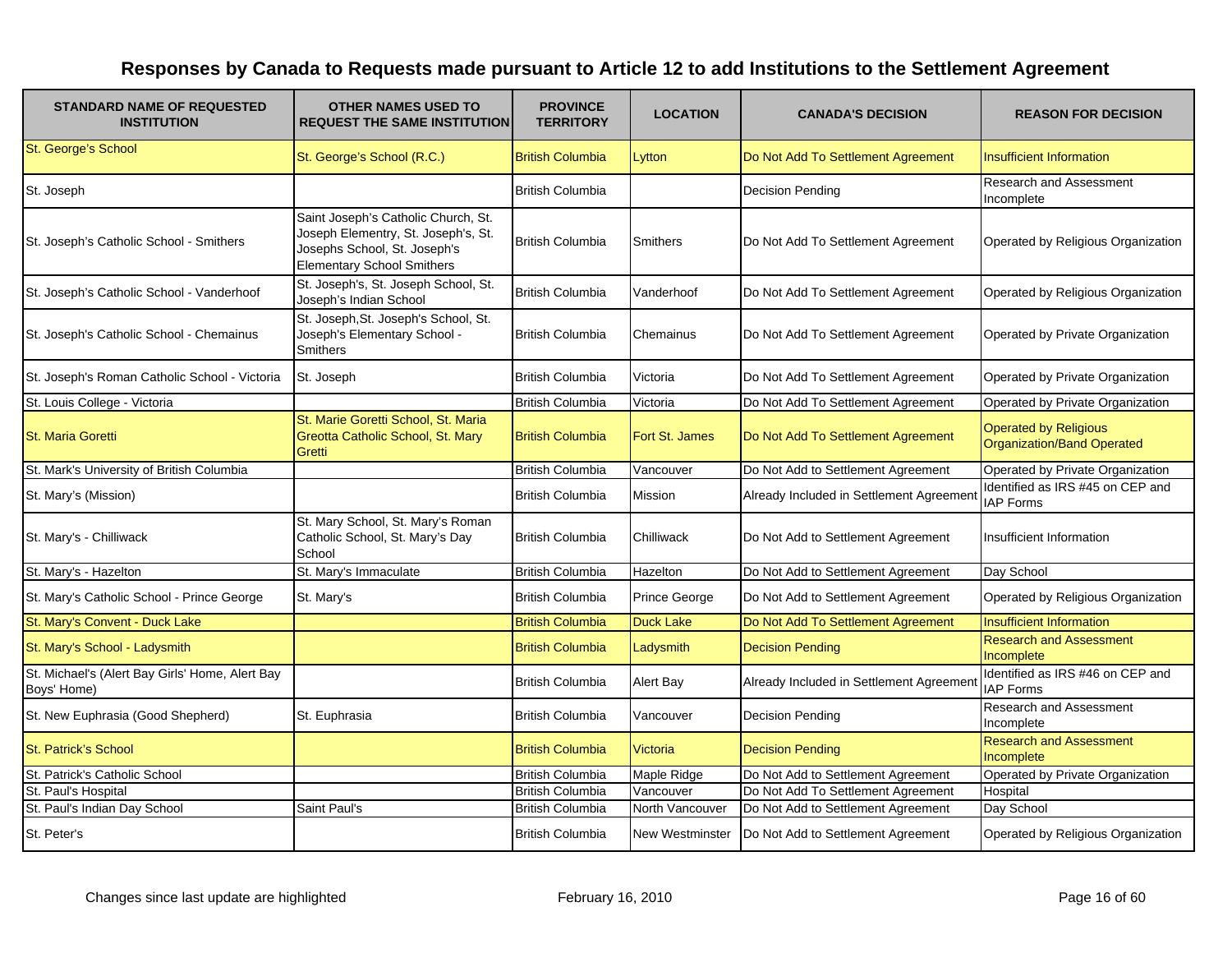# Responses by Canada to Requests made pursuant to Article 12 to add Institutions to the Settlement Agreement

| STANDARD NAME OF REQUESTED INSTITUTION | OTHER NAMES USED TO REQUEST THE SAME INSTITUTION | PROVINCE TERRITORY | LOCATION | CANADA'S DECISION | REASON FOR DECISION |
|---|---|---|---|---|---|
| St. George's School | St. George's School (R.C.) | British Columbia | Lytton | Do Not Add To Settlement Agreement | Insufficient Information |
| St. Joseph | | British Columbia | | Decision Pending | Research and Assessment Incomplete |
| St. Joseph's Catholic School - Smithers | Saint Joseph's Catholic Church, St. Joseph Elementry, St. Joseph's, St. Josephs School, St. Joseph's Elementary School Smithers | British Columbia | Smithers | Do Not Add To Settlement Agreement | Operated by Religious Organization |
| St. Joseph's Catholic School - Vanderhoof | St. Joseph's, St. Joseph School, St. Joseph's Indian School | British Columbia | Vanderhoof | Do Not Add To Settlement Agreement | Operated by Religious Organization |
| St. Joseph's Catholic School - Chemainus | St. Joseph,St. Joseph's School, St. Joseph's Elementary School - Smithers | British Columbia | Chemainus | Do Not Add To Settlement Agreement | Operated by Private Organization |
| St. Joseph's Roman Catholic School - Victoria | St. Joseph | British Columbia | Victoria | Do Not Add To Settlement Agreement | Operated by Private Organization |
| St. Louis College - Victoria | | British Columbia | Victoria | Do Not Add To Settlement Agreement | Operated by Private Organization |
| St. Maria Goretti | St. Marie Goretti School, St. Maria Greotta Catholic School, St. Mary Gretti | British Columbia | Fort St. James | Do Not Add To Settlement Agreement | Operated by Religious Organization/Band Operated |
| St. Mark's University of British Columbia | | British Columbia | Vancouver | Do Not Add to Settlement Agreement | Operated by Private Organization |
| St. Mary's (Mission) | | British Columbia | Mission | Already Included in Settlement Agreement | Identified as IRS #45 on CEP and IAP Forms |
| St. Mary's - Chilliwack | St. Mary School, St. Mary's Roman Catholic School, St. Mary's Day School | British Columbia | Chilliwack | Do Not Add to Settlement Agreement | Insufficient Information |
| St. Mary's - Hazelton | St. Mary's Immaculate | British Columbia | Hazelton | Do Not Add to Settlement Agreement | Day School |
| St. Mary's Catholic School - Prince George | St. Mary's | British Columbia | Prince George | Do Not Add to Settlement Agreement | Operated by Religious Organization |
| St. Mary's Convent - Duck Lake | | British Columbia | Duck Lake | Do Not Add To Settlement Agreement | Insufficient Information |
| St. Mary's School - Ladysmith | | British Columbia | Ladysmith | Decision Pending | Research and Assessment Incomplete |
| St. Michael's (Alert Bay Girls' Home, Alert Bay Boys' Home) | | British Columbia | Alert Bay | Already Included in Settlement Agreement | Identified as IRS #46 on CEP and IAP Forms |
| St. New Euphrasia (Good Shepherd) | St. Euphrasia | British Columbia | Vancouver | Decision Pending | Research and Assessment Incomplete |
| St. Patrick's School | | British Columbia | Victoria | Decision Pending | Research and Assessment Incomplete |
| St. Patrick's Catholic School | | British Columbia | Maple Ridge | Do Not Add to Settlement Agreement | Operated by Private Organization |
| St. Paul's Hospital | | British Columbia | Vancouver | Do Not Add To Settlement Agreement | Hospital |
| St. Paul's Indian Day School | Saint Paul's | British Columbia | North Vancouver | Do Not Add to Settlement Agreement | Day School |
| St. Peter's | | British Columbia | New Westminster | Do Not Add to Settlement Agreement | Operated by Religious Organization |

Changes since last update are highlighted

February 16, 2010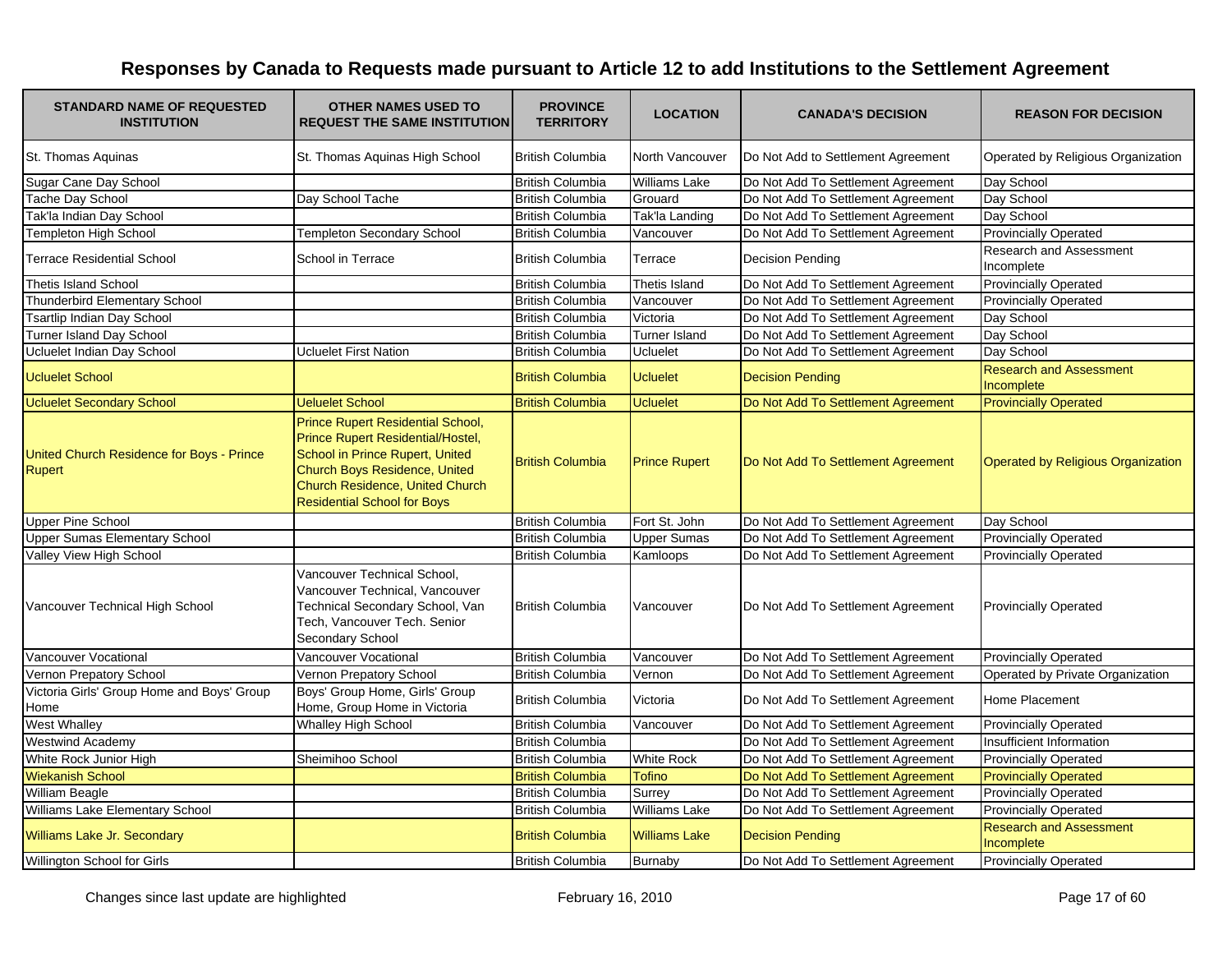# Responses by Canada to Requests made pursuant to Article 12 to add Institutions to the Settlement Agreement

| STANDARD NAME OF REQUESTED INSTITUTION | OTHER NAMES USED TO REQUEST THE SAME INSTITUTION | PROVINCE TERRITORY | LOCATION | CANADA'S DECISION | REASON FOR DECISION |
|---|---|---|---|---|---|
| St. Thomas Aquinas | St. Thomas Aquinas High School | British Columbia | North Vancouver | Do Not Add to Settlement Agreement | Operated by Religious Organization |
| Sugar Cane Day School | | British Columbia | Williams Lake | Do Not Add To Settlement Agreement | Day School |
| Tache Day School | Day School Tache | British Columbia | Grouard | Do Not Add To Settlement Agreement | Day School |
| Tak'la Indian Day School | | British Columbia | Tak'la Landing | Do Not Add To Settlement Agreement | Day School |
| Templeton High School | Templeton Secondary School | British Columbia | Vancouver | Do Not Add To Settlement Agreement | Provincially Operated |
| Terrace Residential School | School in Terrace | British Columbia | Terrace | Decision Pending | Research and Assessment Incomplete |
| Thetis Island School | | British Columbia | Thetis Island | Do Not Add To Settlement Agreement | Provincially Operated |
| Thunderbird Elementary School | | British Columbia | Vancouver | Do Not Add To Settlement Agreement | Provincially Operated |
| Tsartlip Indian Day School | | British Columbia | Victoria | Do Not Add To Settlement Agreement | Day School |
| Turner Island Day School | | British Columbia | Turner Island | Do Not Add To Settlement Agreement | Day School |
| Ucluelet Indian Day School | Ucluelet First Nation | British Columbia | Ucluelet | Do Not Add To Settlement Agreement | Day School |
| Ucluelet School | | British Columbia | Ucluelet | Decision Pending | Research and Assessment Incomplete |
| Ucluelet Secondary School | Ueluelet School | British Columbia | Ucluelet | Do Not Add To Settlement Agreement | Provincially Operated |
| United Church Residence for Boys - Prince Rupert | Prince Rupert Residential School, Prince Rupert Residential/Hostel, School in Prince Rupert, United Church Boys Residence, United Church Residence, United Church Residential School for Boys | British Columbia | Prince Rupert | Do Not Add To Settlement Agreement | Operated by Religious Organization |
| Upper Pine School | | British Columbia | Fort St. John | Do Not Add To Settlement Agreement | Day School |
| Upper Sumas Elementary School | | British Columbia | Upper Sumas | Do Not Add To Settlement Agreement | Provincially Operated |
| Valley View High School | | British Columbia | Kamloops | Do Not Add To Settlement Agreement | Provincially Operated |
| Vancouver Technical High School | Vancouver Technical School, Vancouver Technical, Vancouver Technical Secondary School, Van Tech, Vancouver Tech. Senior Secondary School | British Columbia | Vancouver | Do Not Add To Settlement Agreement | Provincially Operated |
| Vancouver Vocational | Vancouver Vocational | British Columbia | Vancouver | Do Not Add To Settlement Agreement | Provincially Operated |
| Vernon Prepatory School | Vernon Prepatory School | British Columbia | Vernon | Do Not Add To Settlement Agreement | Operated by Private Organization |
| Victoria Girls' Group Home and Boys' Group Home | Boys' Group Home, Girls' Group Home, Group Home in Victoria | British Columbia | Victoria | Do Not Add To Settlement Agreement | Home Placement |
| West Whalley | Whalley High School | British Columbia | Vancouver | Do Not Add To Settlement Agreement | Provincially Operated |
| Westwind Academy | | British Columbia | | Do Not Add To Settlement Agreement | Insufficient Information |
| White Rock Junior High | Sheimihoo School | British Columbia | White Rock | Do Not Add To Settlement Agreement | Provincially Operated |
| Wiekanish School | | British Columbia | Tofino | Do Not Add To Settlement Agreement | Provincially Operated |
| William Beagle | | British Columbia | Surrey | Do Not Add To Settlement Agreement | Provincially Operated |
| Williams Lake Elementary School | | British Columbia | Williams Lake | Do Not Add To Settlement Agreement | Provincially Operated |
| Williams Lake Jr. Secondary | | British Columbia | Williams Lake | Decision Pending | Research and Assessment Incomplete |
| Willington School for Girls | | British Columbia | Burnaby | Do Not Add To Settlement Agreement | Provincially Operated |

Changes since last update are highlighted

February 16, 2010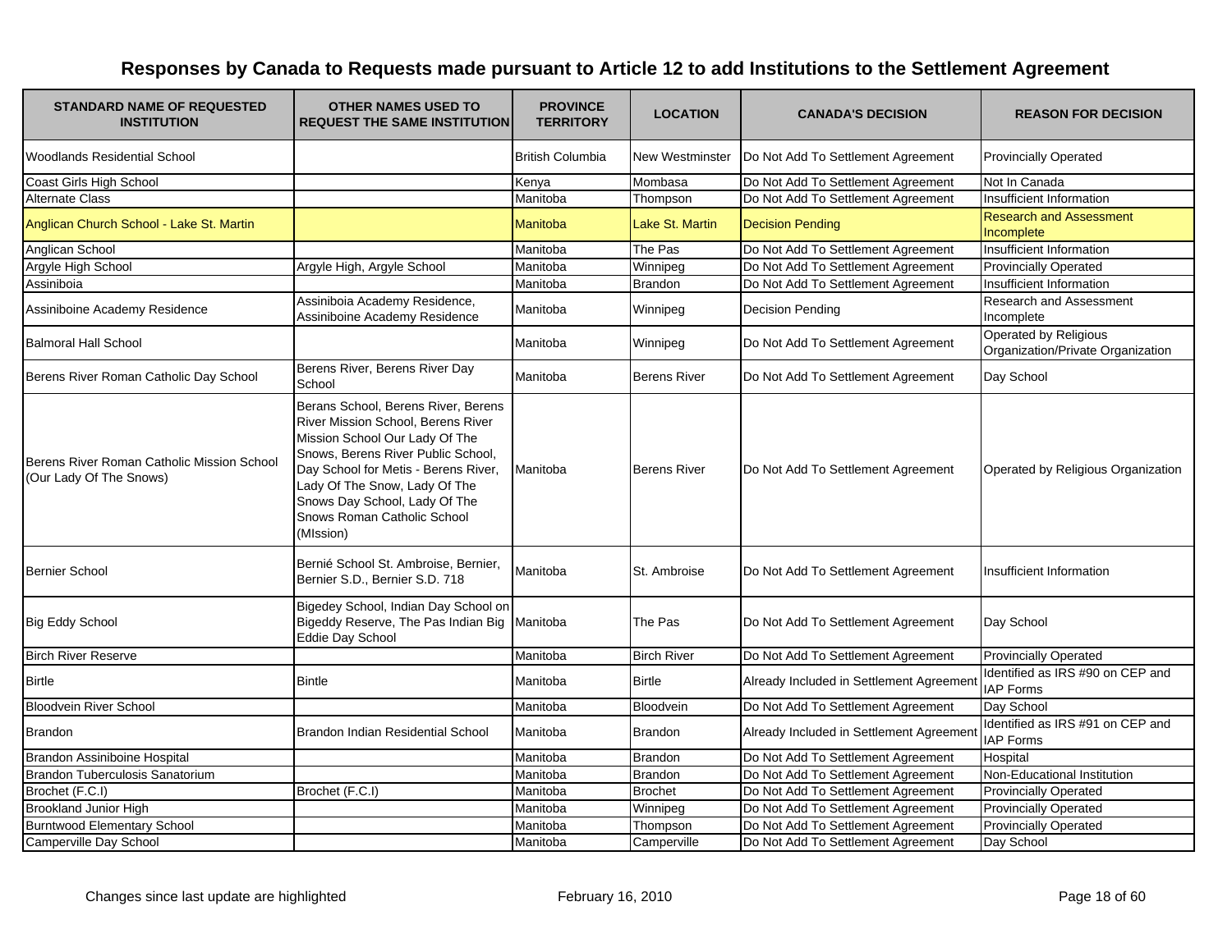# Responses by Canada to Requests made pursuant to Article 12 to add Institutions to the Settlement Agreement

| STANDARD NAME OF REQUESTED INSTITUTION | OTHER NAMES USED TO REQUEST THE SAME INSTITUTION | PROVINCE TERRITORY | LOCATION | CANADA'S DECISION | REASON FOR DECISION |
|---|---|---|---|---|---|
| Woodlands Residential School | | British Columbia | New Westminster | Do Not Add To Settlement Agreement | Provincially Operated |
| Coast Girls High School | | Kenya | Mombasa | Do Not Add To Settlement Agreement | Not In Canada |
| Alternate Class | | Manitoba | Thompson | Do Not Add To Settlement Agreement | Insufficient Information |
| Anglican Church School - Lake St. Martin | | Manitoba | Lake St. Martin | Decision Pending | Research and Assessment Incomplete |
| Anglican School | | Manitoba | The Pas | Do Not Add To Settlement Agreement | Insufficient Information |
| Argyle High School | Argyle High, Argyle School | Manitoba | Winnipeg | Do Not Add To Settlement Agreement | Provincially Operated |
| Assiniboia | | Manitoba | Brandon | Do Not Add To Settlement Agreement | Insufficient Information |
| Assiniboine Academy Residence | Assiniboia Academy Residence, Assiniboine Academy Residence | Manitoba | Winnipeg | Decision Pending | Research and Assessment Incomplete |
| Balmoral Hall School | | Manitoba | Winnipeg | Do Not Add To Settlement Agreement | Operated by Religious Organization/Private Organization |
| Berens River Roman Catholic Day School | Berens River, Berens River Day School | Manitoba | Berens River | Do Not Add To Settlement Agreement | Day School |
| Berens River Roman Catholic Mission School (Our Lady Of The Snows) | Berans School, Berens River, Berens River Mission School, Berens River Mission School Our Lady Of The Snows, Berens River Public School, Day School for Metis - Berens River, Lady Of The Snow, Lady Of The Snows Day School, Lady Of The Snows Roman Catholic School (MIssion) | Manitoba | Berens River | Do Not Add To Settlement Agreement | Operated by Religious Organization |
| Bernier School | Bernié School St. Ambroise, Bernier, Bernier S.D., Bernier S.D. 718 | Manitoba | St. Ambroise | Do Not Add To Settlement Agreement | Insufficient Information |
| Big Eddy School | Bigedey School, Indian Day School on Bigeddy Reserve, The Pas Indian Big Eddie Day School | Manitoba | The Pas | Do Not Add To Settlement Agreement | Day School |
| Birch River Reserve | | Manitoba | Birch River | Do Not Add To Settlement Agreement | Provincially Operated |
| Birtle | Bintle | Manitoba | Birtle | Already Included in Settlement Agreement | Identified as IRS #90 on CEP and IAP Forms |
| Bloodvein River School | | Manitoba | Bloodvein | Do Not Add To Settlement Agreement | Day School |
| Brandon | Brandon Indian Residential School | Manitoba | Brandon | Already Included in Settlement Agreement | Identified as IRS #91 on CEP and IAP Forms |
| Brandon Assiniboine Hospital | | Manitoba | Brandon | Do Not Add To Settlement Agreement | Hospital |
| Brandon Tuberculosis Sanatorium | | Manitoba | Brandon | Do Not Add To Settlement Agreement | Non-Educational Institution |
| Brochet (F.C.I) | Brochet (F.C.I) | Manitoba | Brochet | Do Not Add To Settlement Agreement | Provincially Operated |
| Brookland Junior High | | Manitoba | Winnipeg | Do Not Add To Settlement Agreement | Provincially Operated |
| Burntwood Elementary School | | Manitoba | Thompson | Do Not Add To Settlement Agreement | Provincially Operated |
| Camperville Day School | | Manitoba | Camperville | Do Not Add To Settlement Agreement | Day School |

Changes since last update are highlighted

February 16, 2010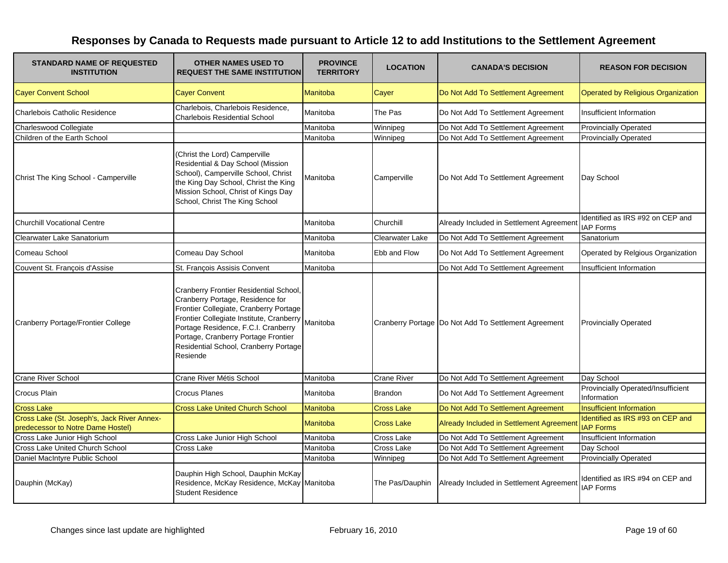# Responses by Canada to Requests made pursuant to Article 12 to add Institutions to the Settlement Agreement

| STANDARD NAME OF REQUESTED INSTITUTION | OTHER NAMES USED TO REQUEST THE SAME INSTITUTION | PROVINCE TERRITORY | LOCATION | CANADA'S DECISION | REASON FOR DECISION |
|---|---|---|---|---|---|
| Cayer Convent School | Cayer Convent | Manitoba | Cayer | Do Not Add To Settlement Agreement | Operated by Religious Organization |
| Charlebois Catholic Residence | Charlebois, Charlebois Residence, Charlebois Residential School | Manitoba | The Pas | Do Not Add To Settlement Agreement | Insufficient Information |
| Charleswood Collegiate | | Manitoba | Winnipeg | Do Not Add To Settlement Agreement | Provincially Operated |
| Children of the Earth School | | Manitoba | Winnipeg | Do Not Add To Settlement Agreement | Provincially Operated |
| Christ The King School - Camperville | (Christ the Lord) Camperville Residential & Day School (Mission School), Camperville School, Christ the King Day School, Christ the King Mission School, Christ of Kings Day School, Christ The King School | Manitoba | Camperville | Do Not Add To Settlement Agreement | Day School |
| Churchill Vocational Centre | | Manitoba | Churchill | Already Included in Settlement Agreement | Identified as IRS #92 on CEP and IAP Forms |
| Clearwater Lake Sanatorium | | Manitoba | Clearwater Lake | Do Not Add To Settlement Agreement | Sanatorium |
| Comeau School | Comeau Day School | Manitoba | Ebb and Flow | Do Not Add To Settlement Agreement | Operated by Relgious Organization |
| Couvent St. François d'Assise | St. François Assisis Convent | Manitoba | | Do Not Add To Settlement Agreement | Insufficient Information |
| Cranberry Portage/Frontier College | Cranberry Frontier Residential School, Cranberry Portage, Residence for Frontier Collegiate, Cranberry Portage Frontier Collegiate Institute, Cranberry Portage Residence, F.C.I. Cranberry Portage, Cranberry Portage Frontier Residential School, Cranberry Portage Resiende | Manitoba | Cranberry Portage | Do Not Add To Settlement Agreement | Provincially Operated |
| Crane River School | Crane River Métis School | Manitoba | Crane River | Do Not Add To Settlement Agreement | Day School |
| Crocus Plain | Crocus Planes | Manitoba | Brandon | Do Not Add To Settlement Agreement | Provincially Operated/Insufficient Information |
| Cross Lake | Cross Lake United Church School | Manitoba | Cross Lake | Do Not Add To Settlement Agreement | Insufficient Information |
| Cross Lake (St. Joseph's, Jack River Annex-predecessor to Notre Dame Hostel) | | Manitoba | Cross Lake | Already Included in Settlement Agreement | Identified as IRS #93 on CEP and IAP Forms |
| Cross Lake Junior High School | Cross Lake Junior High School | Manitoba | Cross Lake | Do Not Add To Settlement Agreement | Insufficient Information |
| Cross Lake United Church School | Cross Lake | Manitoba | Cross Lake | Do Not Add To Settlement Agreement | Day School |
| Daniel MacIntyre Public School | | Manitoba | Winnipeg | Do Not Add To Settlement Agreement | Provincially Operated |
| Dauphin (McKay) | Dauphin High School, Dauphin McKay Residence, McKay Residence, McKay Student Residence | Manitoba | The Pas/Dauphin | Already Included in Settlement Agreement | Identified as IRS #94 on CEP and IAP Forms |

Changes since last update are highlighted

February 16, 2010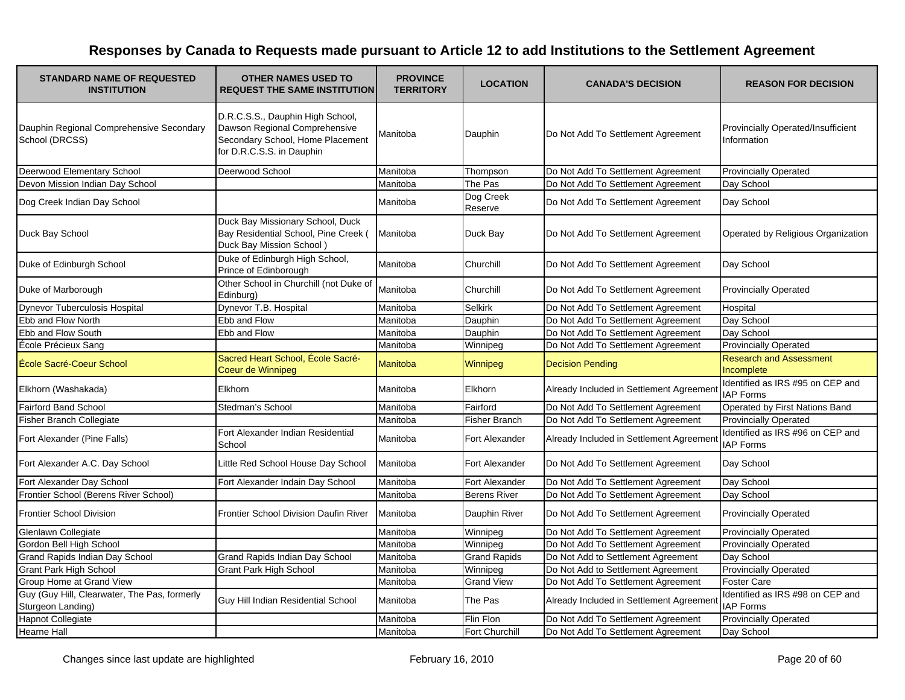# Responses by Canada to Requests made pursuant to Article 12 to add Institutions to the Settlement Agreement

| STANDARD NAME OF REQUESTED INSTITUTION | OTHER NAMES USED TO REQUEST THE SAME INSTITUTION | PROVINCE TERRITORY | LOCATION | CANADA'S DECISION | REASON FOR DECISION |
|---|---|---|---|---|---|
| Dauphin Regional Comprehensive Secondary School (DRCSS) | D.R.C.S.S., Dauphin High School, Dawson Regional Comprehensive Secondary School, Home Placement for D.R.C.S.S. in Dauphin | Manitoba | Dauphin | Do Not Add To Settlement Agreement | Provincially Operated/Insufficient Information |
| Deerwood Elementary School | Deerwood School | Manitoba | Thompson | Do Not Add To Settlement Agreement | Provincially Operated |
| Devon Mission Indian Day School | | Manitoba | The Pas | Do Not Add To Settlement Agreement | Day School |
| Dog Creek Indian Day School | | Manitoba | Dog Creek Reserve | Do Not Add To Settlement Agreement | Day School |
| Duck Bay School | Duck Bay Missionary School, Duck Bay Residential School, Pine Creek ( Duck Bay Mission School ) | Manitoba | Duck Bay | Do Not Add To Settlement Agreement | Operated by Religious Organization |
| Duke of Edinburgh School | Duke of Edinburgh High School, Prince of Edinborough | Manitoba | Churchill | Do Not Add To Settlement Agreement | Day School |
| Duke of Marborough | Other School in Churchill (not Duke of Edinburg) | Manitoba | Churchill | Do Not Add To Settlement Agreement | Provincially Operated |
| Dynevor Tuberculosis Hospital | Dynevor T.B. Hospital | Manitoba | Selkirk | Do Not Add To Settlement Agreement | Hospital |
| Ebb and Flow North | Ebb and Flow | Manitoba | Dauphin | Do Not Add To Settlement Agreement | Day School |
| Ebb and Flow South | Ebb and Flow | Manitoba | Dauphin | Do Not Add To Settlement Agreement | Day School |
| École Précieux Sang | | Manitoba | Winnipeg | Do Not Add To Settlement Agreement | Provincially Operated |
| École Sacré-Coeur School | Sacred Heart School, École Sacré-Coeur de Winnipeg | Manitoba | Winnipeg | Decision Pending | Research and Assessment Incomplete |
| Elkhorn (Washakada) | Elkhorn | Manitoba | Elkhorn | Already Included in Settlement Agreement | Identified as IRS #95 on CEP and IAP Forms |
| Fairford Band School | Stedman's School | Manitoba | Fairford | Do Not Add To Settlement Agreement | Operated by First Nations Band |
| Fisher Branch Collegiate | | Manitoba | Fisher Branch | Do Not Add To Settlement Agreement | Provincially Operated |
| Fort Alexander (Pine Falls) | Fort Alexander Indian Residential School | Manitoba | Fort Alexander | Already Included in Settlement Agreement | Identified as IRS #96 on CEP and IAP Forms |
| Fort Alexander A.C. Day School | Little Red School House Day School | Manitoba | Fort Alexander | Do Not Add To Settlement Agreement | Day School |
| Fort Alexander Day School | Fort Alexander Indain Day School | Manitoba | Fort Alexander | Do Not Add To Settlement Agreement | Day School |
| Frontier School (Berens River School) | | Manitoba | Berens River | Do Not Add To Settlement Agreement | Day School |
| Frontier School Division | Frontier School Division Daufin River | Manitoba | Dauphin River | Do Not Add To Settlement Agreement | Provincially Operated |
| Glenlawn Collegiate | | Manitoba | Winnipeg | Do Not Add To Settlement Agreement | Provincially Operated |
| Gordon Bell High School | | Manitoba | Winnipeg | Do Not Add To Settlement Agreement | Provincially Operated |
| Grand Rapids Indian Day School | Grand Rapids Indian Day School | Manitoba | Grand Rapids | Do Not Add to Settlement Agreement | Day School |
| Grant Park High School | Grant Park High School | Manitoba | Winnipeg | Do Not Add to Settlement Agreement | Provincially Operated |
| Group Home at Grand View | | Manitoba | Grand View | Do Not Add To Settlement Agreement | Foster Care |
| Guy (Guy Hill, Clearwater, The Pas, formerly Sturgeon Landing) | Guy Hill Indian Residential School | Manitoba | The Pas | Already Included in Settlement Agreement | Identified as IRS #98 on CEP and IAP Forms |
| Hapnot Collegiate | | Manitoba | Flin Flon | Do Not Add To Settlement Agreement | Provincially Operated |
| Hearne Hall | | Manitoba | Fort Churchill | Do Not Add To Settlement Agreement | Day School |

Changes since last update are highlighted

February 16, 2010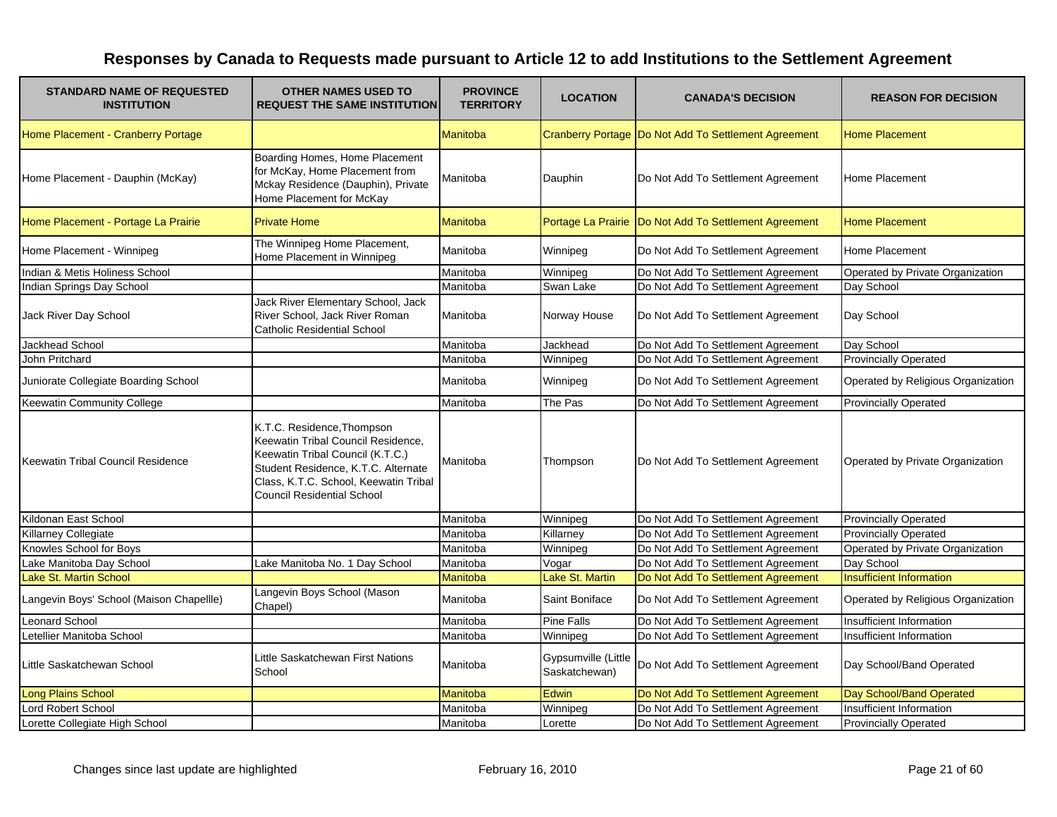# Responses by Canada to Requests made pursuant to Article 12 to add Institutions to the Settlement Agreement

| STANDARD NAME OF REQUESTED INSTITUTION | OTHER NAMES USED TO REQUEST THE SAME INSTITUTION | PROVINCE TERRITORY | LOCATION | CANADA'S DECISION | REASON FOR DECISION |
|---|---|---|---|---|---|
| Home Placement - Cranberry Portage | | Manitoba | Cranberry Portage | Do Not Add To Settlement Agreement | Home Placement |
| Home Placement - Dauphin (McKay) | Boarding Homes, Home Placement for McKay, Home Placement from Mckay Residence (Dauphin), Private Home Placement for McKay | Manitoba | Dauphin | Do Not Add To Settlement Agreement | Home Placement |
| Home Placement - Portage La Prairie | Private Home | Manitoba | Portage La Prairie | Do Not Add To Settlement Agreement | Home Placement |
| Home Placement - Winnipeg | The Winnipeg Home Placement, Home Placement in Winnipeg | Manitoba | Winnipeg | Do Not Add To Settlement Agreement | Home Placement |
| Indian & Metis Holiness School | | Manitoba | Winnipeg | Do Not Add To Settlement Agreement | Operated by Private Organization |
| Indian Springs Day School | | Manitoba | Swan Lake | Do Not Add To Settlement Agreement | Day School |
| Jack River Day School | Jack River Elementary School, Jack River School, Jack River Roman Catholic Residential School | Manitoba | Norway House | Do Not Add To Settlement Agreement | Day School |
| Jackhead School | | Manitoba | Jackhead | Do Not Add To Settlement Agreement | Day School |
| John Pritchard | | Manitoba | Winnipeg | Do Not Add To Settlement Agreement | Provincially Operated |
| Juniorate Collegiate Boarding School | | Manitoba | Winnipeg | Do Not Add To Settlement Agreement | Operated by Religious Organization |
| Keewatin Community College | | Manitoba | The Pas | Do Not Add To Settlement Agreement | Provincially Operated |
| Keewatin Tribal Council Residence | K.T.C. Residence,Thompson Keewatin Tribal Council Residence, Keewatin Tribal Council (K.T.C.) Student Residence, K.T.C. Alternate Class, K.T.C. School, Keewatin Tribal Council Residential School | Manitoba | Thompson | Do Not Add To Settlement Agreement | Operated by Private Organization |
| Kildonan East School | | Manitoba | Winnipeg | Do Not Add To Settlement Agreement | Provincially Operated |
| Killarney Collegiate | | Manitoba | Killarney | Do Not Add To Settlement Agreement | Provincially Operated |
| Knowles School for Boys | | Manitoba | Winnipeg | Do Not Add To Settlement Agreement | Operated by Private Organization |
| Lake Manitoba Day School | Lake Manitoba No. 1 Day School | Manitoba | Vogar | Do Not Add To Settlement Agreement | Day School |
| Lake St. Martin School | | Manitoba | Lake St. Martin | Do Not Add To Settlement Agreement | Insufficient Information |
| Langevin Boys' School (Maison Chapellle) | Langevin Boys School (Mason Chapel) | Manitoba | Saint Boniface | Do Not Add To Settlement Agreement | Operated by Religious Organization |
| Leonard School | | Manitoba | Pine Falls | Do Not Add To Settlement Agreement | Insufficient Information |
| Letellier Manitoba School | | Manitoba | Winnipeg | Do Not Add To Settlement Agreement | Insufficient Information |
| Little Saskatchewan School | Little Saskatchewan First Nations School | Manitoba | Gypsumville (Little Saskatchewan) | Do Not Add To Settlement Agreement | Day School/Band Operated |
| Long Plains School | | Manitoba | Edwin | Do Not Add To Settlement Agreement | Day School/Band Operated |
| Lord Robert School | | Manitoba | Winnipeg | Do Not Add To Settlement Agreement | Insufficient Information |
| Lorette Collegiate High School | | Manitoba | Lorette | Do Not Add To Settlement Agreement | Provincially Operated |

Changes since last update are highlighted

February 16, 2010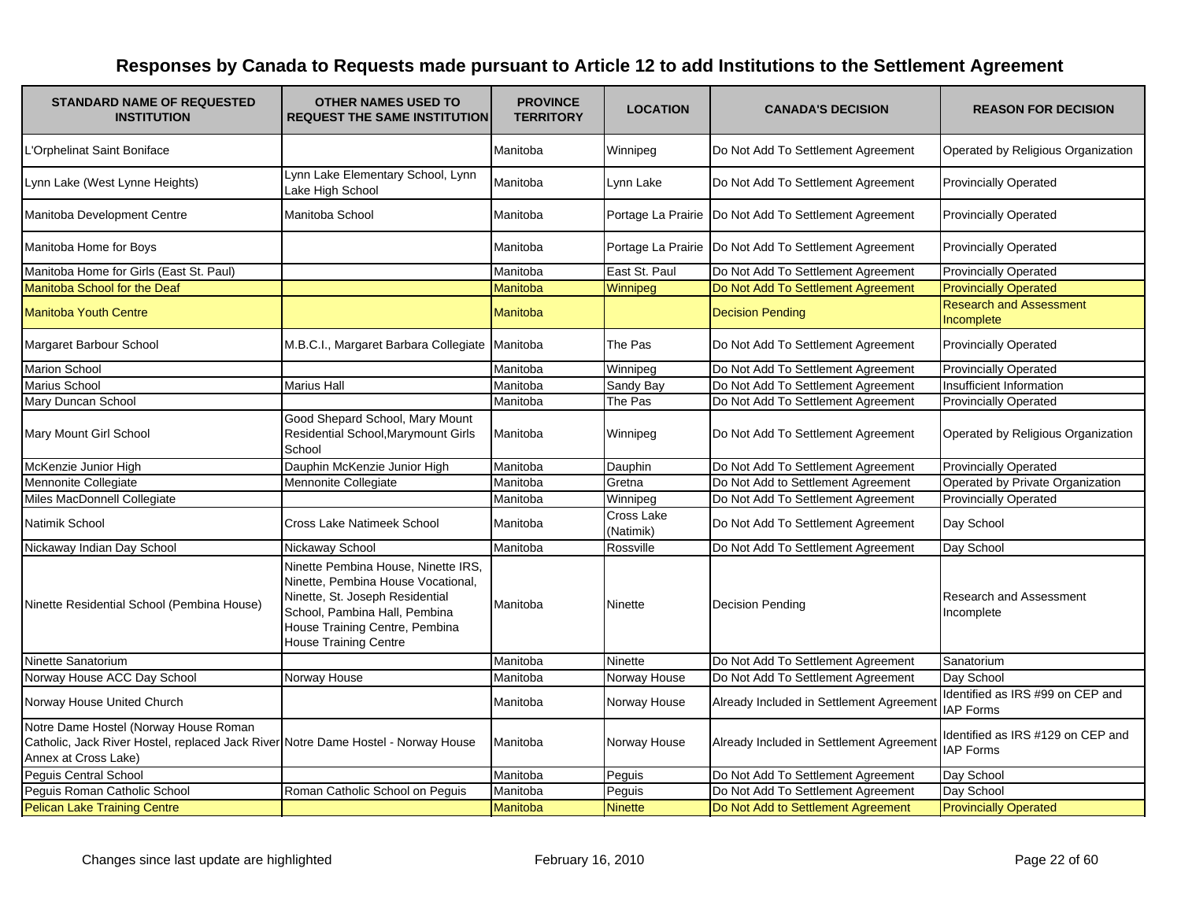# Responses by Canada to Requests made pursuant to Article 12 to add Institutions to the Settlement Agreement

| STANDARD NAME OF REQUESTED INSTITUTION | OTHER NAMES USED TO REQUEST THE SAME INSTITUTION | PROVINCE TERRITORY | LOCATION | CANADA'S DECISION | REASON FOR DECISION |
|---|---|---|---|---|---|
| L'Orphelinat Saint Boniface | | Manitoba | Winnipeg | Do Not Add To Settlement Agreement | Operated by Religious Organization |
| Lynn Lake (West Lynne Heights) | Lynn Lake Elementary School, Lynn Lake High School | Manitoba | Lynn Lake | Do Not Add To Settlement Agreement | Provincially Operated |
| Manitoba Development Centre | Manitoba School | Manitoba | Portage La Prairie | Do Not Add To Settlement Agreement | Provincially Operated |
| Manitoba Home for Boys | | Manitoba | Portage La Prairie | Do Not Add To Settlement Agreement | Provincially Operated |
| Manitoba Home for Girls (East St. Paul) | | Manitoba | East St. Paul | Do Not Add To Settlement Agreement | Provincially Operated |
| Manitoba School for the Deaf | | Manitoba | Winnipeg | Do Not Add To Settlement Agreement | Provincially Operated |
| Manitoba Youth Centre | | Manitoba | | Decision Pending | Research and Assessment Incomplete |
| Margaret Barbour School | M.B.C.I., Margaret Barbara Collegiate | Manitoba | The Pas | Do Not Add To Settlement Agreement | Provincially Operated |
| Marion School | | Manitoba | Winnipeg | Do Not Add To Settlement Agreement | Provincially Operated |
| Marius School | Marius Hall | Manitoba | Sandy Bay | Do Not Add To Settlement Agreement | Insufficient Information |
| Mary Duncan School | | Manitoba | The Pas | Do Not Add To Settlement Agreement | Provincially Operated |
| Mary Mount Girl School | Good Shepard School, Mary Mount Residential School,Marymount Girls School | Manitoba | Winnipeg | Do Not Add To Settlement Agreement | Operated by Religious Organization |
| McKenzie Junior High | Dauphin McKenzie Junior High | Manitoba | Dauphin | Do Not Add To Settlement Agreement | Provincially Operated |
| Mennonite Collegiate | Mennonite Collegiate | Manitoba | Gretna | Do Not Add to Settlement Agreement | Operated by Private Organization |
| Miles MacDonnell Collegiate | | Manitoba | Winnipeg | Do Not Add To Settlement Agreement | Provincially Operated |
| Natimik School | Cross Lake Natimeek School | Manitoba | Cross Lake (Natimik) | Do Not Add To Settlement Agreement | Day School |
| Nickaway Indian Day School | Nickaway School | Manitoba | Rossville | Do Not Add To Settlement Agreement | Day School |
| Ninette Residential School (Pembina House) | Ninette Pembina House, Ninette IRS, Ninette, Pembina House Vocational, Ninette, St. Joseph Residential School, Pambina Hall, Pembina House Training Centre, Pembina House Training Centre | Manitoba | Ninette | Decision Pending | Research and Assessment Incomplete |
| Ninette Sanatorium | | Manitoba | Ninette | Do Not Add To Settlement Agreement | Sanatorium |
| Norway House ACC Day School | Norway House | Manitoba | Norway House | Do Not Add To Settlement Agreement | Day School |
| Norway House United Church | | Manitoba | Norway House | Already Included in Settlement Agreement | Identified as IRS #99 on CEP and IAP Forms |
| Notre Dame Hostel (Norway House Roman Catholic, Jack River Hostel, replaced Jack River Annex at Cross Lake) | Notre Dame Hostel - Norway House | Manitoba | Norway House | Already Included in Settlement Agreement | Identified as IRS #129 on CEP and IAP Forms |
| Peguis Central School | | Manitoba | Peguis | Do Not Add To Settlement Agreement | Day School |
| Peguis Roman Catholic School | Roman Catholic School on Peguis | Manitoba | Peguis | Do Not Add To Settlement Agreement | Day School |
| Pelican Lake Training Centre | | Manitoba | Ninette | Do Not Add to Settlement Agreement | Provincially Operated |

Changes since last update are highlighted

February 16, 2010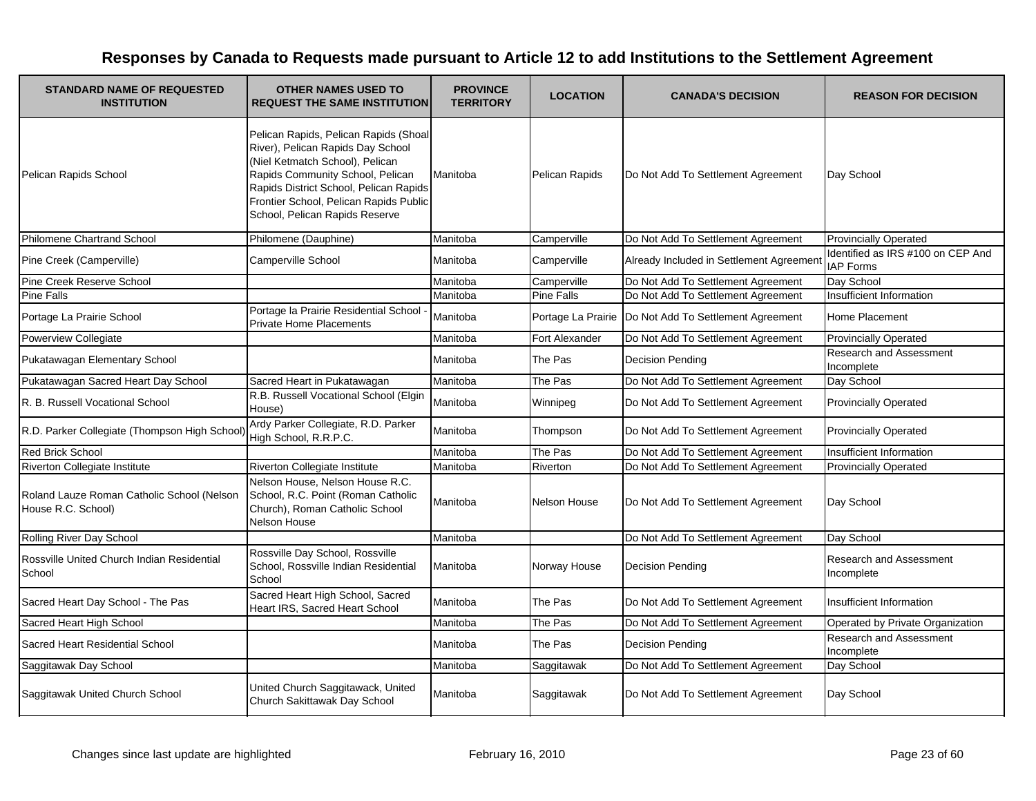# Responses by Canada to Requests made pursuant to Article 12 to add Institutions to the Settlement Agreement

| STANDARD NAME OF REQUESTED INSTITUTION | OTHER NAMES USED TO REQUEST THE SAME INSTITUTION | PROVINCE TERRITORY | LOCATION | CANADA'S DECISION | REASON FOR DECISION |
|---|---|---|---|---|---|
| Pelican Rapids School | Pelican Rapids, Pelican Rapids (Shoal River), Pelican Rapids Day School (Niel Ketmatch School), Pelican Rapids Community School, Pelican Rapids District School, Pelican Rapids Frontier School, Pelican Rapids Public School, Pelican Rapids Reserve | Manitoba | Pelican Rapids | Do Not Add To Settlement Agreement | Day School |
| Philomene Chartrand School | Philomene (Dauphine) | Manitoba | Camperville | Do Not Add To Settlement Agreement | Provincially Operated |
| Pine Creek (Camperville) | Camperville School | Manitoba | Camperville | Already Included in Settlement Agreement | Identified as IRS #100 on CEP And IAP Forms |
| Pine Creek Reserve School | | Manitoba | Camperville | Do Not Add To Settlement Agreement | Day School |
| Pine Falls | | Manitoba | Pine Falls | Do Not Add To Settlement Agreement | Insufficient Information |
| Portage La Prairie School | Portage la Prairie Residential School - Private Home Placements | Manitoba | Portage La Prairie | Do Not Add To Settlement Agreement | Home Placement |
| Powerview Collegiate | | Manitoba | Fort Alexander | Do Not Add To Settlement Agreement | Provincially Operated |
| Pukatawagan Elementary School | | Manitoba | The Pas | Decision Pending | Research and Assessment Incomplete |
| Pukatawagan Sacred Heart Day School | Sacred Heart in Pukatawagan | Manitoba | The Pas | Do Not Add To Settlement Agreement | Day School |
| R. B. Russell Vocational School | R.B. Russell Vocational School (Elgin House) | Manitoba | Winnipeg | Do Not Add To Settlement Agreement | Provincially Operated |
| R.D. Parker Collegiate (Thompson High School) | Ardy Parker Collegiate, R.D. Parker High School, R.R.P.C. | Manitoba | Thompson | Do Not Add To Settlement Agreement | Provincially Operated |
| Red Brick School | | Manitoba | The Pas | Do Not Add To Settlement Agreement | Insufficient Information |
| Riverton Collegiate Institute | Riverton Collegiate Institute | Manitoba | Riverton | Do Not Add To Settlement Agreement | Provincially Operated |
| Roland Lauze Roman Catholic School (Nelson House R.C. School) | Nelson House, Nelson House R.C. School, R.C. Point (Roman Catholic Church), Roman Catholic School Nelson House | Manitoba | Nelson House | Do Not Add To Settlement Agreement | Day School |
| Rolling River Day School | | Manitoba | | Do Not Add To Settlement Agreement | Day School |
| Rossville United Church Indian Residential School | Rossville Day School, Rossville School, Rossville Indian Residential School | Manitoba | Norway House | Decision Pending | Research and Assessment Incomplete |
| Sacred Heart Day School - The Pas | Sacred Heart High School, Sacred Heart IRS, Sacred Heart School | Manitoba | The Pas | Do Not Add To Settlement Agreement | Insufficient Information |
| Sacred Heart High School | | Manitoba | The Pas | Do Not Add To Settlement Agreement | Operated by Private Organization |
| Sacred Heart Residential School | | Manitoba | The Pas | Decision Pending | Research and Assessment Incomplete |
| Saggitawak Day School | | Manitoba | Saggitawak | Do Not Add To Settlement Agreement | Day School |
| Saggitawak United Church School | United Church Saggitawack, United Church Sakittawak Day School | Manitoba | Saggitawak | Do Not Add To Settlement Agreement | Day School |

Changes since last update are highlighted

February 16, 2010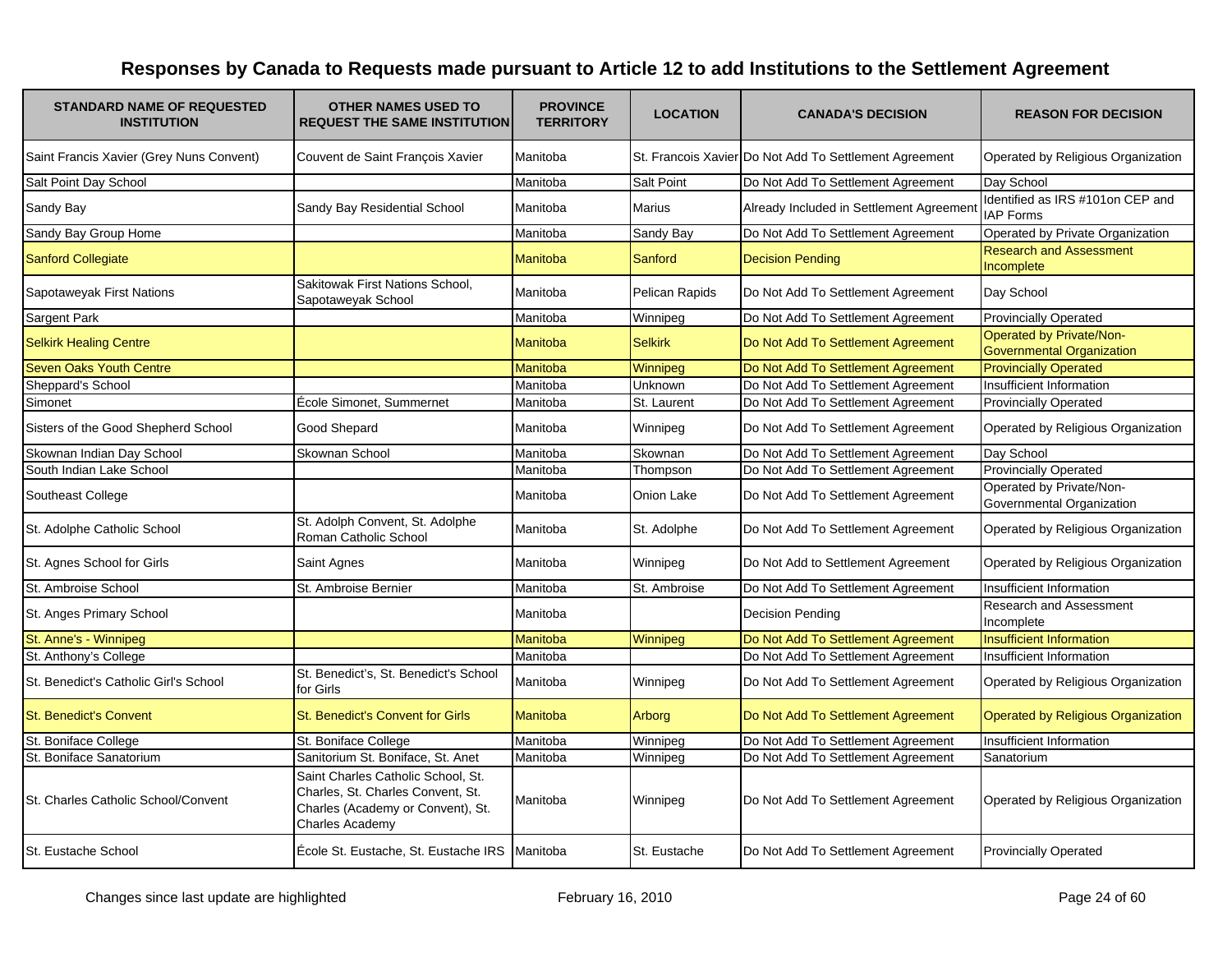# Responses by Canada to Requests made pursuant to Article 12 to add Institutions to the Settlement Agreement

| STANDARD NAME OF REQUESTED INSTITUTION | OTHER NAMES USED TO REQUEST THE SAME INSTITUTION | PROVINCE TERRITORY | LOCATION | CANADA'S DECISION | REASON FOR DECISION |
|---|---|---|---|---|---|
| Saint Francis Xavier (Grey Nuns Convent) | Couvent de Saint François Xavier | Manitoba | St. Francois Xavier | Do Not Add To Settlement Agreement | Operated by Religious Organization |
| Salt Point Day School | | Manitoba | Salt Point | Do Not Add To Settlement Agreement | Day School |
| Sandy Bay | Sandy Bay Residential School | Manitoba | Marius | Already Included in Settlement Agreement | Identified as IRS #101on CEP and IAP Forms |
| Sandy Bay Group Home | | Manitoba | Sandy Bay | Do Not Add To Settlement Agreement | Operated by Private Organization |
| Sanford Collegiate | | Manitoba | Sanford | Decision Pending | Research and Assessment Incomplete |
| Sapotaweyak First Nations | Sakitowak First Nations School, Sapotaweyak School | Manitoba | Pelican Rapids | Do Not Add To Settlement Agreement | Day School |
| Sargent Park | | Manitoba | Winnipeg | Do Not Add To Settlement Agreement | Provincially Operated |
| Selkirk Healing Centre | | Manitoba | Selkirk | Do Not Add To Settlement Agreement | Operated by Private/Non-Governmental Organization |
| Seven Oaks Youth Centre | | Manitoba | Winnipeg | Do Not Add To Settlement Agreement | Provincially Operated |
| Sheppard's School | | Manitoba | Unknown | Do Not Add To Settlement Agreement | Insufficient Information |
| Simonet | École Simonet, Summernet | Manitoba | St. Laurent | Do Not Add To Settlement Agreement | Provincially Operated |
| Sisters of the Good Shepherd School | Good Shepard | Manitoba | Winnipeg | Do Not Add To Settlement Agreement | Operated by Religious Organization |
| Skownan Indian Day School | Skownan School | Manitoba | Skownan | Do Not Add To Settlement Agreement | Day School |
| South Indian Lake School | | Manitoba | Thompson | Do Not Add To Settlement Agreement | Provincially Operated |
| Southeast College | | Manitoba | Onion Lake | Do Not Add To Settlement Agreement | Operated by Private/Non-Governmental Organization |
| St. Adolphe Catholic School | St. Adolph Convent, St. Adolphe Roman Catholic School | Manitoba | St. Adolphe | Do Not Add To Settlement Agreement | Operated by Religious Organization |
| St. Agnes School for Girls | Saint Agnes | Manitoba | Winnipeg | Do Not Add to Settlement Agreement | Operated by Religious Organization |
| St. Ambroise School | St. Ambroise Bernier | Manitoba | St. Ambroise | Do Not Add To Settlement Agreement | Insufficient Information |
| St. Anges Primary School | | Manitoba | | Decision Pending | Research and Assessment Incomplete |
| St. Anne's - Winnipeg | | Manitoba | Winnipeg | Do Not Add To Settlement Agreement | Insufficient Information |
| St. Anthony's College | | Manitoba | | Do Not Add To Settlement Agreement | Insufficient Information |
| St. Benedict's Catholic Girl's School | St. Benedict's, St. Benedict's School for Girls | Manitoba | Winnipeg | Do Not Add To Settlement Agreement | Operated by Religious Organization |
| St. Benedict's Convent | St. Benedict's Convent for Girls | Manitoba | Arborg | Do Not Add To Settlement Agreement | Operated by Religious Organization |
| St. Boniface College | St. Boniface College | Manitoba | Winnipeg | Do Not Add To Settlement Agreement | Insufficient Information |
| St. Boniface Sanatorium | Sanitorium St. Boniface, St. Anet | Manitoba | Winnipeg | Do Not Add To Settlement Agreement | Sanatorium |
| St. Charles Catholic School/Convent | Saint Charles Catholic School, St. Charles, St. Charles Convent, St. Charles (Academy or Convent), St. Charles Academy | Manitoba | Winnipeg | Do Not Add To Settlement Agreement | Operated by Religious Organization |
| St. Eustache School | École St. Eustache, St. Eustache IRS | Manitoba | St. Eustache | Do Not Add To Settlement Agreement | Provincially Operated |

Changes since last update are highlighted

February 16, 2010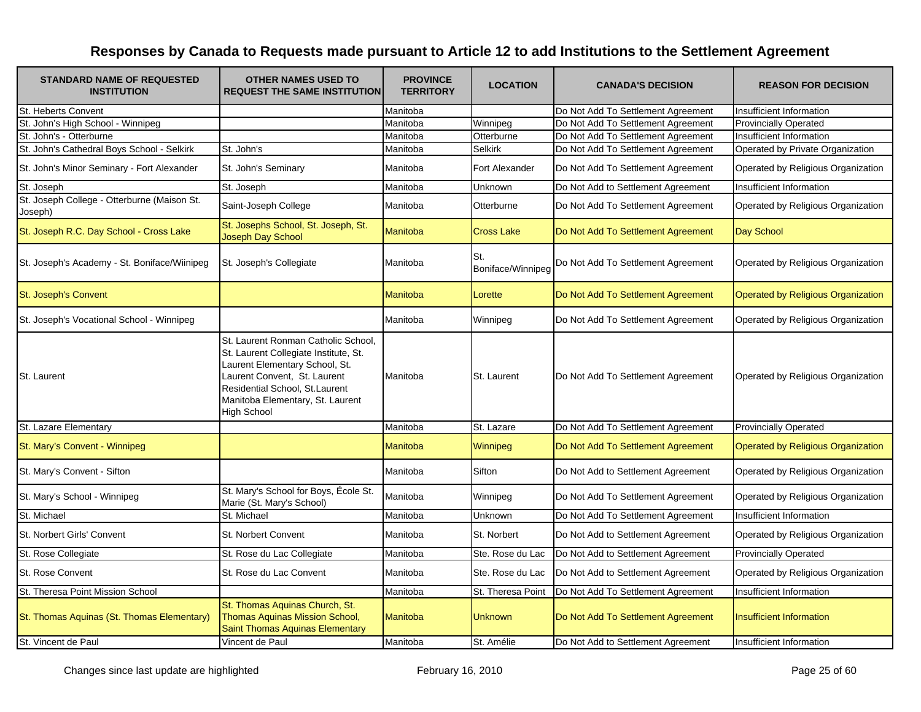# Responses by Canada to Requests made pursuant to Article 12 to add Institutions to the Settlement Agreement

| STANDARD NAME OF REQUESTED INSTITUTION | OTHER NAMES USED TO REQUEST THE SAME INSTITUTION | PROVINCE TERRITORY | LOCATION | CANADA'S DECISION | REASON FOR DECISION |
|---|---|---|---|---|---|
| St. Heberts Convent | | Manitoba | | Do Not Add To Settlement Agreement | Insufficient Information |
| St. John's High School - Winnipeg | | Manitoba | Winnipeg | Do Not Add To Settlement Agreement | Provincially Operated |
| St. John's - Otterburne | | Manitoba | Otterburne | Do Not Add To Settlement Agreement | Insufficient Information |
| St. John's Cathedral Boys School - Selkirk | St. John's | Manitoba | Selkirk | Do Not Add To Settlement Agreement | Operated by Private Organization |
| St. John's Minor Seminary - Fort Alexander | St. John's Seminary | Manitoba | Fort Alexander | Do Not Add To Settlement Agreement | Operated by Religious Organization |
| St. Joseph | St. Joseph | Manitoba | Unknown | Do Not Add to Settlement Agreement | Insufficient Information |
| St. Joseph College - Otterburne (Maison St. Joseph) | Saint-Joseph College | Manitoba | Otterburne | Do Not Add To Settlement Agreement | Operated by Religious Organization |
| St. Joseph R.C. Day School - Cross Lake | St. Josephs School, St. Joseph, St. Joseph Day School | Manitoba | Cross Lake | Do Not Add To Settlement Agreement | Day School |
| St. Joseph's Academy - St. Boniface/Wiinipeg | St. Joseph's Collegiate | Manitoba | St. Boniface/Winnipeg | Do Not Add To Settlement Agreement | Operated by Religious Organization |
| St. Joseph's Convent | | Manitoba | Lorette | Do Not Add To Settlement Agreement | Operated by Religious Organization |
| St. Joseph's Vocational School - Winnipeg | | Manitoba | Winnipeg | Do Not Add To Settlement Agreement | Operated by Religious Organization |
| St. Laurent | St. Laurent Ronman Catholic School, St. Laurent Collegiate Institute, St. Laurent Elementary School, St. Laurent Convent, St. Laurent Residential School, St.Laurent Manitoba Elementary, St. Laurent High School | Manitoba | St. Laurent | Do Not Add To Settlement Agreement | Operated by Religious Organization |
| St. Lazare Elementary | | Manitoba | St. Lazare | Do Not Add To Settlement Agreement | Provincially Operated |
| St. Mary's Convent - Winnipeg | | Manitoba | Winnipeg | Do Not Add To Settlement Agreement | Operated by Religious Organization |
| St. Mary's Convent - Sifton | | Manitoba | Sifton | Do Not Add to Settlement Agreement | Operated by Religious Organization |
| St. Mary's School - Winnipeg | St. Mary's School for Boys, École St. Marie (St. Mary's School) | Manitoba | Winnipeg | Do Not Add To Settlement Agreement | Operated by Religious Organization |
| St. Michael | St. Michael | Manitoba | Unknown | Do Not Add To Settlement Agreement | Insufficient Information |
| St. Norbert Girls' Convent | St. Norbert Convent | Manitoba | St. Norbert | Do Not Add to Settlement Agreement | Operated by Religious Organization |
| St. Rose Collegiate | St. Rose du Lac Collegiate | Manitoba | Ste. Rose du Lac | Do Not Add to Settlement Agreement | Provincially Operated |
| St. Rose Convent | St. Rose du Lac Convent | Manitoba | Ste. Rose du Lac | Do Not Add to Settlement Agreement | Operated by Religious Organization |
| St. Theresa Point Mission School | | Manitoba | St. Theresa Point | Do Not Add To Settlement Agreement | Insufficient Information |
| St. Thomas Aquinas (St. Thomas Elementary) | St. Thomas Aquinas Church, St. Thomas Aquinas Mission School, Saint Thomas Aquinas Elementary | Manitoba | Unknown | Do Not Add To Settlement Agreement | Insufficient Information |
| St. Vincent de Paul | Vincent de Paul | Manitoba | St. Amélie | Do Not Add to Settlement Agreement | Insufficient Information |

Changes since last update are highlighted

February 16, 2010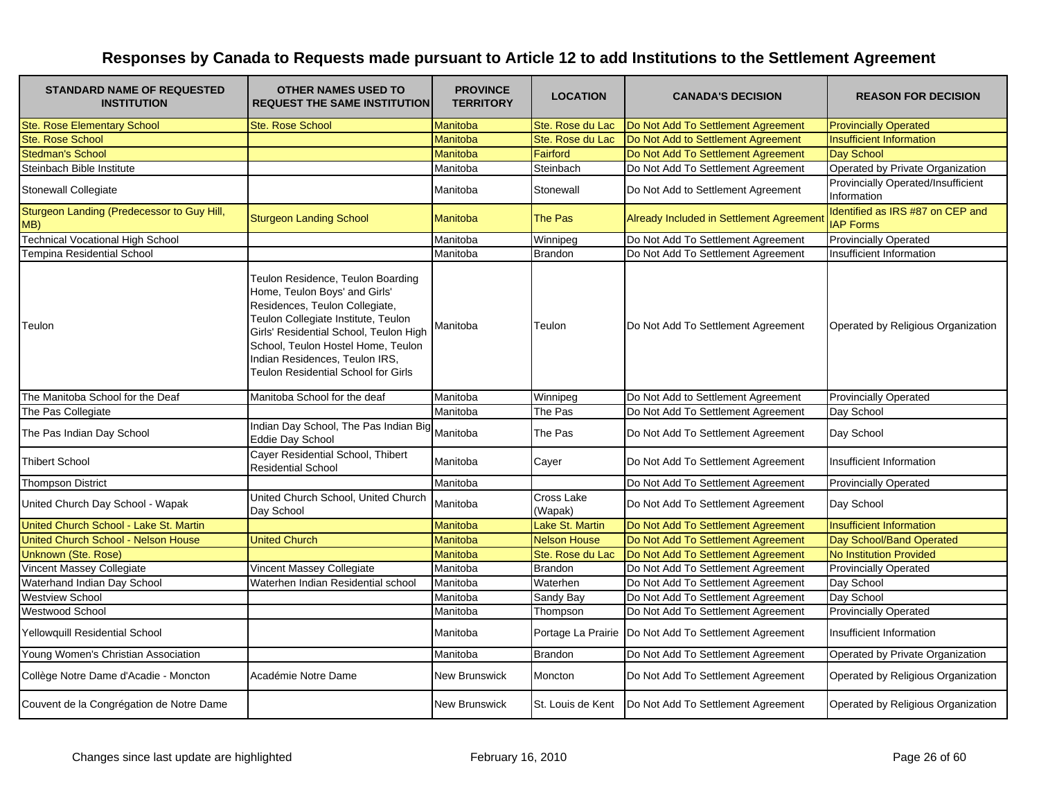# Responses by Canada to Requests made pursuant to Article 12 to add Institutions to the Settlement Agreement

| STANDARD NAME OF REQUESTED INSTITUTION | OTHER NAMES USED TO REQUEST THE SAME INSTITUTION | PROVINCE TERRITORY | LOCATION | CANADA'S DECISION | REASON FOR DECISION |
|---|---|---|---|---|---|
| Ste. Rose Elementary School | Ste. Rose School | Manitoba | Ste. Rose du Lac | Do Not Add To Settlement Agreement | Provincially Operated |
| Ste. Rose School | | Manitoba | Ste. Rose du Lac | Do Not Add to Settlement Agreement | Insufficient Information |
| Stedman's School | | Manitoba | Fairford | Do Not Add To Settlement Agreement | Day School |
| Steinbach Bible Institute | | Manitoba | Steinbach | Do Not Add To Settlement Agreement | Operated by Private Organization |
| Stonewall Collegiate | | Manitoba | Stonewall | Do Not Add to Settlement Agreement | Provincially Operated/Insufficient Information |
| Sturgeon Landing (Predecessor to Guy Hill, MB) | Sturgeon Landing School | Manitoba | The Pas | Already Included in Settlement Agreement | Identified as IRS #87 on CEP and IAP Forms |
| Technical Vocational High School | | Manitoba | Winnipeg | Do Not Add To Settlement Agreement | Provincially Operated |
| Tempina Residential School | | Manitoba | Brandon | Do Not Add To Settlement Agreement | Insufficient Information |
| Teulon | Teulon Residence, Teulon Boarding Home, Teulon Boys' and Girls' Residences, Teulon Collegiate, Teulon Collegiate Institute, Teulon Girls' Residential School, Teulon High School, Teulon Hostel Home, Teulon Indian Residences, Teulon IRS, Teulon Residential School for Girls | Manitoba | Teulon | Do Not Add To Settlement Agreement | Operated by Religious Organization |
| The Manitoba School for the Deaf | Manitoba School for the deaf | Manitoba | Winnipeg | Do Not Add to Settlement Agreement | Provincially Operated |
| The Pas Collegiate | | Manitoba | The Pas | Do Not Add To Settlement Agreement | Day School |
| The Pas Indian Day School | Indian Day School, The Pas Indian Big Eddie Day School | Manitoba | The Pas | Do Not Add To Settlement Agreement | Day School |
| Thibert School | Cayer Residential School, Thibert Residential School | Manitoba | Cayer | Do Not Add To Settlement Agreement | Insufficient Information |
| Thompson District | | Manitoba | | Do Not Add To Settlement Agreement | Provincially Operated |
| United Church Day School - Wapak | United Church School, United Church Day School | Manitoba | Cross Lake (Wapak) | Do Not Add To Settlement Agreement | Day School |
| United Church School - Lake St. Martin | | Manitoba | Lake St. Martin | Do Not Add To Settlement Agreement | Insufficient Information |
| United Church School - Nelson House | United Church | Manitoba | Nelson House | Do Not Add To Settlement Agreement | Day School/Band Operated |
| Unknown (Ste. Rose) | | Manitoba | Ste. Rose du Lac | Do Not Add To Settlement Agreement | No Institution Provided |
| Vincent Massey Collegiate | Vincent Massey Collegiate | Manitoba | Brandon | Do Not Add To Settlement Agreement | Provincially Operated |
| Waterhand Indian Day School | Waterhen Indian Residential school | Manitoba | Waterhen | Do Not Add To Settlement Agreement | Day School |
| Westview School | | Manitoba | Sandy Bay | Do Not Add To Settlement Agreement | Day School |
| Westwood School | | Manitoba | Thompson | Do Not Add To Settlement Agreement | Provincially Operated |
| Yellowquill Residential School | | Manitoba | Portage La Prairie | Do Not Add To Settlement Agreement | Insufficient Information |
| Young Women's Christian Association | | Manitoba | Brandon | Do Not Add To Settlement Agreement | Operated by Private Organization |
| Collège Notre Dame d'Acadie - Moncton | Académie Notre Dame | New Brunswick | Moncton | Do Not Add To Settlement Agreement | Operated by Religious Organization |
| Couvent de la Congrégation de Notre Dame | | New Brunswick | St. Louis de Kent | Do Not Add To Settlement Agreement | Operated by Religious Organization |

Changes since last update are highlighted

February 16, 2010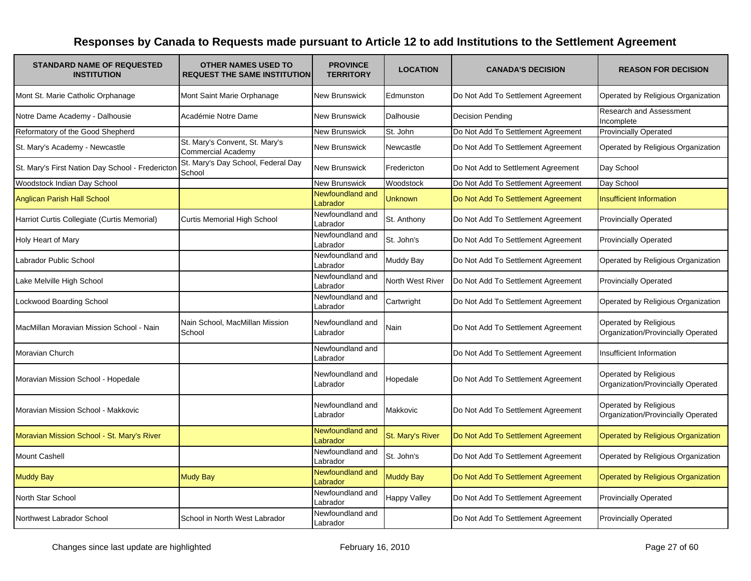# Responses by Canada to Requests made pursuant to Article 12 to add Institutions to the Settlement Agreement

| STANDARD NAME OF REQUESTED INSTITUTION | OTHER NAMES USED TO REQUEST THE SAME INSTITUTION | PROVINCE TERRITORY | LOCATION | CANADA'S DECISION | REASON FOR DECISION |
|---|---|---|---|---|---|
| Mont St. Marie Catholic Orphanage | Mont Saint Marie Orphanage | New Brunswick | Edmunston | Do Not Add To Settlement Agreement | Operated by Religious Organization |
| Notre Dame Academy - Dalhousie | Académie Notre Dame | New Brunswick | Dalhousie | Decision Pending | Research and Assessment Incomplete |
| Reformatory of the Good Shepherd | | New Brunswick | St. John | Do Not Add To Settlement Agreement | Provincially Operated |
| St. Mary's Academy - Newcastle | St. Mary's Convent, St. Mary's Commercial Academy | New Brunswick | Newcastle | Do Not Add To Settlement Agreement | Operated by Religious Organization |
| St. Mary's First Nation Day School - Fredericton | St. Mary's Day School, Federal Day School | New Brunswick | Fredericton | Do Not Add to Settlement Agreement | Day School |
| Woodstock Indian Day School | | New Brunswick | Woodstock | Do Not Add To Settlement Agreement | Day School |
| Anglican Parish Hall School | | Newfoundland and Labrador | Unknown | Do Not Add To Settlement Agreement | Insufficient Information |
| Harriot Curtis Collegiate (Curtis Memorial) | Curtis Memorial High School | Newfoundland and Labrador | St. Anthony | Do Not Add To Settlement Agreement | Provincially Operated |
| Holy Heart of Mary | | Newfoundland and Labrador | St. John's | Do Not Add To Settlement Agreement | Provincially Operated |
| Labrador Public School | | Newfoundland and Labrador | Muddy Bay | Do Not Add To Settlement Agreement | Operated by Religious Organization |
| Lake Melville High School | | Newfoundland and Labrador | North West River | Do Not Add To Settlement Agreement | Provincially Operated |
| Lockwood Boarding School | | Newfoundland and Labrador | Cartwright | Do Not Add To Settlement Agreement | Operated by Religious Organization |
| MacMillan Moravian Mission School - Nain | Nain School, MacMillan Mission School | Newfoundland and Labrador | Nain | Do Not Add To Settlement Agreement | Operated by Religious Organization/Provincially Operated |
| Moravian Church | | Newfoundland and Labrador | | Do Not Add To Settlement Agreement | Insufficient Information |
| Moravian Mission School - Hopedale | | Newfoundland and Labrador | Hopedale | Do Not Add To Settlement Agreement | Operated by Religious Organization/Provincially Operated |
| Moravian Mission School - Makkovic | | Newfoundland and Labrador | Makkovic | Do Not Add To Settlement Agreement | Operated by Religious Organization/Provincially Operated |
| Moravian Mission School - St. Mary's River | | Newfoundland and Labrador | St. Mary's River | Do Not Add To Settlement Agreement | Operated by Religious Organization |
| Mount Cashell | | Newfoundland and Labrador | St. John's | Do Not Add To Settlement Agreement | Operated by Religious Organization |
| Muddy Bay | Mudy Bay | Newfoundland and Labrador | Muddy Bay | Do Not Add To Settlement Agreement | Operated by Religious Organization |
| North Star School | | Newfoundland and Labrador | Happy Valley | Do Not Add To Settlement Agreement | Provincially Operated |
| Northwest Labrador School | School in North West Labrador | Newfoundland and Labrador | | Do Not Add To Settlement Agreement | Provincially Operated |

Changes since last update are highlighted

February 16, 2010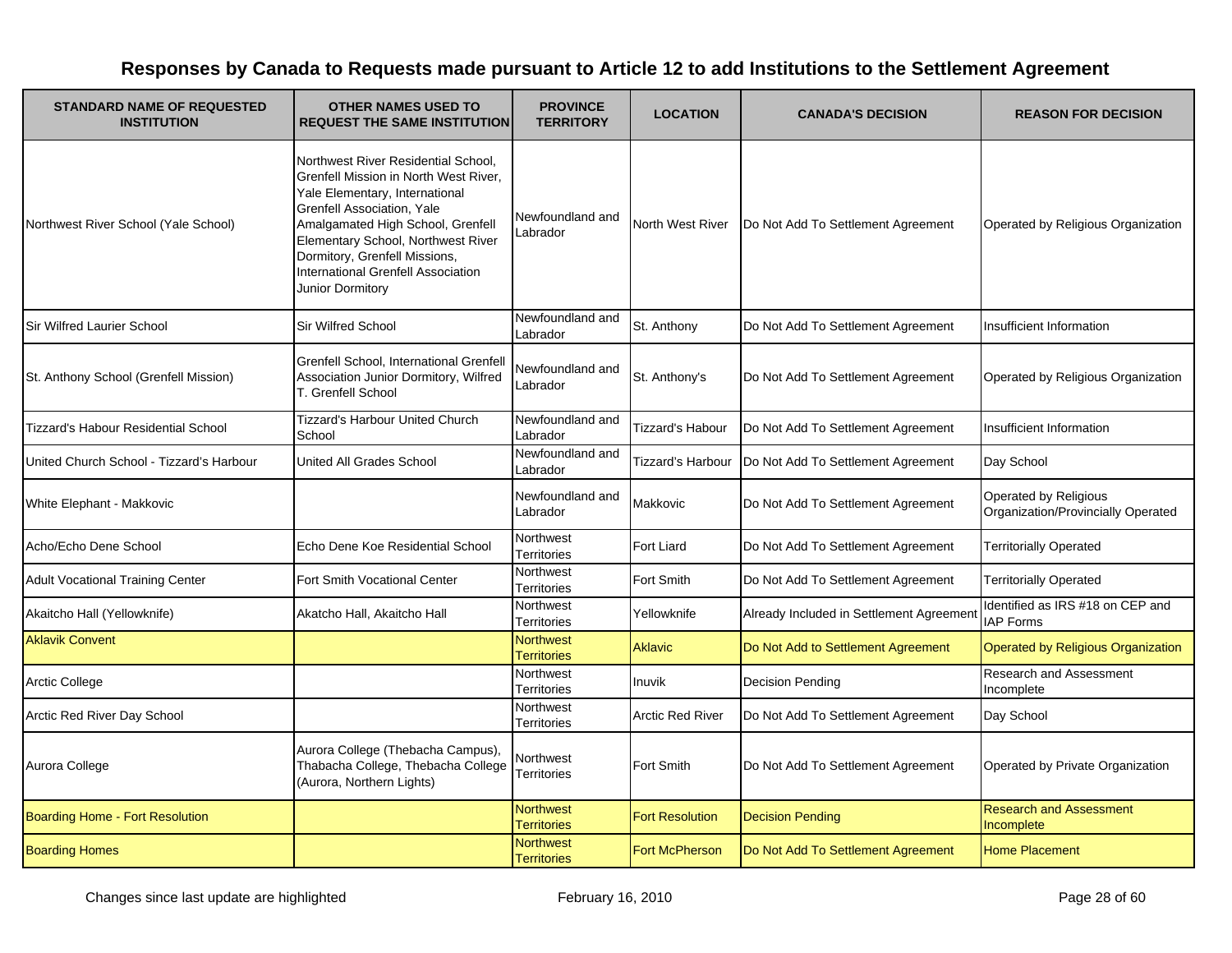# Responses by Canada to Requests made pursuant to Article 12 to add Institutions to the Settlement Agreement

| STANDARD NAME OF REQUESTED INSTITUTION | OTHER NAMES USED TO REQUEST THE SAME INSTITUTION | PROVINCE TERRITORY | LOCATION | CANADA'S DECISION | REASON FOR DECISION |
|---|---|---|---|---|---|
| Northwest River School (Yale School) | Northwest River Residential School, Grenfell Mission in North West River, Yale Elementary, International Grenfell Association, Yale Amalgamated High School, Grenfell Elementary School, Northwest River Dormitory, Grenfell Missions, International Grenfell Association Junior Dormitory | Newfoundland and Labrador | North West River | Do Not Add To Settlement Agreement | Operated by Religious Organization |
| Sir Wilfred Laurier School | Sir Wilfred School | Newfoundland and Labrador | St. Anthony | Do Not Add To Settlement Agreement | Insufficient Information |
| St. Anthony School (Grenfell Mission) | Grenfell School, International Grenfell Association Junior Dormitory, Wilfred T. Grenfell School | Newfoundland and Labrador | St. Anthony's | Do Not Add To Settlement Agreement | Operated by Religious Organization |
| Tizzard's Habour Residential School | Tizzard's Harbour United Church School | Newfoundland and Labrador | Tizzard's Habour | Do Not Add To Settlement Agreement | Insufficient Information |
| United Church School - Tizzard's Harbour | United All Grades School | Newfoundland and Labrador | Tizzard's Harbour | Do Not Add To Settlement Agreement | Day School |
| White Elephant - Makkovic | | Newfoundland and Labrador | Makkovic | Do Not Add To Settlement Agreement | Operated by Religious Organization/Provincially Operated |
| Acho/Echo Dene School | Echo Dene Koe Residential School | Northwest Territories | Fort Liard | Do Not Add To Settlement Agreement | Territorially Operated |
| Adult Vocational Training Center | Fort Smith Vocational Center | Northwest Territories | Fort Smith | Do Not Add To Settlement Agreement | Territorially Operated |
| Akaitcho Hall (Yellowknife) | Akatcho Hall, Akaitcho Hall | Northwest Territories | Yellowknife | Already Included in Settlement Agreement | Identified as IRS #18 on CEP and IAP Forms |
| Aklavik Convent | | Northwest Territories | Aklavic | Do Not Add to Settlement Agreement | Operated by Religious Organization |
| Arctic College | | Northwest Territories | Inuvik | Decision Pending | Research and Assessment Incomplete |
| Arctic Red River Day School | | Northwest Territories | Arctic Red River | Do Not Add To Settlement Agreement | Day School |
| Aurora College | Aurora College (Thebacha Campus), Thabacha College, Thebacha College (Aurora, Northern Lights) | Northwest Territories | Fort Smith | Do Not Add To Settlement Agreement | Operated by Private Organization |
| Boarding Home - Fort Resolution | | Northwest Territories | Fort Resolution | Decision Pending | Research and Assessment Incomplete |
| Boarding Homes | | Northwest Territories | Fort McPherson | Do Not Add To Settlement Agreement | Home Placement |

Changes since last update are highlighted

February 16, 2010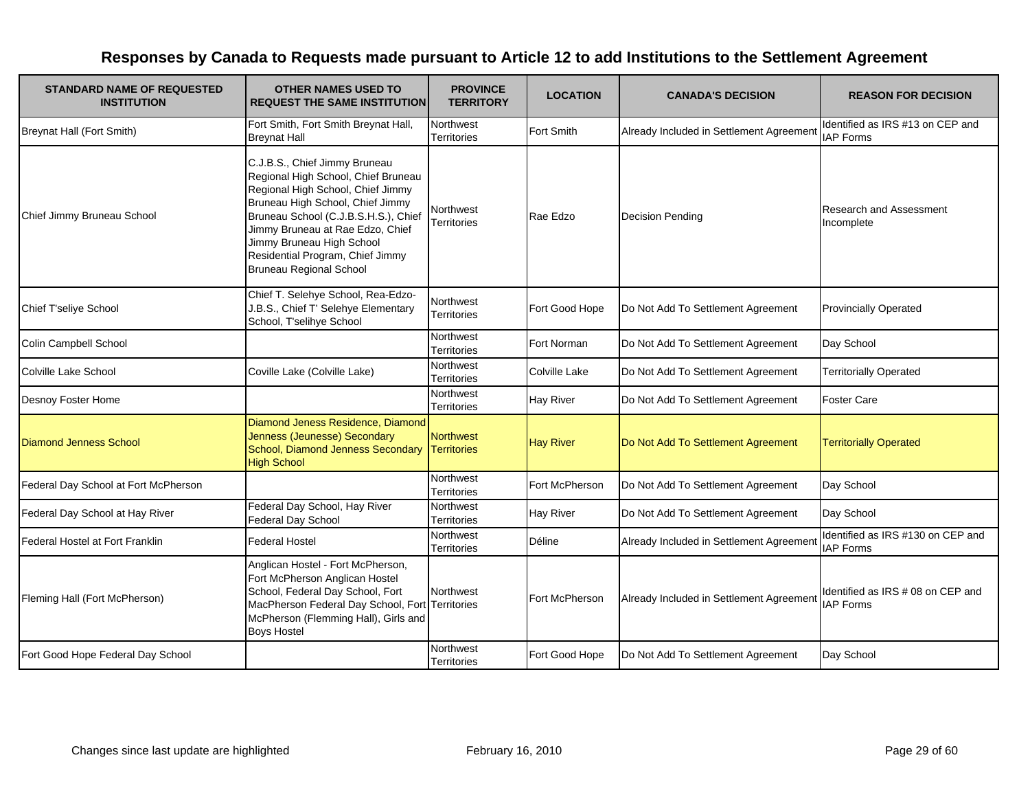# Responses by Canada to Requests made pursuant to Article 12 to add Institutions to the Settlement Agreement

| STANDARD NAME OF REQUESTED INSTITUTION | OTHER NAMES USED TO REQUEST THE SAME INSTITUTION | PROVINCE TERRITORY | LOCATION | CANADA'S DECISION | REASON FOR DECISION |
|---|---|---|---|---|---|
| Breynat Hall (Fort Smith) | Fort Smith, Fort Smith Breynat Hall, Breynat Hall | Northwest Territories | Fort Smith | Already Included in Settlement Agreement | Identified as IRS #13 on CEP and IAP Forms |
| Chief Jimmy Bruneau School | C.J.B.S., Chief Jimmy Bruneau Regional High School, Chief Bruneau Regional High School, Chief Jimmy Bruneau High School, Chief Jimmy Bruneau School (C.J.B.S.H.S.), Chief Jimmy Bruneau at Rae Edzo, Chief Jimmy Bruneau High School Residential Program, Chief Jimmy Bruneau Regional School | Northwest Territories | Rae Edzo | Decision Pending | Research and Assessment Incomplete |
| Chief T'seliye School | Chief T. Selehye School, Rea-Edzo-J.B.S., Chief T' Selehye Elementary School, T'selihye School | Northwest Territories | Fort Good Hope | Do Not Add To Settlement Agreement | Provincially Operated |
| Colin Campbell School | | Northwest Territories | Fort Norman | Do Not Add To Settlement Agreement | Day School |
| Colville Lake School | Coville Lake (Colville Lake) | Northwest Territories | Colville Lake | Do Not Add To Settlement Agreement | Territorially Operated |
| Desnoy Foster Home | | Northwest Territories | Hay River | Do Not Add To Settlement Agreement | Foster Care |
| Diamond Jenness School | Diamond Jeness Residence, Diamond Jenness (Jeunesse) Secondary School, Diamond Jenness Secondary High School | Northwest Territories | Hay River | Do Not Add To Settlement Agreement | Territorially Operated |
| Federal Day School at Fort McPherson | | Northwest Territories | Fort McPherson | Do Not Add To Settlement Agreement | Day School |
| Federal Day School at Hay River | Federal Day School, Hay River Federal Day School | Northwest Territories | Hay River | Do Not Add To Settlement Agreement | Day School |
| Federal Hostel at Fort Franklin | Federal Hostel | Northwest Territories | Déline | Already Included in Settlement Agreement | Identified as IRS #130 on CEP and IAP Forms |
| Fleming Hall (Fort McPherson) | Anglican Hostel - Fort McPherson, Fort McPherson Anglican Hostel School, Federal Day School, Fort MacPherson Federal Day School, Fort McPherson (Flemming Hall), Girls and Boys Hostel | Northwest Territories | Fort McPherson | Already Included in Settlement Agreement | Identified as IRS # 08 on CEP and IAP Forms |
| Fort Good Hope Federal Day School | | Northwest Territories | Fort Good Hope | Do Not Add To Settlement Agreement | Day School |

Changes since last update are highlighted

February 16, 2010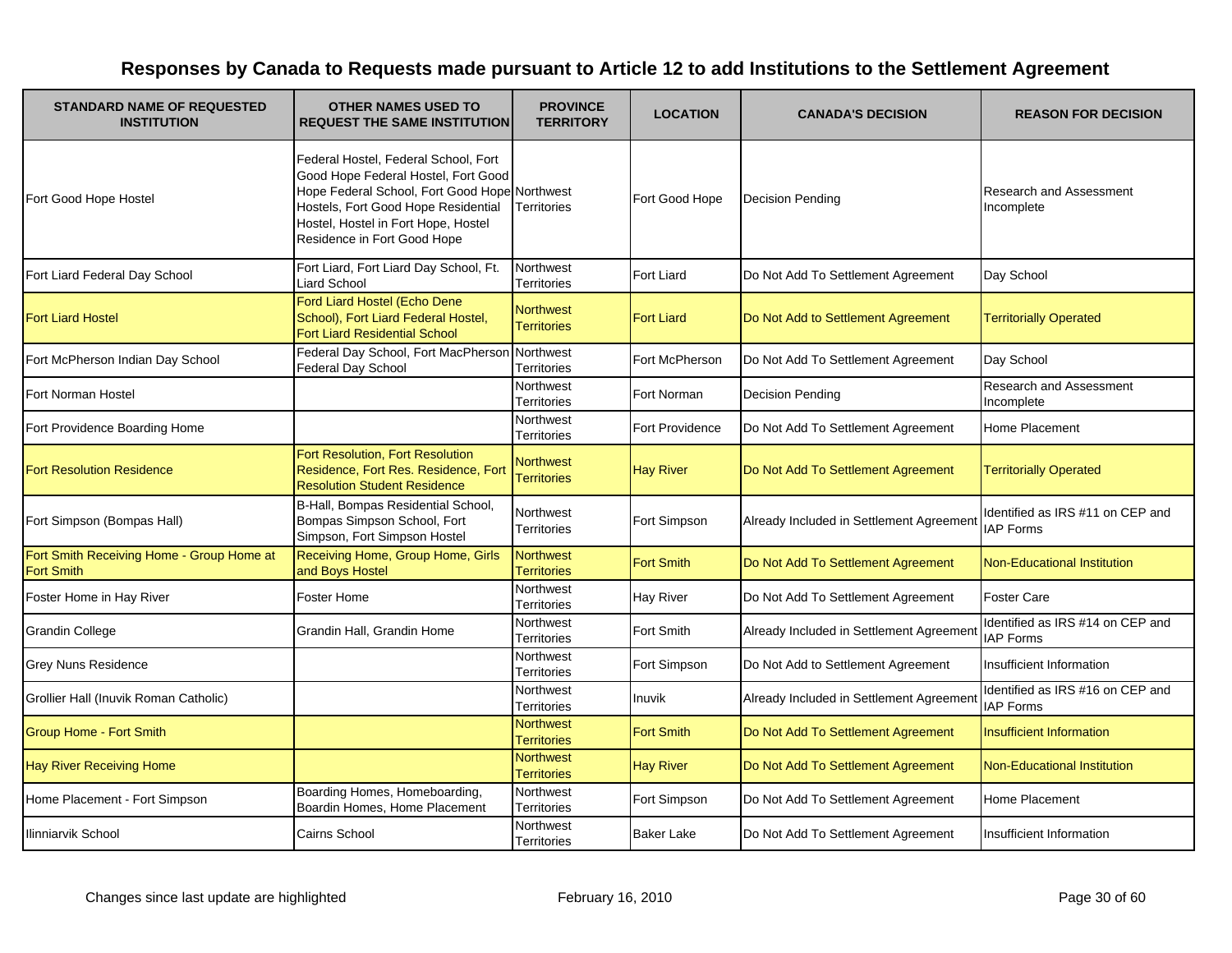# Responses by Canada to Requests made pursuant to Article 12 to add Institutions to the Settlement Agreement

| STANDARD NAME OF REQUESTED INSTITUTION | OTHER NAMES USED TO REQUEST THE SAME INSTITUTION | PROVINCE TERRITORY | LOCATION | CANADA'S DECISION | REASON FOR DECISION |
|---|---|---|---|---|---|
| Fort Good Hope Hostel | Federal Hostel, Federal School, Fort Good Hope Federal Hostel, Fort Good Hope Federal School, Fort Good Hope Hostels, Fort Good Hope Residential Hostel, Hostel in Fort Hope, Hostel Residence in Fort Good Hope | Northwest Territories | Fort Good Hope | Decision Pending | Research and Assessment Incomplete |
| Fort Liard Federal Day School | Fort Liard, Fort Liard Day School, Ft. Liard School | Northwest Territories | Fort Liard | Do Not Add To Settlement Agreement | Day School |
| Fort Liard Hostel | Ford Liard Hostel (Echo Dene School), Fort Liard Federal Hostel, Fort Liard Residential School | Northwest Territories | Fort Liard | Do Not Add to Settlement Agreement | Territorially Operated |
| Fort McPherson Indian Day School | Federal Day School, Fort MacPherson Federal Day School | Northwest Territories | Fort McPherson | Do Not Add To Settlement Agreement | Day School |
| Fort Norman Hostel | | Northwest Territories | Fort Norman | Decision Pending | Research and Assessment Incomplete |
| Fort Providence Boarding Home | | Northwest Territories | Fort Providence | Do Not Add To Settlement Agreement | Home Placement |
| Fort Resolution Residence | Fort Resolution, Fort Resolution Residence, Fort Res. Residence, Fort Resolution Student Residence | Northwest Territories | Hay River | Do Not Add To Settlement Agreement | Territorially Operated |
| Fort Simpson (Bompas Hall) | B-Hall, Bompas Residential School, Bompas Simpson School, Fort Simpson, Fort Simpson Hostel | Northwest Territories | Fort Simpson | Already Included in Settlement Agreement | Identified as IRS #11 on CEP and IAP Forms |
| Fort Smith Receiving Home - Group Home at Fort Smith | Receiving Home, Group Home, Girls and Boys Hostel | Northwest Territories | Fort Smith | Do Not Add To Settlement Agreement | Non-Educational Institution |
| Foster Home in Hay River | Foster Home | Northwest Territories | Hay River | Do Not Add To Settlement Agreement | Foster Care |
| Grandin College | Grandin Hall, Grandin Home | Northwest Territories | Fort Smith | Already Included in Settlement Agreement | Identified as IRS #14 on CEP and IAP Forms |
| Grey Nuns Residence | | Northwest Territories | Fort Simpson | Do Not Add to Settlement Agreement | Insufficient Information |
| Grollier Hall (Inuvik Roman Catholic) | | Northwest Territories | Inuvik | Already Included in Settlement Agreement | Identified as IRS #16 on CEP and IAP Forms |
| Group Home - Fort Smith | | Northwest Territories | Fort Smith | Do Not Add To Settlement Agreement | Insufficient Information |
| Hay River Receiving Home | | Northwest Territories | Hay River | Do Not Add To Settlement Agreement | Non-Educational Institution |
| Home Placement - Fort Simpson | Boarding Homes, Homeboarding, Boardin Homes, Home Placement | Northwest Territories | Fort Simpson | Do Not Add To Settlement Agreement | Home Placement |
| Ilinniarvik School | Cairns School | Northwest Territories | Baker Lake | Do Not Add To Settlement Agreement | Insufficient Information |

Changes since last update are highlighted

February 16, 2010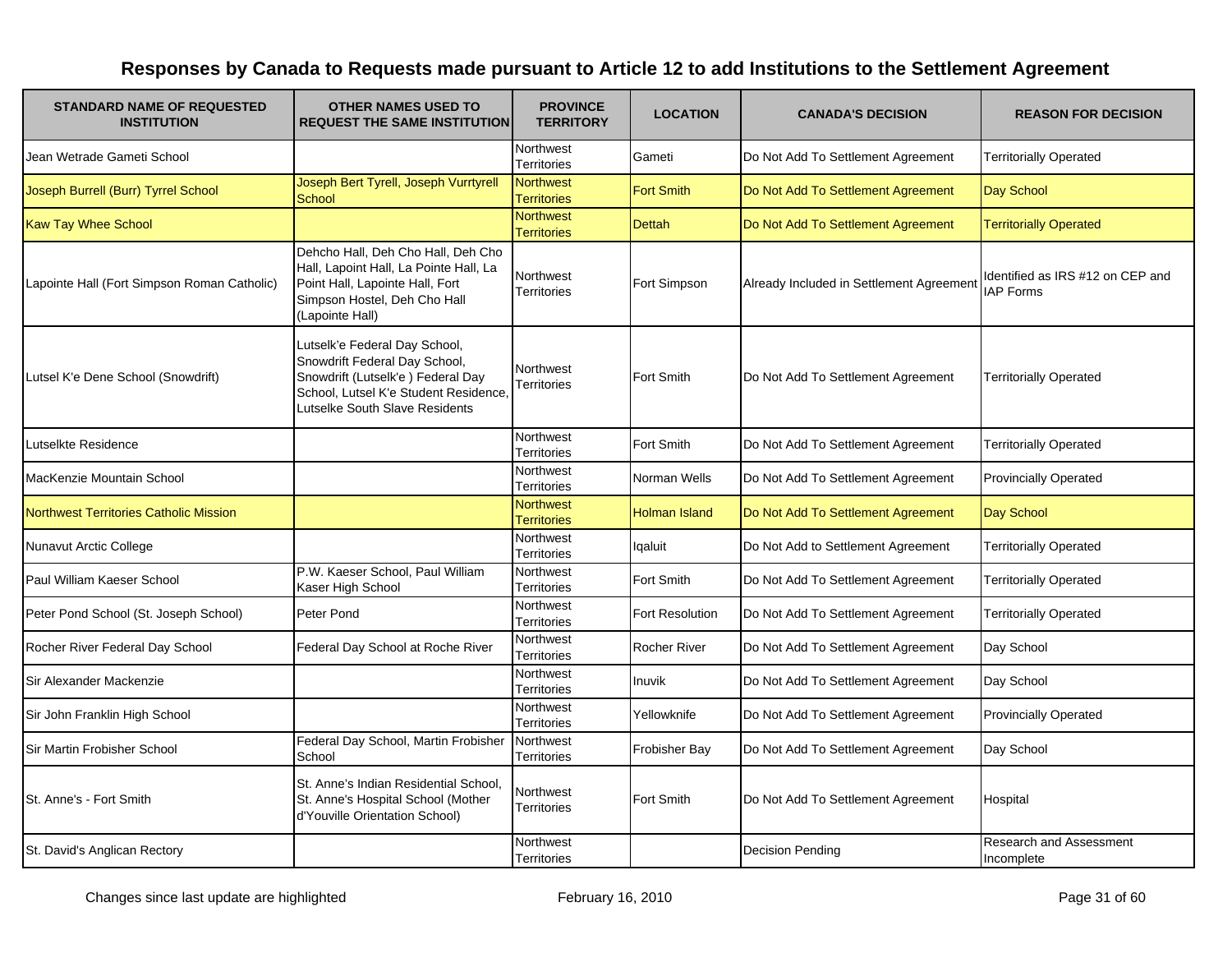# Responses by Canada to Requests made pursuant to Article 12 to add Institutions to the Settlement Agreement

| STANDARD NAME OF REQUESTED INSTITUTION | OTHER NAMES USED TO REQUEST THE SAME INSTITUTION | PROVINCE TERRITORY | LOCATION | CANADA'S DECISION | REASON FOR DECISION |
|---|---|---|---|---|---|
| Jean Wetrade Gameti School | | Northwest Territories | Gameti | Do Not Add To Settlement Agreement | Territorially Operated |
| Joseph Burrell (Burr) Tyrrel School | Joseph Bert Tyrell, Joseph Vurrtyrell School | Northwest Territories | Fort Smith | Do Not Add To Settlement Agreement | Day School |
| Kaw Tay Whee School | | Northwest Territories | Dettah | Do Not Add To Settlement Agreement | Territorially Operated |
| Lapointe Hall (Fort Simpson Roman Catholic) | Dehcho Hall, Deh Cho Hall, Deh Cho Hall, Lapoint Hall, La Pointe Hall, La Point Hall, Lapointe Hall, Fort Simpson Hostel, Deh Cho Hall (Lapointe Hall) | Northwest Territories | Fort Simpson | Already Included in Settlement Agreement | Identified as IRS #12 on CEP and IAP Forms |
| Lutsel K'e Dene School (Snowdrift) | Lutselk'e Federal Day School, Snowdrift Federal Day School, Snowdrift (Lutselk'e ) Federal Day School, Lutsel K'e Student Residence, Lutselke South Slave Residents | Northwest Territories | Fort Smith | Do Not Add To Settlement Agreement | Territorially Operated |
| Lutselkte Residence | | Northwest Territories | Fort Smith | Do Not Add To Settlement Agreement | Territorially Operated |
| MacKenzie Mountain School | | Northwest Territories | Norman Wells | Do Not Add To Settlement Agreement | Provincially Operated |
| Northwest Territories Catholic Mission | | Northwest Territories | Holman Island | Do Not Add To Settlement Agreement | Day School |
| Nunavut Arctic College | | Northwest Territories | Iqaluit | Do Not Add to Settlement Agreement | Territorially Operated |
| Paul William Kaeser School | P.W. Kaeser School, Paul William Kaser High School | Northwest Territories | Fort Smith | Do Not Add To Settlement Agreement | Territorially Operated |
| Peter Pond School (St. Joseph School) | Peter Pond | Northwest Territories | Fort Resolution | Do Not Add To Settlement Agreement | Territorially Operated |
| Rocher River Federal Day School | Federal Day School at Roche River | Northwest Territories | Rocher River | Do Not Add To Settlement Agreement | Day School |
| Sir Alexander Mackenzie | | Northwest Territories | Inuvik | Do Not Add To Settlement Agreement | Day School |
| Sir John Franklin High School | | Northwest Territories | Yellowknife | Do Not Add To Settlement Agreement | Provincially Operated |
| Sir Martin Frobisher School | Federal Day School, Martin Frobisher School | Northwest Territories | Frobisher Bay | Do Not Add To Settlement Agreement | Day School |
| St. Anne's - Fort Smith | St. Anne's Indian Residential School, St. Anne's Hospital School (Mother d'Youville Orientation School) | Northwest Territories | Fort Smith | Do Not Add To Settlement Agreement | Hospital |
| St. David's Anglican Rectory | | Northwest Territories | | Decision Pending | Research and Assessment Incomplete |

Changes since last update are highlighted

February 16, 2010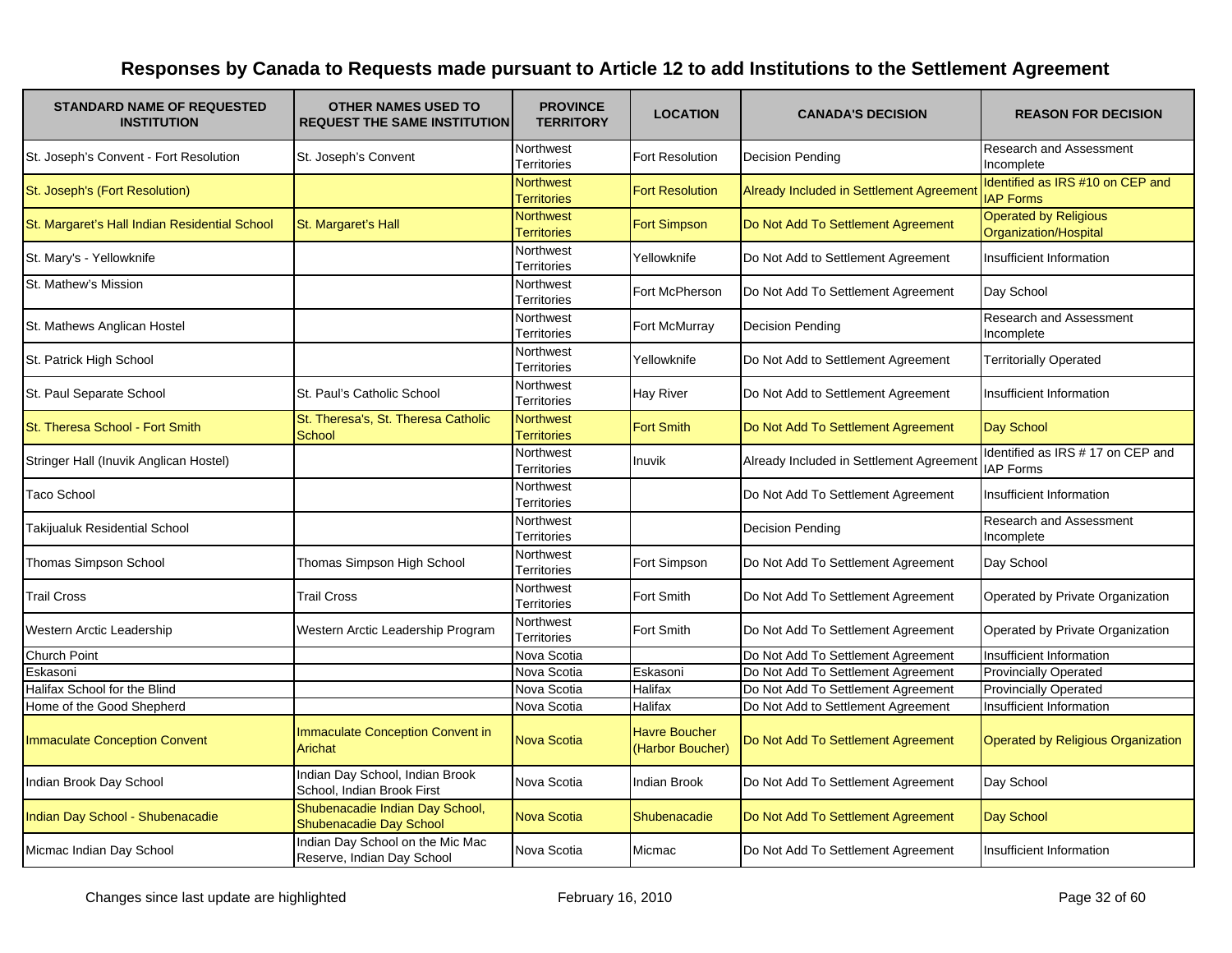# Responses by Canada to Requests made pursuant to Article 12 to add Institutions to the Settlement Agreement

| STANDARD NAME OF REQUESTED INSTITUTION | OTHER NAMES USED TO REQUEST THE SAME INSTITUTION | PROVINCE TERRITORY | LOCATION | CANADA'S DECISION | REASON FOR DECISION |
|---|---|---|---|---|---|
| St. Joseph's Convent - Fort Resolution | St. Joseph's Convent | Northwest Territories | Fort Resolution | Decision Pending | Research and Assessment Incomplete |
| St. Joseph's (Fort Resolution) | | Northwest Territories | Fort Resolution | Already Included in Settlement Agreement | Identified as IRS #10 on CEP and IAP Forms |
| St. Margaret's Hall Indian Residential School | St. Margaret's Hall | Northwest Territories | Fort Simpson | Do Not Add To Settlement Agreement | Operated by Religious Organization/Hospital |
| St. Mary's - Yellowknife | | Northwest Territories | Yellowknife | Do Not Add to Settlement Agreement | Insufficient Information |
| St. Mathew's Mission | | Northwest Territories | Fort McPherson | Do Not Add To Settlement Agreement | Day School |
| St. Mathews Anglican Hostel | | Northwest Territories | Fort McMurray | Decision Pending | Research and Assessment Incomplete |
| St. Patrick High School | | Northwest Territories | Yellowknife | Do Not Add to Settlement Agreement | Territorially Operated |
| St. Paul Separate School | St. Paul's Catholic School | Northwest Territories | Hay River | Do Not Add to Settlement Agreement | Insufficient Information |
| St. Theresa School - Fort Smith | St. Theresa's, St. Theresa Catholic School | Northwest Territories | Fort Smith | Do Not Add To Settlement Agreement | Day School |
| Stringer Hall (Inuvik Anglican Hostel) | | Northwest Territories | Inuvik | Already Included in Settlement Agreement | Identified as IRS # 17 on CEP and IAP Forms |
| Taco School | | Northwest Territories | | Do Not Add To Settlement Agreement | Insufficient Information |
| Takijualuk Residential School | | Northwest Territories | | Decision Pending | Research and Assessment Incomplete |
| Thomas Simpson School | Thomas Simpson High School | Northwest Territories | Fort Simpson | Do Not Add To Settlement Agreement | Day School |
| Trail Cross | Trail Cross | Northwest Territories | Fort Smith | Do Not Add To Settlement Agreement | Operated by Private Organization |
| Western Arctic Leadership | Western Arctic Leadership Program | Northwest Territories | Fort Smith | Do Not Add To Settlement Agreement | Operated by Private Organization |
| Church Point | | Nova Scotia | | Do Not Add To Settlement Agreement | Insufficient Information |
| Eskasoni | | Nova Scotia | Eskasoni | Do Not Add To Settlement Agreement | Provincially Operated |
| Halifax School for the Blind | | Nova Scotia | Halifax | Do Not Add To Settlement Agreement | Provincially Operated |
| Home of the Good Shepherd | | Nova Scotia | Halifax | Do Not Add to Settlement Agreement | Insufficient Information |
| Immaculate Conception Convent | Immaculate Conception Convent in Arichat | Nova Scotia | Havre Boucher (Harbor Boucher) | Do Not Add To Settlement Agreement | Operated by Religious Organization |
| Indian Brook Day School | Indian Day School, Indian Brook School, Indian Brook First | Nova Scotia | Indian Brook | Do Not Add To Settlement Agreement | Day School |
| Indian Day School - Shubenacadie | Shubenacadie Indian Day School, Shubenacadie Day School | Nova Scotia | Shubenacadie | Do Not Add To Settlement Agreement | Day School |
| Micmac Indian Day School | Indian Day School on the Mic Mac Reserve, Indian Day School | Nova Scotia | Micmac | Do Not Add To Settlement Agreement | Insufficient Information |

Changes since last update are highlighted

February 16, 2010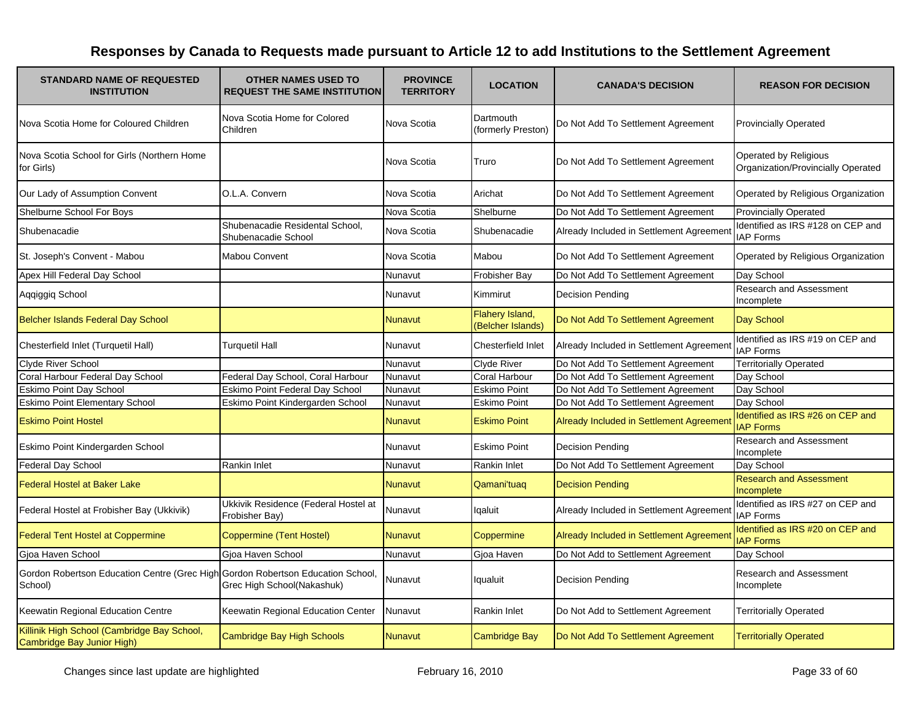# Responses by Canada to Requests made pursuant to Article 12 to add Institutions to the Settlement Agreement

| STANDARD NAME OF REQUESTED INSTITUTION | OTHER NAMES USED TO REQUEST THE SAME INSTITUTION | PROVINCE TERRITORY | LOCATION | CANADA'S DECISION | REASON FOR DECISION |
|---|---|---|---|---|---|
| Nova Scotia Home for Coloured Children | Nova Scotia Home for Colored Children | Nova Scotia | Dartmouth (formerly Preston) | Do Not Add To Settlement Agreement | Provincially Operated |
| Nova Scotia School for Girls (Northern Home for Girls) | | Nova Scotia | Truro | Do Not Add To Settlement Agreement | Operated by Religious Organization/Provincially Operated |
| Our Lady of Assumption Convent | O.L.A. Convern | Nova Scotia | Arichat | Do Not Add To Settlement Agreement | Operated by Religious Organization |
| Shelburne School For Boys | | Nova Scotia | Shelburne | Do Not Add To Settlement Agreement | Provincially Operated |
| Shubenacadie | Shubenacadie Residental School, Shubenacadie School | Nova Scotia | Shubenacadie | Already Included in Settlement Agreement | Identified as IRS #128 on CEP and IAP Forms |
| St. Joseph's Convent - Mabou | Mabou Convent | Nova Scotia | Mabou | Do Not Add To Settlement Agreement | Operated by Religious Organization |
| Apex Hill Federal Day School | | Nunavut | Frobisher Bay | Do Not Add To Settlement Agreement | Day School |
| Aqqiggiq School | | Nunavut | Kimmirut | Decision Pending | Research and Assessment Incomplete |
| Belcher Islands Federal Day School | | Nunavut | Flahery Island, (Belcher Islands) | Do Not Add To Settlement Agreement | Day School |
| Chesterfield Inlet (Turquetil Hall) | Turquetil Hall | Nunavut | Chesterfield Inlet | Already Included in Settlement Agreement | Identified as IRS #19 on CEP and IAP Forms |
| Clyde River School | | Nunavut | Clyde River | Do Not Add To Settlement Agreement | Territorially Operated |
| Coral Harbour Federal Day School | Federal Day School, Coral Harbour | Nunavut | Coral Harbour | Do Not Add To Settlement Agreement | Day School |
| Eskimo Point Day School | Eskimo Point Federal Day School | Nunavut | Eskimo Point | Do Not Add To Settlement Agreement | Day School |
| Eskimo Point Elementary School | Eskimo Point Kindergarden School | Nunavut | Eskimo Point | Do Not Add To Settlement Agreement | Day School |
| Eskimo Point Hostel | | Nunavut | Eskimo Point | Already Included in Settlement Agreement | Identified as IRS #26 on CEP and IAP Forms |
| Eskimo Point Kindergarden School | | Nunavut | Eskimo Point | Decision Pending | Research and Assessment Incomplete |
| Federal Day School | Rankin Inlet | Nunavut | Rankin Inlet | Do Not Add To Settlement Agreement | Day School |
| Federal Hostel at Baker Lake | | Nunavut | Qamani'tuaq | Decision Pending | Research and Assessment Incomplete |
| Federal Hostel at Frobisher Bay (Ukkivik) | Ukkivik Residence (Federal Hostel at Frobisher Bay) | Nunavut | Iqaluit | Already Included in Settlement Agreement | Identified as IRS #27 on CEP and IAP Forms |
| Federal Tent Hostel at Coppermine | Coppermine (Tent Hostel) | Nunavut | Coppermine | Already Included in Settlement Agreement | Identified as IRS #20 on CEP and IAP Forms |
| Gjoa Haven School | Gjoa Haven School | Nunavut | Gjoa Haven | Do Not Add to Settlement Agreement | Day School |
| Gordon Robertson Education Centre (Grec High School) | Gordon Robertson Education School, Grec High School(Nakashuk) | Nunavut | Iqualuit | Decision Pending | Research and Assessment Incomplete |
| Keewatin Regional Education Centre | Keewatin Regional Education Center | Nunavut | Rankin Inlet | Do Not Add to Settlement Agreement | Territorially Operated |
| Killinik High School (Cambridge Bay School, Cambridge Bay Junior High) | Cambridge Bay High Schools | Nunavut | Cambridge Bay | Do Not Add To Settlement Agreement | Territorially Operated |

Changes since last update are highlighted

February 16, 2010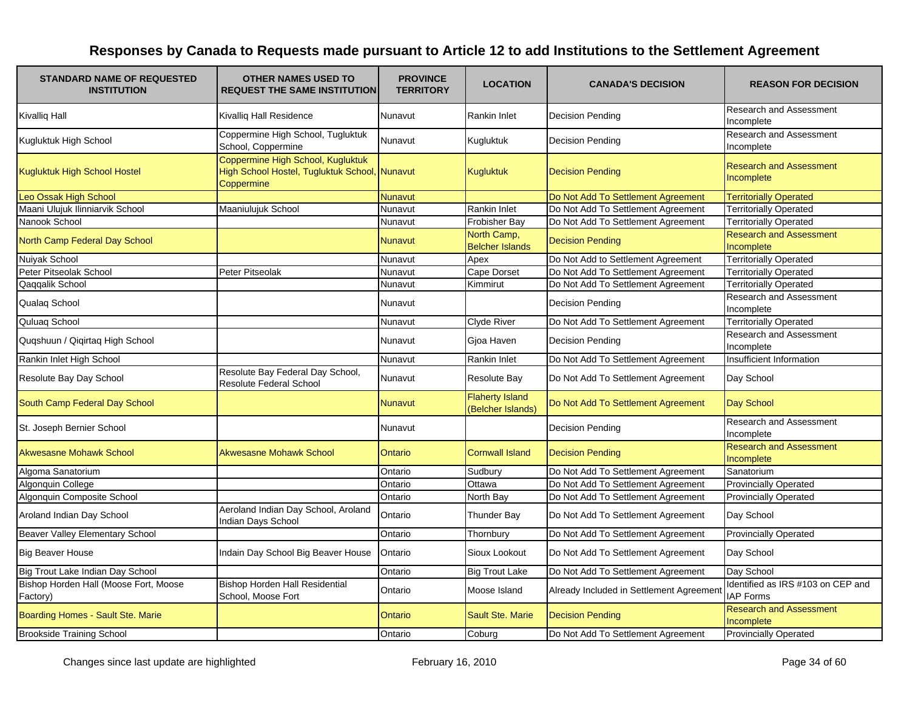# Responses by Canada to Requests made pursuant to Article 12 to add Institutions to the Settlement Agreement

| STANDARD NAME OF REQUESTED INSTITUTION | OTHER NAMES USED TO REQUEST THE SAME INSTITUTION | PROVINCE TERRITORY | LOCATION | CANADA'S DECISION | REASON FOR DECISION |
|---|---|---|---|---|---|
| Kivalliq Hall | Kivalliq Hall Residence | Nunavut | Rankin Inlet | Decision Pending | Research and Assessment Incomplete |
| Kugluktuk High School | Coppermine High School, Tugluktuk School, Coppermine | Nunavut | Kugluktuk | Decision Pending | Research and Assessment Incomplete |
| Kugluktuk High School Hostel | Coppermine High School, Kugluktuk High School Hostel, Tugluktuk School, Coppermine | Nunavut | Kugluktuk | Decision Pending | Research and Assessment Incomplete |
| Leo Ossak High School | | Nunavut | | Do Not Add To Settlement Agreement | Territorially Operated |
| Maani Ulujuk Ilinniarvik School | Maaniulujuk School | Nunavut | Rankin Inlet | Do Not Add To Settlement Agreement | Territorially Operated |
| Nanook School | | Nunavut | Frobisher Bay | Do Not Add To Settlement Agreement | Territorially Operated |
| North Camp Federal Day School | | Nunavut | North Camp, Belcher Islands | Decision Pending | Research and Assessment Incomplete |
| Nuiyak School | | Nunavut | Apex | Do Not Add to Settlement Agreement | Territorially Operated |
| Peter Pitseolak School | Peter Pitseolak | Nunavut | Cape Dorset | Do Not Add To Settlement Agreement | Territorially Operated |
| Qaqqalik School | | Nunavut | Kimmirut | Do Not Add To Settlement Agreement | Territorially Operated |
| Qualaq School | | Nunavut | | Decision Pending | Research and Assessment Incomplete |
| Quluaq School | | Nunavut | Clyde River | Do Not Add To Settlement Agreement | Territorially Operated |
| Quqshuun / Qiqirtaq High School | | Nunavut | Gjoa Haven | Decision Pending | Research and Assessment Incomplete |
| Rankin Inlet High School | | Nunavut | Rankin Inlet | Do Not Add To Settlement Agreement | Insufficient Information |
| Resolute Bay Day School | Resolute Bay Federal Day School, Resolute Federal School | Nunavut | Resolute Bay | Do Not Add To Settlement Agreement | Day School |
| South Camp Federal Day School | | Nunavut | Flaherty Island (Belcher Islands) | Do Not Add To Settlement Agreement | Day School |
| St. Joseph Bernier School | | Nunavut | | Decision Pending | Research and Assessment Incomplete |
| Akwesasne Mohawk School | Akwesasne Mohawk School | Ontario | Cornwall Island | Decision Pending | Research and Assessment Incomplete |
| Algoma Sanatorium | | Ontario | Sudbury | Do Not Add To Settlement Agreement | Sanatorium |
| Algonquin College | | Ontario | Ottawa | Do Not Add To Settlement Agreement | Provincially Operated |
| Algonquin Composite School | | Ontario | North Bay | Do Not Add To Settlement Agreement | Provincially Operated |
| Aroland Indian Day School | Aeroland Indian Day School, Aroland Indian Days School | Ontario | Thunder Bay | Do Not Add To Settlement Agreement | Day School |
| Beaver Valley Elementary School | | Ontario | Thornbury | Do Not Add To Settlement Agreement | Provincially Operated |
| Big Beaver House | Indain Day School Big Beaver House | Ontario | Sioux Lookout | Do Not Add To Settlement Agreement | Day School |
| Big Trout Lake Indian Day School | | Ontario | Big Trout Lake | Do Not Add To Settlement Agreement | Day School |
| Bishop Horden Hall (Moose Fort, Moose Factory) | Bishop Horden Hall Residential School, Moose Fort | Ontario | Moose Island | Already Included in Settlement Agreement | Identified as IRS #103 on CEP and IAP Forms |
| Boarding Homes - Sault Ste. Marie | | Ontario | Sault Ste. Marie | Decision Pending | Research and Assessment Incomplete |
| Brookside Training School | | Ontario | Coburg | Do Not Add To Settlement Agreement | Provincially Operated |

Changes since last update are highlighted

February 16, 2010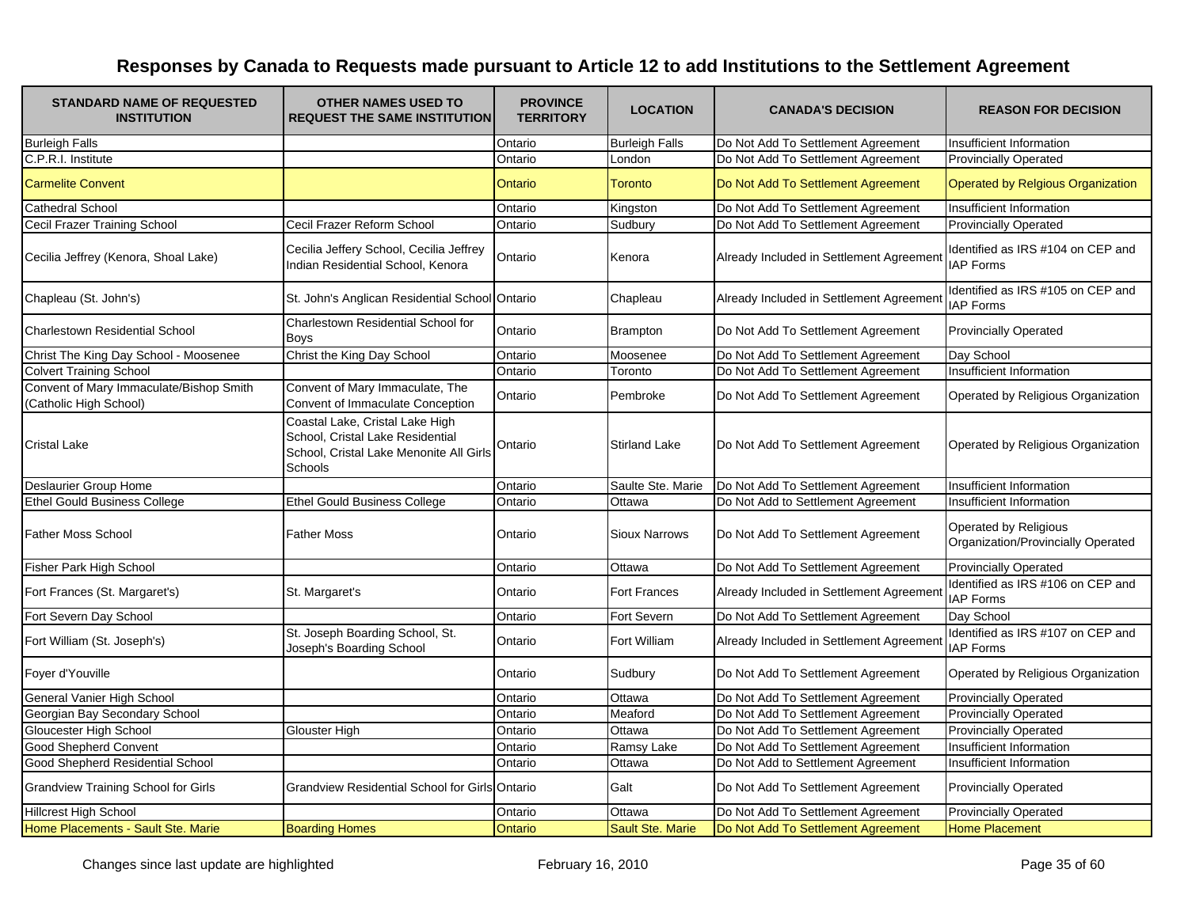# Responses by Canada to Requests made pursuant to Article 12 to add Institutions to the Settlement Agreement

| STANDARD NAME OF REQUESTED INSTITUTION | OTHER NAMES USED TO REQUEST THE SAME INSTITUTION | PROVINCE TERRITORY | LOCATION | CANADA'S DECISION | REASON FOR DECISION |
|---|---|---|---|---|---|
| Burleigh Falls | | Ontario | Burleigh Falls | Do Not Add To Settlement Agreement | Insufficient Information |
| C.P.R.I. Institute | | Ontario | London | Do Not Add To Settlement Agreement | Provincially Operated |
| Carmelite Convent | | Ontario | Toronto | Do Not Add To Settlement Agreement | Operated by Relgious Organization |
| Cathedral School | | Ontario | Kingston | Do Not Add To Settlement Agreement | Insufficient Information |
| Cecil Frazer Training School | Cecil Frazer Reform School | Ontario | Sudbury | Do Not Add To Settlement Agreement | Provincially Operated |
| Cecilia Jeffrey (Kenora, Shoal Lake) | Cecilia Jeffery School, Cecilia Jeffrey Indian Residential School, Kenora | Ontario | Kenora | Already Included in Settlement Agreement | Identified as IRS #104 on CEP and IAP Forms |
| Chapleau (St. John's) | St. John's Anglican Residential School | Ontario | Chapleau | Already Included in Settlement Agreement | Identified as IRS #105 on CEP and IAP Forms |
| Charlestown Residential School | Charlestown Residential School for Boys | Ontario | Brampton | Do Not Add To Settlement Agreement | Provincially Operated |
| Christ The King Day School - Moosenee | Christ the King Day School | Ontario | Moosenee | Do Not Add To Settlement Agreement | Day School |
| Colvert Training School | | Ontario | Toronto | Do Not Add To Settlement Agreement | Insufficient Information |
| Convent of Mary Immaculate/Bishop Smith (Catholic High School) | Convent of Mary Immaculate, The Convent of Immaculate Conception | Ontario | Pembroke | Do Not Add To Settlement Agreement | Operated by Religious Organization |
| Cristal Lake | Coastal Lake, Cristal Lake High School, Cristal Lake Residential School, Cristal Lake Menonite All Girls Schools | Ontario | Stirland Lake | Do Not Add To Settlement Agreement | Operated by Religious Organization |
| Deslaurier Group Home | | Ontario | Saulte Ste. Marie | Do Not Add To Settlement Agreement | Insufficient Information |
| Ethel Gould Business College | Ethel Gould Business College | Ontario | Ottawa | Do Not Add to Settlement Agreement | Insufficient Information |
| Father Moss School | Father Moss | Ontario | Sioux Narrows | Do Not Add To Settlement Agreement | Operated by Religious Organization/Provincially Operated |
| Fisher Park High School | | Ontario | Ottawa | Do Not Add To Settlement Agreement | Provincially Operated |
| Fort Frances (St. Margaret's) | St. Margaret's | Ontario | Fort Frances | Already Included in Settlement Agreement | Identified as IRS #106 on CEP and IAP Forms |
| Fort Severn Day School | | Ontario | Fort Severn | Do Not Add To Settlement Agreement | Day School |
| Fort William (St. Joseph's) | St. Joseph Boarding School, St. Joseph's Boarding School | Ontario | Fort William | Already Included in Settlement Agreement | Identified as IRS #107 on CEP and IAP Forms |
| Foyer d'Youville | | Ontario | Sudbury | Do Not Add To Settlement Agreement | Operated by Religious Organization |
| General Vanier High School | | Ontario | Ottawa | Do Not Add To Settlement Agreement | Provincially Operated |
| Georgian Bay Secondary School | | Ontario | Meaford | Do Not Add To Settlement Agreement | Provincially Operated |
| Gloucester High School | Glouster High | Ontario | Ottawa | Do Not Add To Settlement Agreement | Provincially Operated |
| Good Shepherd Convent | | Ontario | Ramsy Lake | Do Not Add To Settlement Agreement | Insufficient Information |
| Good Shepherd Residential School | | Ontario | Ottawa | Do Not Add to Settlement Agreement | Insufficient Information |
| Grandview Training School for Girls | Grandview Residential School for Girls | Ontario | Galt | Do Not Add To Settlement Agreement | Provincially Operated |
| Hillcrest High School | | Ontario | Ottawa | Do Not Add To Settlement Agreement | Provincially Operated |
| Home Placements - Sault Ste. Marie | Boarding Homes | Ontario | Sault Ste. Marie | Do Not Add To Settlement Agreement | Home Placement |

Changes since last update are highlighted

February 16, 2010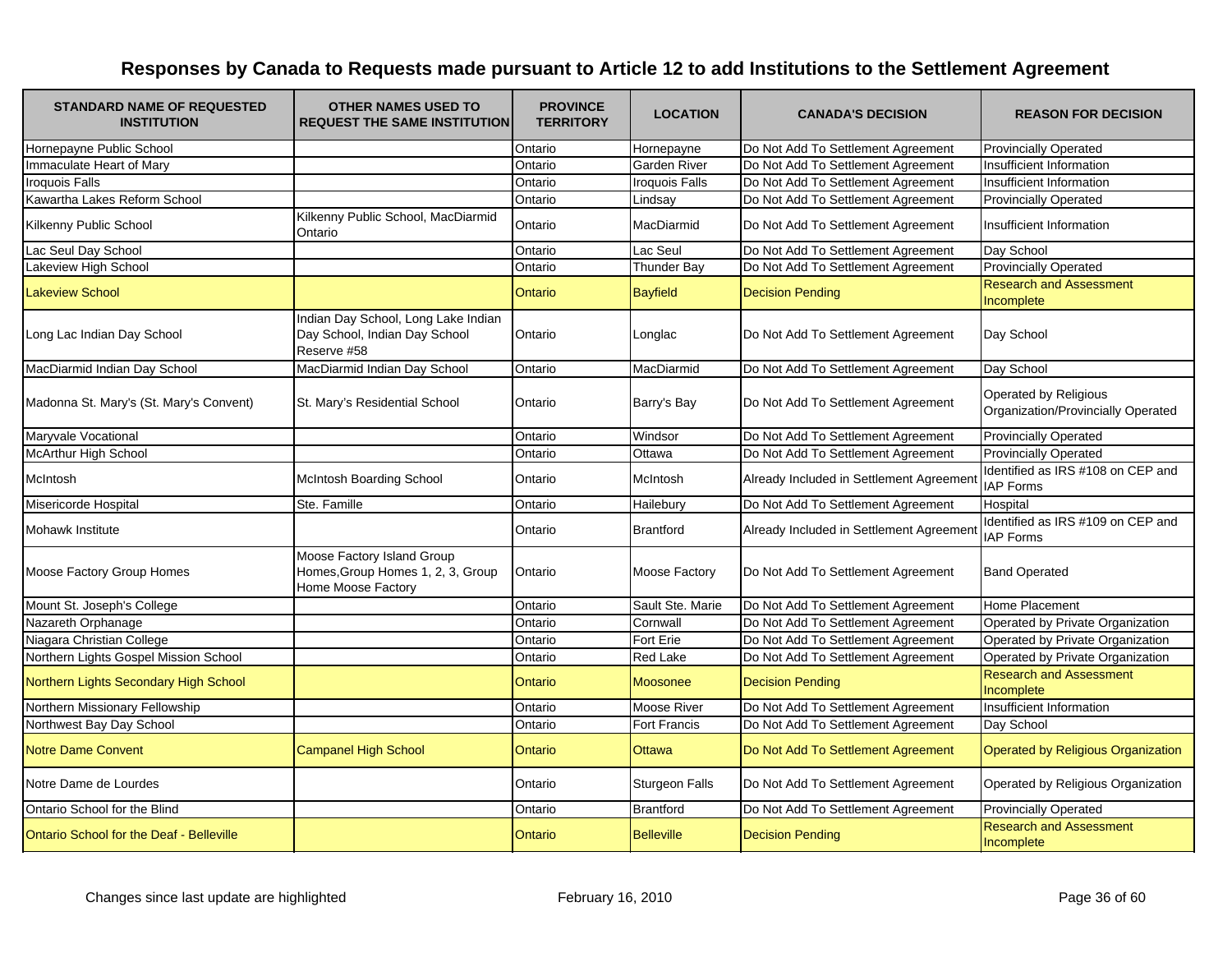# Responses by Canada to Requests made pursuant to Article 12 to add Institutions to the Settlement Agreement

| STANDARD NAME OF REQUESTED INSTITUTION | OTHER NAMES USED TO REQUEST THE SAME INSTITUTION | PROVINCE TERRITORY | LOCATION | CANADA'S DECISION | REASON FOR DECISION |
|---|---|---|---|---|---|
| Hornepayne Public School | | Ontario | Hornepayne | Do Not Add To Settlement Agreement | Provincially Operated |
| Immaculate Heart of Mary | | Ontario | Garden River | Do Not Add To Settlement Agreement | Insufficient Information |
| Iroquois Falls | | Ontario | Iroquois Falls | Do Not Add To Settlement Agreement | Insufficient Information |
| Kawartha Lakes Reform School | | Ontario | Lindsay | Do Not Add To Settlement Agreement | Provincially Operated |
| Kilkenny Public School | Kilkenny Public School, MacDiarmid Ontario | Ontario | MacDiarmid | Do Not Add To Settlement Agreement | Insufficient Information |
| Lac Seul Day School | | Ontario | Lac Seul | Do Not Add To Settlement Agreement | Day School |
| Lakeview High School | | Ontario | Thunder Bay | Do Not Add To Settlement Agreement | Provincially Operated |
| Lakeview School | | Ontario | Bayfield | Decision Pending | Research and Assessment Incomplete |
| Long Lac Indian Day School | Indian Day School, Long Lake Indian Day School, Indian Day School Reserve #58 | Ontario | Longlac | Do Not Add To Settlement Agreement | Day School |
| MacDiarmid Indian Day School | MacDiarmid Indian Day School | Ontario | MacDiarmid | Do Not Add To Settlement Agreement | Day School |
| Madonna St. Mary's (St. Mary's Convent) | St. Mary's Residential School | Ontario | Barry's Bay | Do Not Add To Settlement Agreement | Operated by Religious Organization/Provincially Operated |
| Maryvale Vocational | | Ontario | Windsor | Do Not Add To Settlement Agreement | Provincially Operated |
| McArthur High School | | Ontario | Ottawa | Do Not Add To Settlement Agreement | Provincially Operated |
| McIntosh | McIntosh Boarding School | Ontario | McIntosh | Already Included in Settlement Agreement | Identified as IRS #108 on CEP and IAP Forms |
| Misericorde Hospital | Ste. Famille | Ontario | Haileybury | Do Not Add To Settlement Agreement | Hospital |
| Mohawk Institute | | Ontario | Brantford | Already Included in Settlement Agreement | Identified as IRS #109 on CEP and IAP Forms |
| Moose Factory Group Homes | Moose Factory Island Group Homes,Group Homes 1, 2, 3, Group Home Moose Factory | Ontario | Moose Factory | Do Not Add To Settlement Agreement | Band Operated |
| Mount St. Joseph's College | | Ontario | Sault Ste. Marie | Do Not Add To Settlement Agreement | Home Placement |
| Nazareth Orphanage | | Ontario | Cornwall | Do Not Add To Settlement Agreement | Operated by Private Organization |
| Niagara Christian College | | Ontario | Fort Erie | Do Not Add To Settlement Agreement | Operated by Private Organization |
| Northern Lights Gospel Mission School | | Ontario | Red Lake | Do Not Add To Settlement Agreement | Operated by Private Organization |
| Northern Lights Secondary High School | | Ontario | Moosonee | Decision Pending | Research and Assessment Incomplete |
| Northern Missionary Fellowship | | Ontario | Moose River | Do Not Add To Settlement Agreement | Insufficient Information |
| Northwest Bay Day School | | Ontario | Fort Francis | Do Not Add To Settlement Agreement | Day School |
| Notre Dame Convent | Campanel High School | Ontario | Ottawa | Do Not Add To Settlement Agreement | Operated by Religious Organization |
| Notre Dame de Lourdes | | Ontario | Sturgeon Falls | Do Not Add To Settlement Agreement | Operated by Religious Organization |
| Ontario School for the Blind | | Ontario | Brantford | Do Not Add To Settlement Agreement | Provincially Operated |
| Ontario School for the Deaf - Belleville | | Ontario | Belleville | Decision Pending | Research and Assessment Incomplete |

Changes since last update are highlighted

February 16, 2010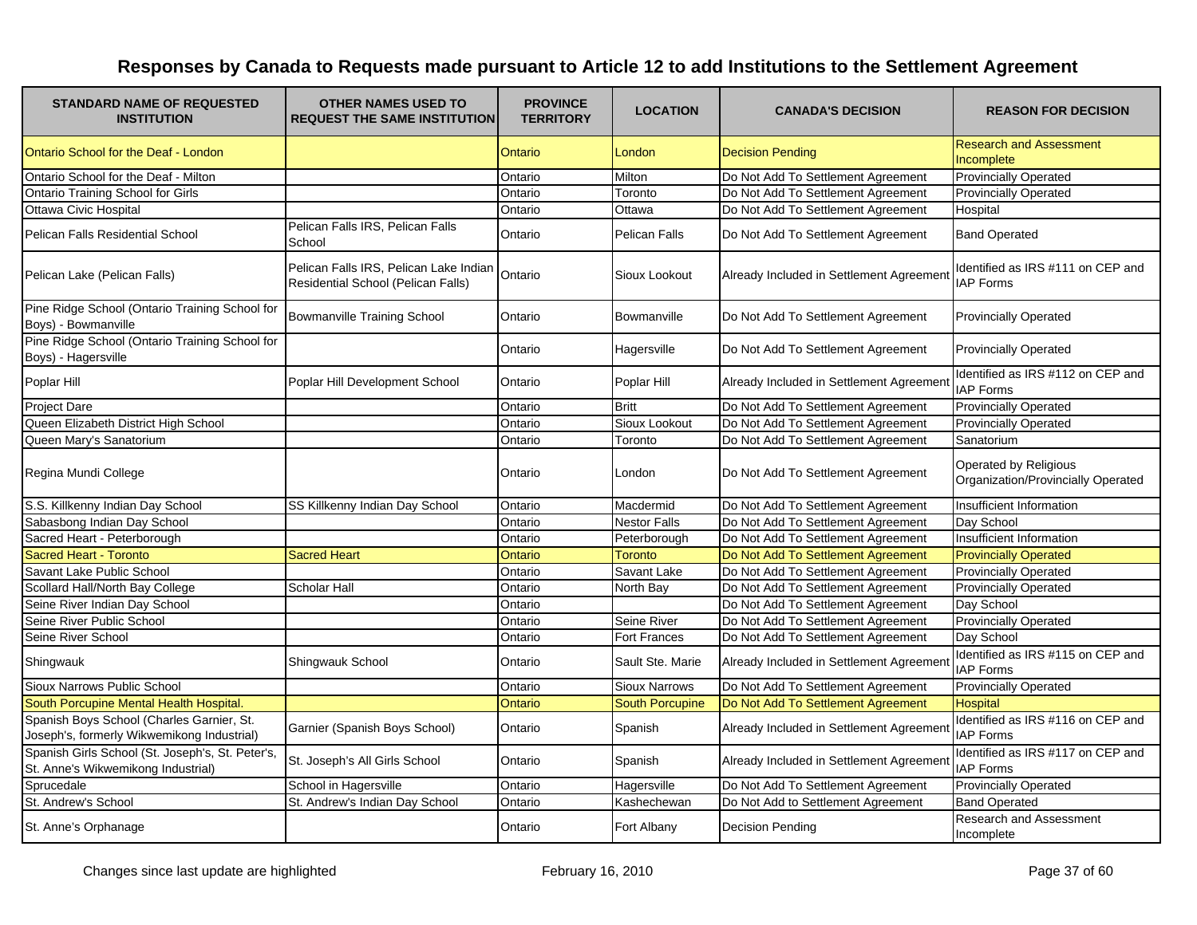# Responses by Canada to Requests made pursuant to Article 12 to add Institutions to the Settlement Agreement

| STANDARD NAME OF REQUESTED INSTITUTION | OTHER NAMES USED TO REQUEST THE SAME INSTITUTION | PROVINCE TERRITORY | LOCATION | CANADA'S DECISION | REASON FOR DECISION |
|---|---|---|---|---|---|
| Ontario School for the Deaf - London | | Ontario | London | Decision Pending | Research and Assessment Incomplete |
| Ontario School for the Deaf - Milton | | Ontario | Milton | Do Not Add To Settlement Agreement | Provincially Operated |
| Ontario Training School for Girls | | Ontario | Toronto | Do Not Add To Settlement Agreement | Provincially Operated |
| Ottawa Civic Hospital | | Ontario | Ottawa | Do Not Add To Settlement Agreement | Hospital |
| Pelican Falls Residential School | Pelican Falls IRS, Pelican Falls School | Ontario | Pelican Falls | Do Not Add To Settlement Agreement | Band Operated |
| Pelican Lake (Pelican Falls) | Pelican Falls IRS, Pelican Lake Indian Residential School (Pelican Falls) | Ontario | Sioux Lookout | Already Included in Settlement Agreement | Identified as IRS #111 on CEP and IAP Forms |
| Pine Ridge School (Ontario Training School for Boys) - Bowmanville | Bowmanville Training School | Ontario | Bowmanville | Do Not Add To Settlement Agreement | Provincially Operated |
| Pine Ridge School (Ontario Training School for Boys) - Hagersville | | Ontario | Hagersville | Do Not Add To Settlement Agreement | Provincially Operated |
| Poplar Hill | Poplar Hill Development School | Ontario | Poplar Hill | Already Included in Settlement Agreement | Identified as IRS #112 on CEP and IAP Forms |
| Project Dare | | Ontario | Britt | Do Not Add To Settlement Agreement | Provincially Operated |
| Queen Elizabeth District High School | | Ontario | Sioux Lookout | Do Not Add To Settlement Agreement | Provincially Operated |
| Queen Mary's Sanatorium | | Ontario | Toronto | Do Not Add To Settlement Agreement | Sanatorium |
| Regina Mundi College | | Ontario | London | Do Not Add To Settlement Agreement | Operated by Religious Organization/Provincially Operated |
| S.S. Killkenny Indian Day School | SS Killkenny Indian Day School | Ontario | Macdermid | Do Not Add To Settlement Agreement | Insufficient Information |
| Sabasbong Indian Day School | | Ontario | Nestor Falls | Do Not Add To Settlement Agreement | Day School |
| Sacred Heart - Peterborough | | Ontario | Peterborough | Do Not Add To Settlement Agreement | Insufficient Information |
| Sacred Heart - Toronto | Sacred Heart | Ontario | Toronto | Do Not Add To Settlement Agreement | Provincially Operated |
| Savant Lake Public School | | Ontario | Savant Lake | Do Not Add To Settlement Agreement | Provincially Operated |
| Scollard Hall/North Bay College | Scholar Hall | Ontario | North Bay | Do Not Add To Settlement Agreement | Provincially Operated |
| Seine River Indian Day School | | Ontario | | Do Not Add To Settlement Agreement | Day School |
| Seine River Public School | | Ontario | Seine River | Do Not Add To Settlement Agreement | Provincially Operated |
| Seine River School | | Ontario | Fort Frances | Do Not Add To Settlement Agreement | Day School |
| Shingwauk | Shingwauk School | Ontario | Sault Ste. Marie | Already Included in Settlement Agreement | Identified as IRS #115 on CEP and IAP Forms |
| Sioux Narrows Public School | | Ontario | Sioux Narrows | Do Not Add To Settlement Agreement | Provincially Operated |
| South Porcupine Mental Health Hospital. | | Ontario | South Porcupine | Do Not Add To Settlement Agreement | Hospital |
| Spanish Boys School (Charles Garnier, St. Joseph's, formerly Wikwemikong Industrial) | Garnier (Spanish Boys School) | Ontario | Spanish | Already Included in Settlement Agreement | Identified as IRS #116 on CEP and IAP Forms |
| Spanish Girls School (St. Joseph's, St. Peter's, St. Anne's Wikwemikong Industrial) | St. Joseph's All Girls School | Ontario | Spanish | Already Included in Settlement Agreement | Identified as IRS #117 on CEP and IAP Forms |
| Sprucedale | School in Hagersville | Ontario | Hagersville | Do Not Add To Settlement Agreement | Provincially Operated |
| St. Andrew's School | St. Andrew's Indian Day School | Ontario | Kashechewan | Do Not Add to Settlement Agreement | Band Operated |
| St. Anne's Orphanage | | Ontario | Fort Albany | Decision Pending | Research and Assessment Incomplete |

Changes since last update are highlighted

February 16, 2010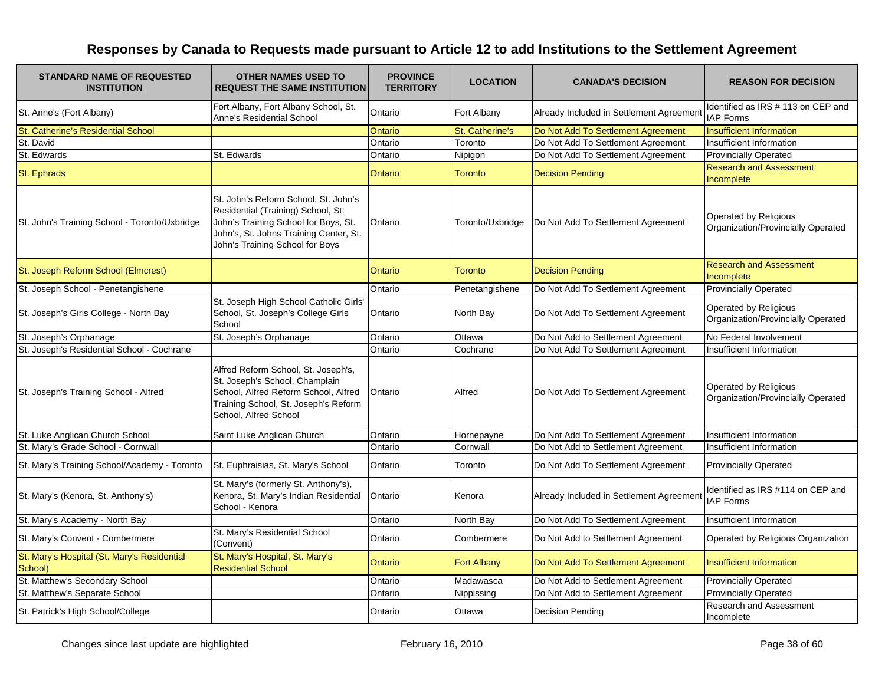# Responses by Canada to Requests made pursuant to Article 12 to add Institutions to the Settlement Agreement

| STANDARD NAME OF REQUESTED INSTITUTION | OTHER NAMES USED TO REQUEST THE SAME INSTITUTION | PROVINCE TERRITORY | LOCATION | CANADA'S DECISION | REASON FOR DECISION |
|---|---|---|---|---|---|
| St. Anne's (Fort Albany) | Fort Albany, Fort Albany School, St. Anne's Residential School | Ontario | Fort Albany | Already Included in Settlement Agreement | Identified as IRS # 113 on CEP and IAP Forms |
| St. Catherine's Residential School | | Ontario | St. Catherine's | Do Not Add To Settlement Agreement | Insufficient Information |
| St. David | | Ontario | Toronto | Do Not Add To Settlement Agreement | Insufficient Information |
| St. Edwards | St. Edwards | Ontario | Nipigon | Do Not Add To Settlement Agreement | Provincially Operated |
| St. Ephrads | | Ontario | Toronto | Decision Pending | Research and Assessment Incomplete |
| St. John's Training School - Toronto/Uxbridge | St. John's Reform School, St. John's Residential (Training) School, St. John's Training School for Boys, St. John's, St. Johns Training Center, St. John's Training School for Boys | Ontario | Toronto/Uxbridge | Do Not Add To Settlement Agreement | Operated by Religious Organization/Provincially Operated |
| St. Joseph Reform School (Elmcrest) | | Ontario | Toronto | Decision Pending | Research and Assessment Incomplete |
| St. Joseph School - Penetangishene | | Ontario | Penetangishene | Do Not Add To Settlement Agreement | Provincially Operated |
| St. Joseph's Girls College - North Bay | St. Joseph High School Catholic Girls' School, St. Joseph's College Girls School | Ontario | North Bay | Do Not Add To Settlement Agreement | Operated by Religious Organization/Provincially Operated |
| St. Joseph's Orphanage | St. Joseph's Orphanage | Ontario | Ottawa | Do Not Add to Settlement Agreement | No Federal Involvement |
| St. Joseph's Residential School - Cochrane | | Ontario | Cochrane | Do Not Add To Settlement Agreement | Insufficient Information |
| St. Joseph's Training School - Alfred | Alfred Reform School, St. Joseph's, St. Joseph's School, Champlain School, Alfred Reform School, Alfred Training School, St. Joseph's Reform School, Alfred School | Ontario | Alfred | Do Not Add To Settlement Agreement | Operated by Religious Organization/Provincially Operated |
| St. Luke Anglican Church School | Saint Luke Anglican Church | Ontario | Hornepayne | Do Not Add To Settlement Agreement | Insufficient Information |
| St. Mary's Grade School - Cornwall | | Ontario | Cornwall | Do Not Add to Settlement Agreement | Insufficient Information |
| St. Mary's Training School/Academy - Toronto | St. Euphraisias, St. Mary's School | Ontario | Toronto | Do Not Add To Settlement Agreement | Provincially Operated |
| St. Mary's (Kenora, St. Anthony's) | St. Mary's (formerly St. Anthony's), Kenora, St. Mary's Indian Residential School - Kenora | Ontario | Kenora | Already Included in Settlement Agreement | Identified as IRS #114 on CEP and IAP Forms |
| St. Mary's Academy - North Bay | | Ontario | North Bay | Do Not Add To Settlement Agreement | Insufficient Information |
| St. Mary's Convent - Combermere | St. Mary's Residential School (Convent) | Ontario | Combermere | Do Not Add to Settlement Agreement | Operated by Religious Organization |
| St. Mary's Hospital (St. Mary's Residential School) | St. Mary's Hospital, St. Mary's Residential School | Ontario | Fort Albany | Do Not Add To Settlement Agreement | Insufficient Information |
| St. Matthew's Secondary School | | Ontario | Madawasca | Do Not Add to Settlement Agreement | Provincially Operated |
| St. Matthew's Separate School | | Ontario | Nippissing | Do Not Add to Settlement Agreement | Provincially Operated |
| St. Patrick's High School/College | | Ontario | Ottawa | Decision Pending | Research and Assessment Incomplete |

Changes since last update are highlighted

February 16, 2010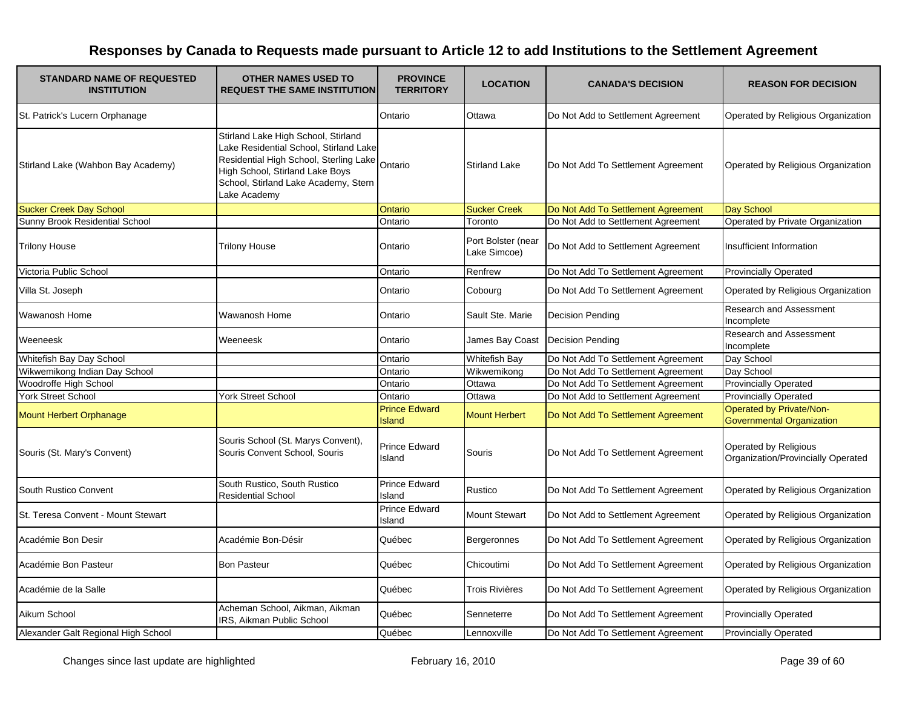# Responses by Canada to Requests made pursuant to Article 12 to add Institutions to the Settlement Agreement

| STANDARD NAME OF REQUESTED INSTITUTION | OTHER NAMES USED TO REQUEST THE SAME INSTITUTION | PROVINCE TERRITORY | LOCATION | CANADA'S DECISION | REASON FOR DECISION |
|---|---|---|---|---|---|
| St. Patrick's Lucern Orphanage | | Ontario | Ottawa | Do Not Add to Settlement Agreement | Operated by Religious Organization |
| Stirland Lake (Wahbon Bay Academy) | Stirland Lake High School, Stirland Lake Residential School, Stirland Lake Residential High School, Sterling Lake High School, Stirland Lake Boys School, Stirland Lake Academy, Stern Lake Academy | Ontario | Stirland Lake | Do Not Add To Settlement Agreement | Operated by Religious Organization |
| Sucker Creek Day School | | Ontario | Sucker Creek | Do Not Add To Settlement Agreement | Day School |
| Sunny Brook Residential School | | Ontario | Toronto | Do Not Add to Settlement Agreement | Operated by Private Organization |
| Trilony House | Trilony House | Ontario | Port Bolster (near Lake Simcoe) | Do Not Add to Settlement Agreement | Insufficient Information |
| Victoria Public School | | Ontario | Renfrew | Do Not Add To Settlement Agreement | Provincially Operated |
| Villa St. Joseph | | Ontario | Cobourg | Do Not Add To Settlement Agreement | Operated by Religious Organization |
| Wawanosh Home | Wawanosh Home | Ontario | Sault Ste. Marie | Decision Pending | Research and Assessment Incomplete |
| Weeneesk | Weeneesk | Ontario | James Bay Coast | Decision Pending | Research and Assessment Incomplete |
| Whitefish Bay Day School | | Ontario | Whitefish Bay | Do Not Add To Settlement Agreement | Day School |
| Wikwemikong Indian Day School | | Ontario | Wikwemikong | Do Not Add To Settlement Agreement | Day School |
| Woodroffe High School | | Ontario | Ottawa | Do Not Add To Settlement Agreement | Provincially Operated |
| York Street School | York Street School | Ontario | Ottawa | Do Not Add to Settlement Agreement | Provincially Operated |
| Mount Herbert Orphanage | | Prince Edward Island | Mount Herbert | Do Not Add To Settlement Agreement | Operated by Private/Non-Governmental Organization |
| Souris (St. Mary's Convent) | Souris School (St. Marys Convent), Souris Convent School, Souris | Prince Edward Island | Souris | Do Not Add To Settlement Agreement | Operated by Religious Organization/Provincially Operated |
| South Rustico Convent | South Rustico, South Rustico Residential School | Prince Edward Island | Rustico | Do Not Add To Settlement Agreement | Operated by Religious Organization |
| St. Teresa Convent - Mount Stewart | | Prince Edward Island | Mount Stewart | Do Not Add to Settlement Agreement | Operated by Religious Organization |
| Académie Bon Desir | Académie Bon-Désir | Québec | Bergeronnes | Do Not Add To Settlement Agreement | Operated by Religious Organization |
| Académie Bon Pasteur | Bon Pasteur | Québec | Chicoutimi | Do Not Add To Settlement Agreement | Operated by Religious Organization |
| Académie de la Salle | | Québec | Trois Rivières | Do Not Add To Settlement Agreement | Operated by Religious Organization |
| Aikum School | Acheman School, Aikman, Aikman IRS, Aikman Public School | Québec | Senneterre | Do Not Add To Settlement Agreement | Provincially Operated |
| Alexander Galt Regional High School | | Québec | Lennoxville | Do Not Add To Settlement Agreement | Provincially Operated |

Changes since last update are highlighted

February 16, 2010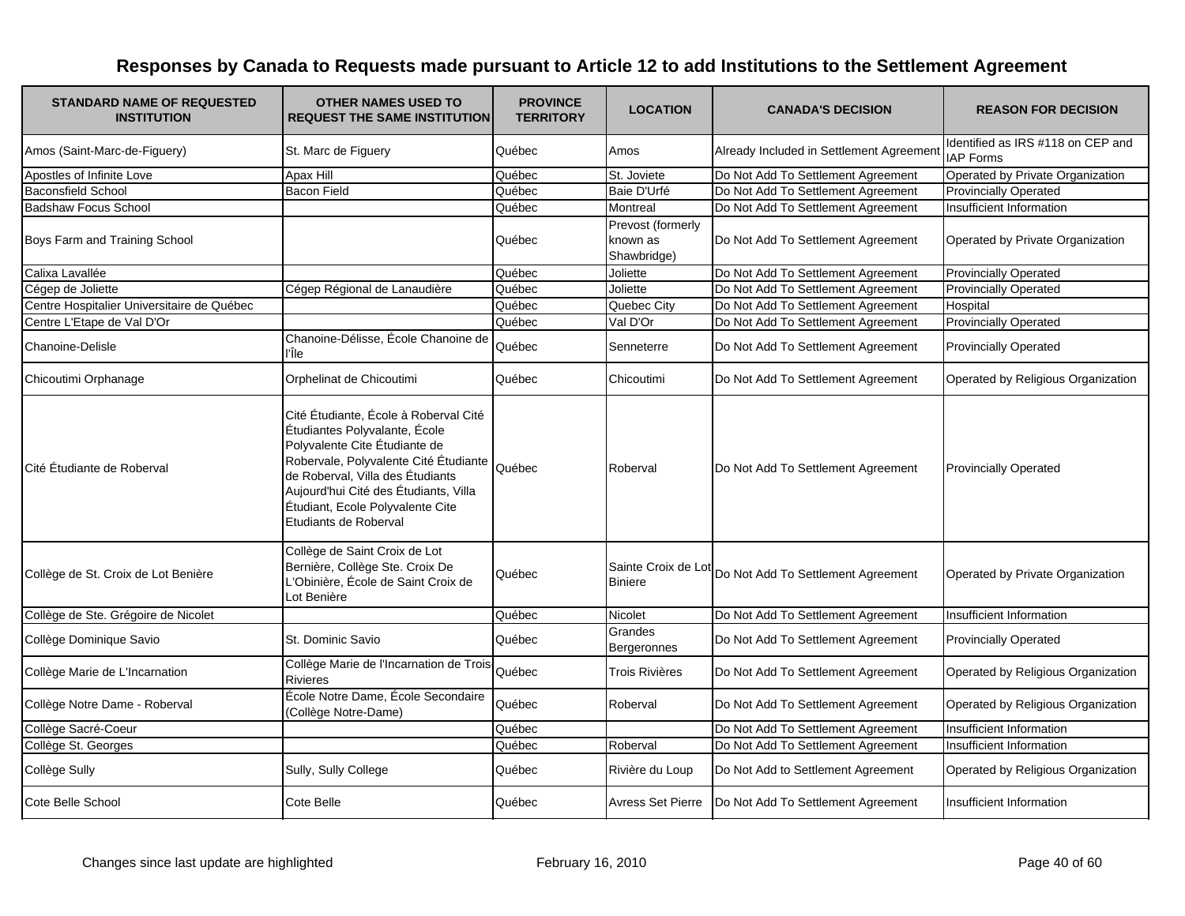# Responses by Canada to Requests made pursuant to Article 12 to add Institutions to the Settlement Agreement

| STANDARD NAME OF REQUESTED INSTITUTION | OTHER NAMES USED TO REQUEST THE SAME INSTITUTION | PROVINCE TERRITORY | LOCATION | CANADA'S DECISION | REASON FOR DECISION |
|---|---|---|---|---|---|
| Amos (Saint-Marc-de-Figuery) | St. Marc de Figuery | Québec | Amos | Already Included in Settlement Agreement | Identified as IRS #118 on CEP and IAP Forms |
| Apostles of Infinite Love | Apax Hill | Québec | St. Joviete | Do Not Add To Settlement Agreement | Operated by Private Organization |
| Baconsfield School | Bacon Field | Québec | Baie D'Urfé | Do Not Add To Settlement Agreement | Provincially Operated |
| Badshaw Focus School | | Québec | Montreal | Do Not Add To Settlement Agreement | Insufficient Information |
| Boys Farm and Training School | | Québec | Prevost (formerly known as Shawbridge) | Do Not Add To Settlement Agreement | Operated by Private Organization |
| Calixa Lavallée | | Québec | Joliette | Do Not Add To Settlement Agreement | Provincially Operated |
| Cégep de Joliette | Cégep Régional de Lanaudière | Québec | Joliette | Do Not Add To Settlement Agreement | Provincially Operated |
| Centre Hospitalier Universitaire de Québec | | Québec | Quebec City | Do Not Add To Settlement Agreement | Hospital |
| Centre L'Etape de Val D'Or | | Québec | Val D'Or | Do Not Add To Settlement Agreement | Provincially Operated |
| Chanoine-Delisle | Chanoine-Délisse, École Chanoine de l'Île | Québec | Senneterre | Do Not Add To Settlement Agreement | Provincially Operated |
| Chicoutimi Orphanage | Orphelinat de Chicoutimi | Québec | Chicoutimi | Do Not Add To Settlement Agreement | Operated by Religious Organization |
| Cité Étudiante de Roberval | Cité Étudiante, École à Roberval Cité Étudiantes Polyvalante, École Polyvalente Cite Étudiante de Robervale, Polyvalente Cité Étudiante de Roberval, Villa des Étudiants Aujourd'hui Cité des Étudiants, Villa Étudiant, Ecole Polyvalente Cite Etudiants de Roberval | Québec | Roberval | Do Not Add To Settlement Agreement | Provincially Operated |
| Collège de St. Croix de Lot Benière | Collège de Saint Croix de Lot Bernière, Collège Ste. Croix De L'Obinière, École de Saint Croix de Lot Benière | Québec | Sainte Croix de Lot Biniere | Do Not Add To Settlement Agreement | Operated by Private Organization |
| Collège de Ste. Grégoire de Nicolet | | Québec | Nicolet | Do Not Add To Settlement Agreement | Insufficient Information |
| Collège Dominique Savio | St. Dominic Savio | Québec | Grandes Bergeronnes | Do Not Add To Settlement Agreement | Provincially Operated |
| Collège Marie de L'Incarnation | Collège Marie de l'Incarnation de Trois Rivieres | Québec | Trois Rivières | Do Not Add To Settlement Agreement | Operated by Religious Organization |
| Collège Notre Dame - Roberval | École Notre Dame, École Secondaire (Collège Notre-Dame) | Québec | Roberval | Do Not Add To Settlement Agreement | Operated by Religious Organization |
| Collège Sacré-Coeur | | Québec | | Do Not Add To Settlement Agreement | Insufficient Information |
| Collège St. Georges | | Québec | Roberval | Do Not Add To Settlement Agreement | Insufficient Information |
| Collège Sully | Sully, Sully College | Québec | Rivière du Loup | Do Not Add to Settlement Agreement | Operated by Religious Organization |
| Cote Belle School | Cote Belle | Québec | Avress Set Pierre | Do Not Add To Settlement Agreement | Insufficient Information |

Changes since last update are highlighted

February 16, 2010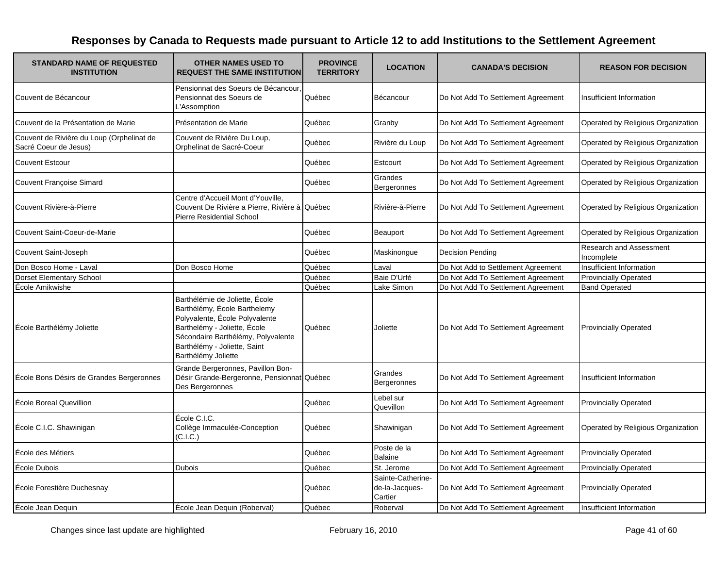## Responses by Canada to Requests made pursuant to Article 12 to add Institutions to the Settlement Agreement

| STANDARD NAME OF REQUESTED INSTITUTION | OTHER NAMES USED TO REQUEST THE SAME INSTITUTION | PROVINCE TERRITORY | LOCATION | CANADA'S DECISION | REASON FOR DECISION |
|---|---|---|---|---|---|
| Couvent de Bécancour | Pensionnat des Soeurs de Bécancour, Pensionnat des Soeurs de L'Assomption | Québec | Bécancour | Do Not Add To Settlement Agreement | Insufficient Information |
| Couvent de la Présentation de Marie | Présentation de Marie | Québec | Granby | Do Not Add To Settlement Agreement | Operated by Religious Organization |
| Couvent de Rivière du Loup (Orphelinat de Sacré Coeur de Jesus) | Couvent de Rivière Du Loup, Orphelinat de Sacré-Coeur | Québec | Rivière du Loup | Do Not Add To Settlement Agreement | Operated by Religious Organization |
| Couvent Estcour | | Québec | Estcourt | Do Not Add To Settlement Agreement | Operated by Religious Organization |
| Couvent Françoise Simard | | Québec | Grandes Bergeronnes | Do Not Add To Settlement Agreement | Operated by Religious Organization |
| Couvent Rivière-à-Pierre | Centre d'Accueil Mont d'Youville, Couvent De Rivière a Pierre, Rivière à Pierre Residential School | Québec | Rivière-à-Pierre | Do Not Add To Settlement Agreement | Operated by Religious Organization |
| Couvent Saint-Coeur-de-Marie | | Québec | Beauport | Do Not Add To Settlement Agreement | Operated by Religious Organization |
| Couvent Saint-Joseph | | Québec | Maskinongue | Decision Pending | Research and Assessment Incomplete |
| Don Bosco Home - Laval | Don Bosco Home | Québec | Laval | Do Not Add to Settlement Agreement | Insufficient Information |
| Dorset Elementary School | | Québec | Baie D'Urfé | Do Not Add To Settlement Agreement | Provincially Operated |
| École Amikwishe | | Québec | Lake Simon | Do Not Add To Settlement Agreement | Band Operated |
| École Barthélémy Joliette | Barthélémie de Joliette, École Barthélémy, École Barthelemy Polyvalente, École Polyvalente Barthelémy - Joliette, École Sécondaire Barthélémy, Polyvalente Barthélémy - Joliette, Saint Barthélémy Joliette | Québec | Joliette | Do Not Add To Settlement Agreement | Provincially Operated |
| École Bons Désirs de Grandes Bergeronnes | Grande Bergeronnes, Pavillon Bon-Désir Grande-Bergeronne, Pensionnat Des Bergeronnes | Québec | Grandes Bergeronnes | Do Not Add To Settlement Agreement | Insufficient Information |
| École Boreal Quevillion | | Québec | Lebel sur Quevillon | Do Not Add To Settlement Agreement | Provincially Operated |
| École C.I.C. Shawinigan | École C.I.C. Collège Immaculée-Conception (C.I.C.) | Québec | Shawinigan | Do Not Add To Settlement Agreement | Operated by Religious Organization |
| École des Métiers | | Québec | Poste de la Balaine | Do Not Add To Settlement Agreement | Provincially Operated |
| École Dubois | Dubois | Québec | St. Jerome | Do Not Add To Settlement Agreement | Provincially Operated |
| École Forestière Duchesnay | | Québec | Sainte-Catherine-de-la-Jacques-Cartier | Do Not Add To Settlement Agreement | Provincially Operated |
| École Jean Dequin | École Jean Dequin (Roberval) | Québec | Roberval | Do Not Add To Settlement Agreement | Insufficient Information |

Changes since last update are highlighted

February 16, 2010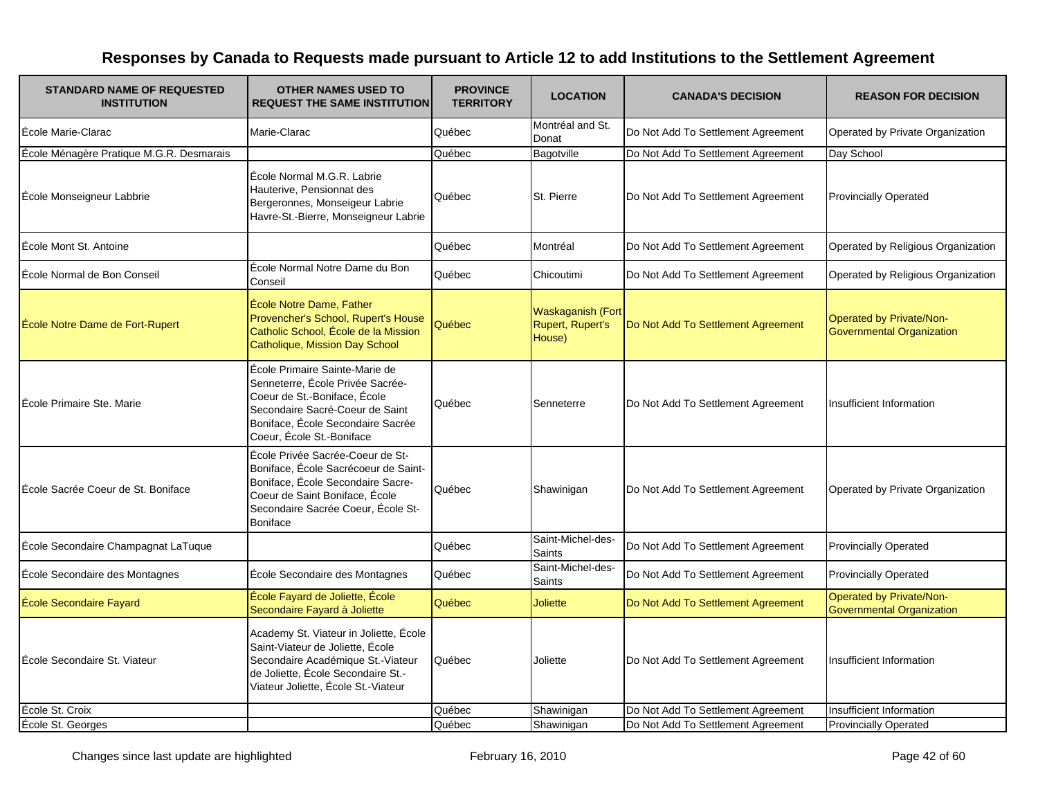# Responses by Canada to Requests made pursuant to Article 12 to add Institutions to the Settlement Agreement

| STANDARD NAME OF REQUESTED INSTITUTION | OTHER NAMES USED TO REQUEST THE SAME INSTITUTION | PROVINCE TERRITORY | LOCATION | CANADA'S DECISION | REASON FOR DECISION |
|---|---|---|---|---|---|
| École Marie-Clarac | Marie-Clarac | Québec | Montréal and St. Donat | Do Not Add To Settlement Agreement | Operated by Private Organization |
| École Ménagère Pratique M.G.R. Desmarais | | Québec | Bagotville | Do Not Add To Settlement Agreement | Day School |
| École Monseigneur Labbrie | École Normal M.G.R. Labrie Hauterive, Pensionnat des Bergeronnes, Monseigeur Labrie Havre-St.-Bierre, Monseigneur Labrie | Québec | St. Pierre | Do Not Add To Settlement Agreement | Provincially Operated |
| École Mont St. Antoine | | Québec | Montréal | Do Not Add To Settlement Agreement | Operated by Religious Organization |
| École Normal de Bon Conseil | École Normal Notre Dame du Bon Conseil | Québec | Chicoutimi | Do Not Add To Settlement Agreement | Operated by Religious Organization |
| École Notre Dame de Fort-Rupert | École Notre Dame, Father Provencher's School, Rupert's House Catholic School, École de la Mission Catholique, Mission Day School | Québec | Waskaganish (Fort Rupert, Rupert's House) | Do Not Add To Settlement Agreement | Operated by Private/Non-Governmental Organization |
| École Primaire Ste. Marie | École Primaire Sainte-Marie de Senneterre, École Privée Sacrée-Coeur de St.-Boniface, École Secondaire Sacré-Coeur de Saint Boniface, École Secondaire Sacrée Coeur, École St.-Boniface | Québec | Senneterre | Do Not Add To Settlement Agreement | Insufficient Information |
| École Sacrée Coeur de St. Boniface | École Privée Sacrée-Coeur de St-Boniface, École Sacrécoeur de Saint-Boniface, École Secondaire Sacre-Coeur de Saint Boniface, École Secondaire Sacrée Coeur, École St-Boniface | Québec | Shawinigan | Do Not Add To Settlement Agreement | Operated by Private Organization |
| École Secondaire Champagnat LaTuque | | Québec | Saint-Michel-des-Saints | Do Not Add To Settlement Agreement | Provincially Operated |
| École Secondaire des Montagnes | École Secondaire des Montagnes | Québec | Saint-Michel-des-Saints | Do Not Add To Settlement Agreement | Provincially Operated |
| École Secondaire Fayard | École Fayard de Joliette, École Secondaire Fayard à Joliette | Québec | Joliette | Do Not Add To Settlement Agreement | Operated by Private/Non-Governmental Organization |
| École Secondaire St. Viateur | Academy St. Viateur in Joliette, École Saint-Viateur de Joliette, École Secondaire Académique St.-Viateur de Joliette, École Secondaire St.-Viateur Joliette, École St.-Viateur | Québec | Joliette | Do Not Add To Settlement Agreement | Insufficient Information |
| École St. Croix | | Québec | Shawinigan | Do Not Add To Settlement Agreement | Insufficient Information |
| École St. Georges | | Québec | Shawinigan | Do Not Add To Settlement Agreement | Provincially Operated |

Changes since last update are highlighted

February 16, 2010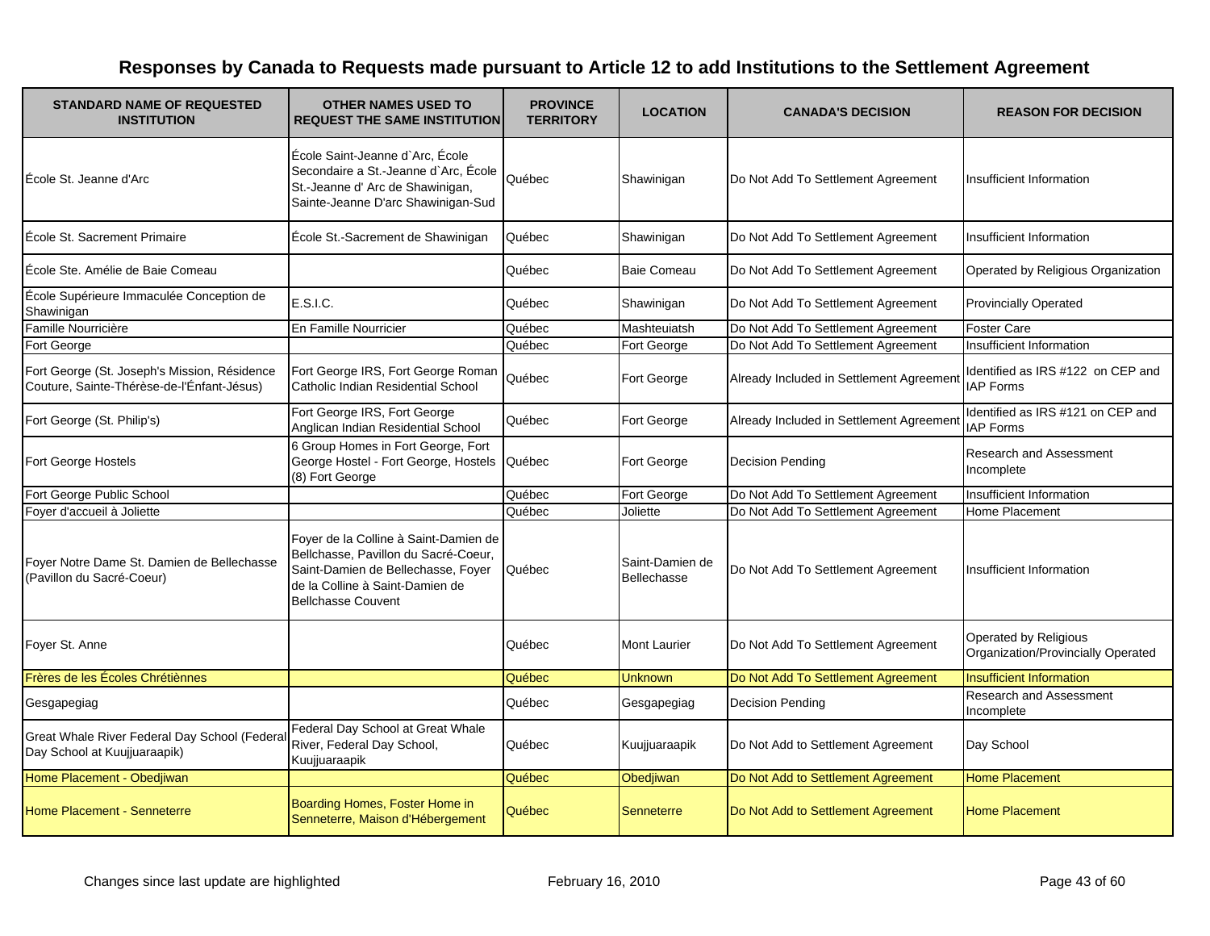# Responses by Canada to Requests made pursuant to Article 12 to add Institutions to the Settlement Agreement

| STANDARD NAME OF REQUESTED INSTITUTION | OTHER NAMES USED TO REQUEST THE SAME INSTITUTION | PROVINCE TERRITORY | LOCATION | CANADA'S DECISION | REASON FOR DECISION |
|---|---|---|---|---|---|
| École St. Jeanne d'Arc | École Saint-Jeanne d`Arc, École Secondaire a St.-Jeanne d`Arc, École St.-Jeanne d' Arc de Shawinigan, Sainte-Jeanne D'arc Shawinigan-Sud | Québec | Shawinigan | Do Not Add To Settlement Agreement | Insufficient Information |
| École St. Sacrement Primaire | École St.-Sacrement de Shawinigan | Québec | Shawinigan | Do Not Add To Settlement Agreement | Insufficient Information |
| École Ste. Amélie de Baie Comeau | | Québec | Baie Comeau | Do Not Add To Settlement Agreement | Operated by Religious Organization |
| École Supérieure Immaculée Conception de Shawinigan | E.S.I.C. | Québec | Shawinigan | Do Not Add To Settlement Agreement | Provincially Operated |
| Famille Nourricière | En Famille Nourricier | Québec | Mashteuiatsh | Do Not Add To Settlement Agreement | Foster Care |
| Fort George | | Québec | Fort George | Do Not Add To Settlement Agreement | Insufficient Information |
| Fort George (St. Joseph's Mission, Résidence Couture, Sainte-Thérèse-de-l'Énfant-Jésus) | Fort George IRS, Fort George Roman Catholic Indian Residential School | Québec | Fort George | Already Included in Settlement Agreement | Identified as IRS #122 on CEP and IAP Forms |
| Fort George (St. Philip's) | Fort George IRS, Fort George Anglican Indian Residential School | Québec | Fort George | Already Included in Settlement Agreement | Identified as IRS #121 on CEP and IAP Forms |
| Fort George Hostels | 6 Group Homes in Fort George, Fort George Hostel - Fort George, Hostels (8) Fort George | Québec | Fort George | Decision Pending | Research and Assessment Incomplete |
| Fort George Public School | | Québec | Fort George | Do Not Add To Settlement Agreement | Insufficient Information |
| Foyer d'accueil à Joliette | | Québec | Joliette | Do Not Add To Settlement Agreement | Home Placement |
| Foyer Notre Dame St. Damien de Bellechasse (Pavillon du Sacré-Coeur) | Foyer de la Colline à Saint-Damien de Bellchasse, Pavillon du Sacré-Coeur, Saint-Damien de Bellechasse, Foyer de la Colline à Saint-Damien de Bellchasse Couvent | Québec | Saint-Damien de Bellechasse | Do Not Add To Settlement Agreement | Insufficient Information |
| Foyer St. Anne | | Québec | Mont Laurier | Do Not Add To Settlement Agreement | Operated by Religious Organization/Provincially Operated |
| Frères de les Écoles Chrétiènnes | | Québec | Unknown | Do Not Add To Settlement Agreement | Insufficient Information |
| Gesgapegiag | | Québec | Gesgapegiag | Decision Pending | Research and Assessment Incomplete |
| Great Whale River Federal Day School (Federal Day School at Kuujjuaraapik) | Federal Day School at Great Whale River, Federal Day School, Kuujjuaraapik | Québec | Kuujjuaraapik | Do Not Add to Settlement Agreement | Day School |
| Home Placement - Obedjiwan | | Québec | Obedjiwan | Do Not Add to Settlement Agreement | Home Placement |
| Home Placement - Senneterre | Boarding Homes, Foster Home in Senneterre, Maison d'Hébergement | Québec | Senneterre | Do Not Add to Settlement Agreement | Home Placement |

Changes since last update are highlighted

February 16, 2010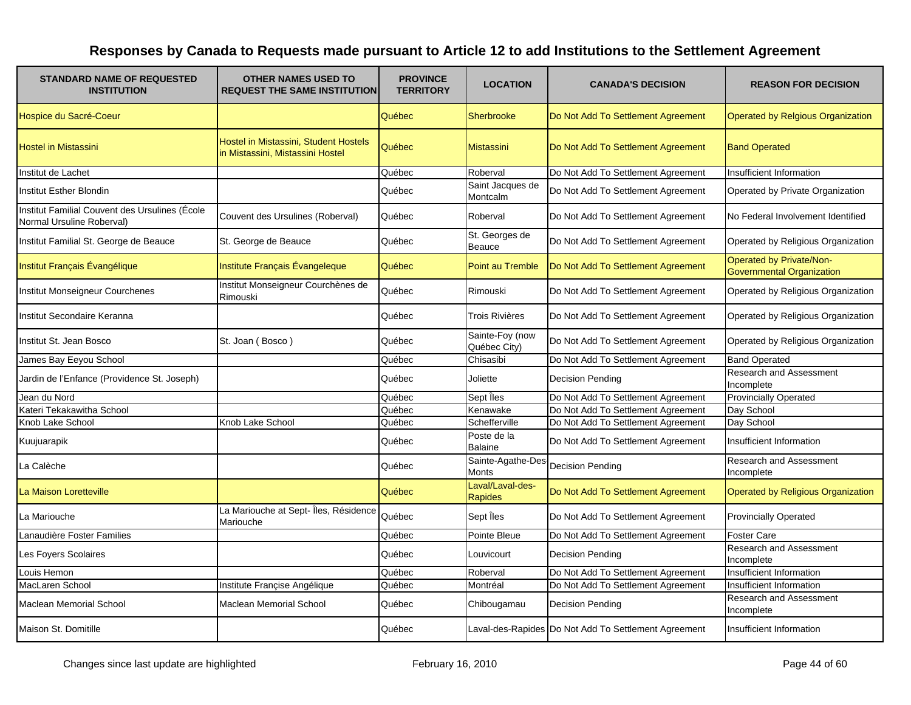# Responses by Canada to Requests made pursuant to Article 12 to add Institutions to the Settlement Agreement

| STANDARD NAME OF REQUESTED INSTITUTION | OTHER NAMES USED TO REQUEST THE SAME INSTITUTION | PROVINCE TERRITORY | LOCATION | CANADA'S DECISION | REASON FOR DECISION |
|---|---|---|---|---|---|
| Hospice du Sacré-Coeur | | Québec | Sherbrooke | Do Not Add To Settlement Agreement | Operated by Relgious Organization |
| Hostel in Mistassini | Hostel in Mistassini, Student Hostels in Mistassini, Mistassini Hostel | Québec | Mistassini | Do Not Add To Settlement Agreement | Band Operated |
| Institut de Lachet | | Québec | Roberval | Do Not Add To Settlement Agreement | Insufficient Information |
| Institut Esther Blondin | | Québec | Saint Jacques de Montcalm | Do Not Add To Settlement Agreement | Operated by Private Organization |
| Institut Familial Couvent des Ursulines (École Normal Ursuline Roberval) | Couvent des Ursulines (Roberval) | Québec | Roberval | Do Not Add To Settlement Agreement | No Federal Involvement Identified |
| Institut Familial St. George de Beauce | St. George de Beauce | Québec | St. Georges de Beauce | Do Not Add To Settlement Agreement | Operated by Religious Organization |
| Institut Français Évangélique | Institute Français Évangeleque | Québec | Point au Tremble | Do Not Add To Settlement Agreement | Operated by Private/Non-Governmental Organization |
| Institut Monseigneur Courchenes | Institut Monseigneur Courchènes de Rimouski | Québec | Rimouski | Do Not Add To Settlement Agreement | Operated by Religious Organization |
| Institut Secondaire Keranna | | Québec | Trois Rivières | Do Not Add To Settlement Agreement | Operated by Religious Organization |
| Institut St. Jean Bosco | St. Joan ( Bosco ) | Québec | Sainte-Foy (now Québec City) | Do Not Add To Settlement Agreement | Operated by Religious Organization |
| James Bay Eeyou School | | Québec | Chisasibi | Do Not Add To Settlement Agreement | Band Operated |
| Jardin de l'Enfance (Providence St. Joseph) | | Québec | Joliette | Decision Pending | Research and Assessment Incomplete |
| Jean du Nord | | Québec | Sept Îles | Do Not Add To Settlement Agreement | Provincially Operated |
| Kateri Tekakawitha School | | Québec | Kenawake | Do Not Add To Settlement Agreement | Day School |
| Knob Lake School | Knob Lake School | Québec | Schefferville | Do Not Add To Settlement Agreement | Day School |
| Kuujuarapik | | Québec | Poste de la Balaine | Do Not Add To Settlement Agreement | Insufficient Information |
| La Calèche | | Québec | Sainte-Agathe-Des-Monts | Decision Pending | Research and Assessment Incomplete |
| La Maison Loretteville | | Québec | Laval/Laval-des-Rapides | Do Not Add To Settlement Agreement | Operated by Religious Organization |
| La Mariouche | La Mariouche at Sept- Îles, Résidence Mariouche | Québec | Sept Îles | Do Not Add To Settlement Agreement | Provincially Operated |
| Lanaudière Foster Families | | Québec | Pointe Bleue | Do Not Add To Settlement Agreement | Foster Care |
| Les Foyers Scolaires | | Québec | Louvicourt | Decision Pending | Research and Assessment Incomplete |
| Louis Hemon | | Québec | Roberval | Do Not Add To Settlement Agreement | Insufficient Information |
| MacLaren School | Institute Françise Angélique | Québec | Montréal | Do Not Add To Settlement Agreement | Insufficient Information |
| Maclean Memorial School | Maclean Memorial School | Québec | Chibougamau | Decision Pending | Research and Assessment Incomplete |
| Maison St. Domitille | | Québec | Laval-des-Rapides | Do Not Add To Settlement Agreement | Insufficient Information |

Changes since last update are highlighted

February 16, 2010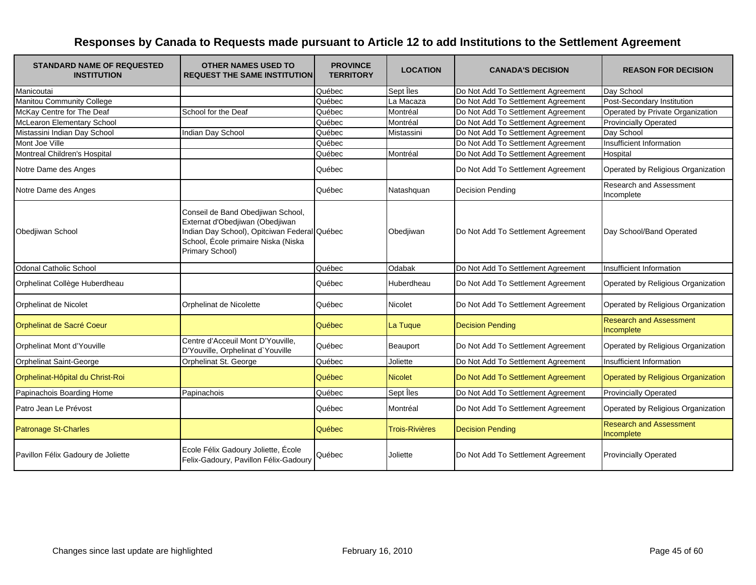# Responses by Canada to Requests made pursuant to Article 12 to add Institutions to the Settlement Agreement

| STANDARD NAME OF REQUESTED INSTITUTION | OTHER NAMES USED TO REQUEST THE SAME INSTITUTION | PROVINCE TERRITORY | LOCATION | CANADA'S DECISION | REASON FOR DECISION |
|---|---|---|---|---|---|
| Manicoutai | | Québec | Sept Îles | Do Not Add To Settlement Agreement | Day School |
| Manitou Community College | | Québec | La Macaza | Do Not Add To Settlement Agreement | Post-Secondary Institution |
| McKay Centre for The Deaf | School for the Deaf | Québec | Montréal | Do Not Add To Settlement Agreement | Operated by Private Organization |
| McLearon Elementary School | | Québec | Montréal | Do Not Add To Settlement Agreement | Provincially Operated |
| Mistassini Indian Day School | Indian Day School | Québec | Mistassini | Do Not Add To Settlement Agreement | Day School |
| Mont Joe Ville | | Québec | | Do Not Add To Settlement Agreement | Insufficient Information |
| Montreal Children's Hospital | | Québec | Montréal | Do Not Add To Settlement Agreement | Hospital |
| Notre Dame des Anges | | Québec | | Do Not Add To Settlement Agreement | Operated by Religious Organization |
| Notre Dame des Anges | | Québec | Natashquan | Decision Pending | Research and Assessment Incomplete |
| Obedjiwan School | Conseil de Band Obedjiwan School, Externat d'Obedjiwan (Obedjiwan Indian Day School), Opitciwan Federal School, École primaire Niska (Niska Primary School) | Québec | Obedjiwan | Do Not Add To Settlement Agreement | Day School/Band Operated |
| Odonal Catholic School | | Québec | Odabak | Do Not Add To Settlement Agreement | Insufficient Information |
| Orphelinat Collège Huberdheau | | Québec | Huberdheau | Do Not Add To Settlement Agreement | Operated by Religious Organization |
| Orphelinat de Nicolet | Orphelinat de Nicolette | Québec | Nicolet | Do Not Add To Settlement Agreement | Operated by Religious Organization |
| Orphelinat de Sacré Coeur | | Québec | La Tuque | Decision Pending | Research and Assessment Incomplete |
| Orphelinat Mont d'Youville | Centre d'Acceuil Mont D'Youville, D'Youville, Orphelinat d`Youville | Québec | Beauport | Do Not Add To Settlement Agreement | Operated by Religious Organization |
| Orphelinat Saint-George | Orphelinat St. George | Québec | Joliette | Do Not Add To Settlement Agreement | Insufficient Information |
| Orphelinat-Hôpital du Christ-Roi | | Québec | Nicolet | Do Not Add To Settlement Agreement | Operated by Religious Organization |
| Papinachois Boarding Home | Papinachois | Québec | Sept Îles | Do Not Add To Settlement Agreement | Provincially Operated |
| Patro Jean Le Prévost | | Québec | Montréal | Do Not Add To Settlement Agreement | Operated by Religious Organization |
| Patronage St-Charles | | Québec | Trois-Rivières | Decision Pending | Research and Assessment Incomplete |
| Pavillon Félix Gadoury de Joliette | Ecole Félix Gadoury Joliette, École Felix-Gadoury, Pavillon Félix-Gadoury | Québec | Joliette | Do Not Add To Settlement Agreement | Provincially Operated |

Changes since last update are highlighted

February 16, 2010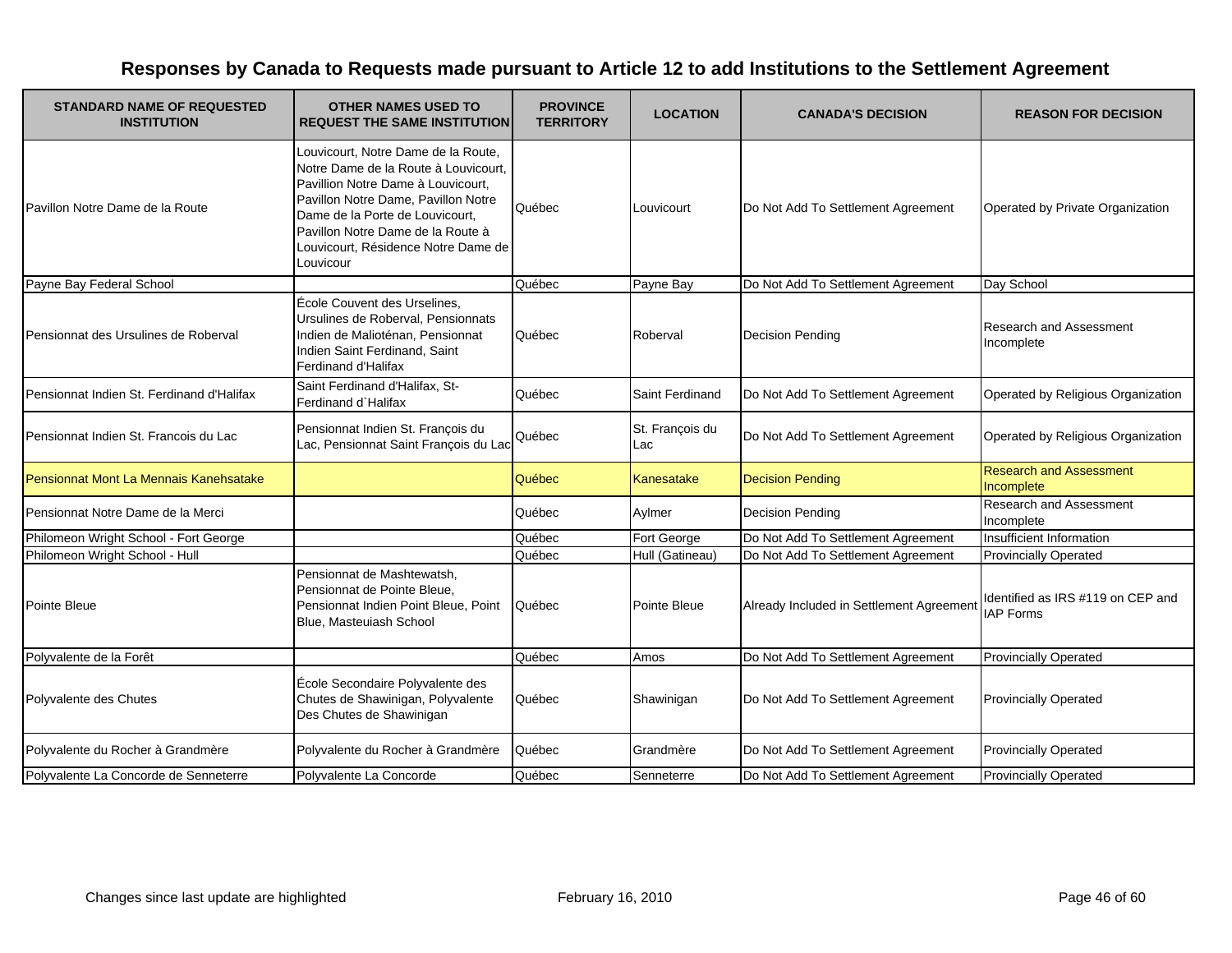# Responses by Canada to Requests made pursuant to Article 12 to add Institutions to the Settlement Agreement

| STANDARD NAME OF REQUESTED INSTITUTION | OTHER NAMES USED TO REQUEST THE SAME INSTITUTION | PROVINCE TERRITORY | LOCATION | CANADA'S DECISION | REASON FOR DECISION |
|---|---|---|---|---|---|
| Pavillon Notre Dame de la Route | Louvicourt, Notre Dame de la Route, Notre Dame de la Route à Louvicourt, Pavillion Notre Dame à Louvicourt, Pavillon Notre Dame, Pavillon Notre Dame de la Porte de Louvicourt, Pavillon Notre Dame de la Route à Louvicourt, Résidence Notre Dame de Louvicour | Québec | Louvicourt | Do Not Add To Settlement Agreement | Operated by Private Organization |
| Payne Bay Federal School | | Québec | Payne Bay | Do Not Add To Settlement Agreement | Day School |
| Pensionnat des Ursulines de Roberval | École Couvent des Urselines, Ursulines de Roberval, Pensionnats Indien de Malioténan, Pensionnat Indien Saint Ferdinand, Saint Ferdinand d'Halifax | Québec | Roberval | Decision Pending | Research and Assessment Incomplete |
| Pensionnat Indien St. Ferdinand d'Halifax | Saint Ferdinand d'Halifax, St-Ferdinand d`Halifax | Québec | Saint Ferdinand | Do Not Add To Settlement Agreement | Operated by Religious Organization |
| Pensionnat Indien St. Francois du Lac | Pensionnat Indien St. François du Lac, Pensionnat Saint François du Lac | Québec | St. François du Lac | Do Not Add To Settlement Agreement | Operated by Religious Organization |
| Pensionnat Mont La Mennais Kanehsatake | | Québec | Kanesatake | Decision Pending | Research and Assessment Incomplete |
| Pensionnat Notre Dame de la Merci | | Québec | Aylmer | Decision Pending | Research and Assessment Incomplete |
| Philomeon Wright School - Fort George | | Québec | Fort George | Do Not Add To Settlement Agreement | Insufficient Information |
| Philomeon Wright School - Hull | | Québec | Hull (Gatineau) | Do Not Add To Settlement Agreement | Provincially Operated |
| Pointe Bleue | Pensionnat de Mashtewatsh, Pensionnat de Pointe Bleue, Pensionnat Indien Point Bleue, Point Blue, Masteuiash School | Québec | Pointe Bleue | Already Included in Settlement Agreement | Identified as IRS #119 on CEP and IAP Forms |
| Polyvalente de la Forêt | | Québec | Amos | Do Not Add To Settlement Agreement | Provincially Operated |
| Polyvalente des Chutes | École Secondaire Polyvalente des Chutes de Shawinigan, Polyvalente Des Chutes de Shawinigan | Québec | Shawinigan | Do Not Add To Settlement Agreement | Provincially Operated |
| Polyvalente du Rocher à Grandmère | Polyvalente du Rocher à Grandmère | Québec | Grandmère | Do Not Add To Settlement Agreement | Provincially Operated |
| Polyvalente La Concorde de Senneterre | Polyvalente La Concorde | Québec | Senneterre | Do Not Add To Settlement Agreement | Provincially Operated |

Changes since last update are highlighted

February 16, 2010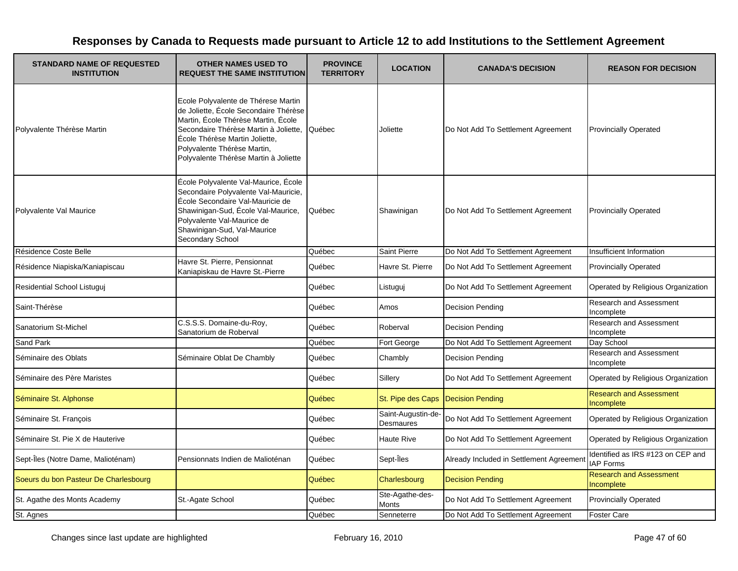# Responses by Canada to Requests made pursuant to Article 12 to add Institutions to the Settlement Agreement

| STANDARD NAME OF REQUESTED INSTITUTION | OTHER NAMES USED TO REQUEST THE SAME INSTITUTION | PROVINCE TERRITORY | LOCATION | CANADA'S DECISION | REASON FOR DECISION |
|---|---|---|---|---|---|
| Polyvalente Thérèse Martin | Ecole Polyvalente de Thérese Martin de Joliette, École Secondaire Thérèse Martin, École Thérèse Martin, École Secondaire Thérèse Martin à Joliette, École Thérèse Martin Joliette, Polyvalente Thérèse Martin, Polyvalente Thérèse Martin à Joliette | Québec | Joliette | Do Not Add To Settlement Agreement | Provincially Operated |
| Polyvalente Val Maurice | École Polyvalente Val-Maurice, École Secondaire Polyvalente Val-Mauricie, École Secondaire Val-Mauricie de Shawinigan-Sud, École Val-Maurice, Polyvalente Val-Maurice de Shawinigan-Sud, Val-Maurice Secondary School | Québec | Shawinigan | Do Not Add To Settlement Agreement | Provincially Operated |
| Résidence Coste Belle | | Québec | Saint Pierre | Do Not Add To Settlement Agreement | Insufficient Information |
| Résidence Niapiska/Kaniapiscau | Havre St. Pierre, Pensionnat Kaniapiskau de Havre St.-Pierre | Québec | Havre St. Pierre | Do Not Add To Settlement Agreement | Provincially Operated |
| Residential School Listuguj | | Québec | Listuguj | Do Not Add To Settlement Agreement | Operated by Religious Organization |
| Saint-Thérèse | | Québec | Amos | Decision Pending | Research and Assessment Incomplete |
| Sanatorium St-Michel | C.S.S.S. Domaine-du-Roy, Sanatorium de Roberval | Québec | Roberval | Decision Pending | Research and Assessment Incomplete |
| Sand Park | | Québec | Fort George | Do Not Add To Settlement Agreement | Day School |
| Séminaire des Oblats | Séminaire Oblat De Chambly | Québec | Chambly | Decision Pending | Research and Assessment Incomplete |
| Séminaire des Père Maristes | | Québec | Sillery | Do Not Add To Settlement Agreement | Operated by Religious Organization |
| Séminaire St. Alphonse | | Québec | St. Pipe des Caps | Decision Pending | Research and Assessment Incomplete |
| Séminaire St. François | | Québec | Saint-Augustin-de-Desmaures | Do Not Add To Settlement Agreement | Operated by Religious Organization |
| Séminaire St. Pie X de Hauterive | | Québec | Haute Rive | Do Not Add To Settlement Agreement | Operated by Religious Organization |
| Sept-Îles (Notre Dame, Malioténam) | Pensionnats Indien de Malioténan | Québec | Sept-Îles | Already Included in Settlement Agreement | Identified as IRS #123 on CEP and IAP Forms |
| Soeurs du bon Pasteur De Charlesbourg | | Québec | Charlesbourg | Decision Pending | Research and Assessment Incomplete |
| St. Agathe des Monts Academy | St.-Agate School | Québec | Ste-Agathe-des-Monts | Do Not Add To Settlement Agreement | Provincially Operated |
| St. Agnes | | Québec | Senneterre | Do Not Add To Settlement Agreement | Foster Care |

Changes since last update are highlighted

February 16, 2010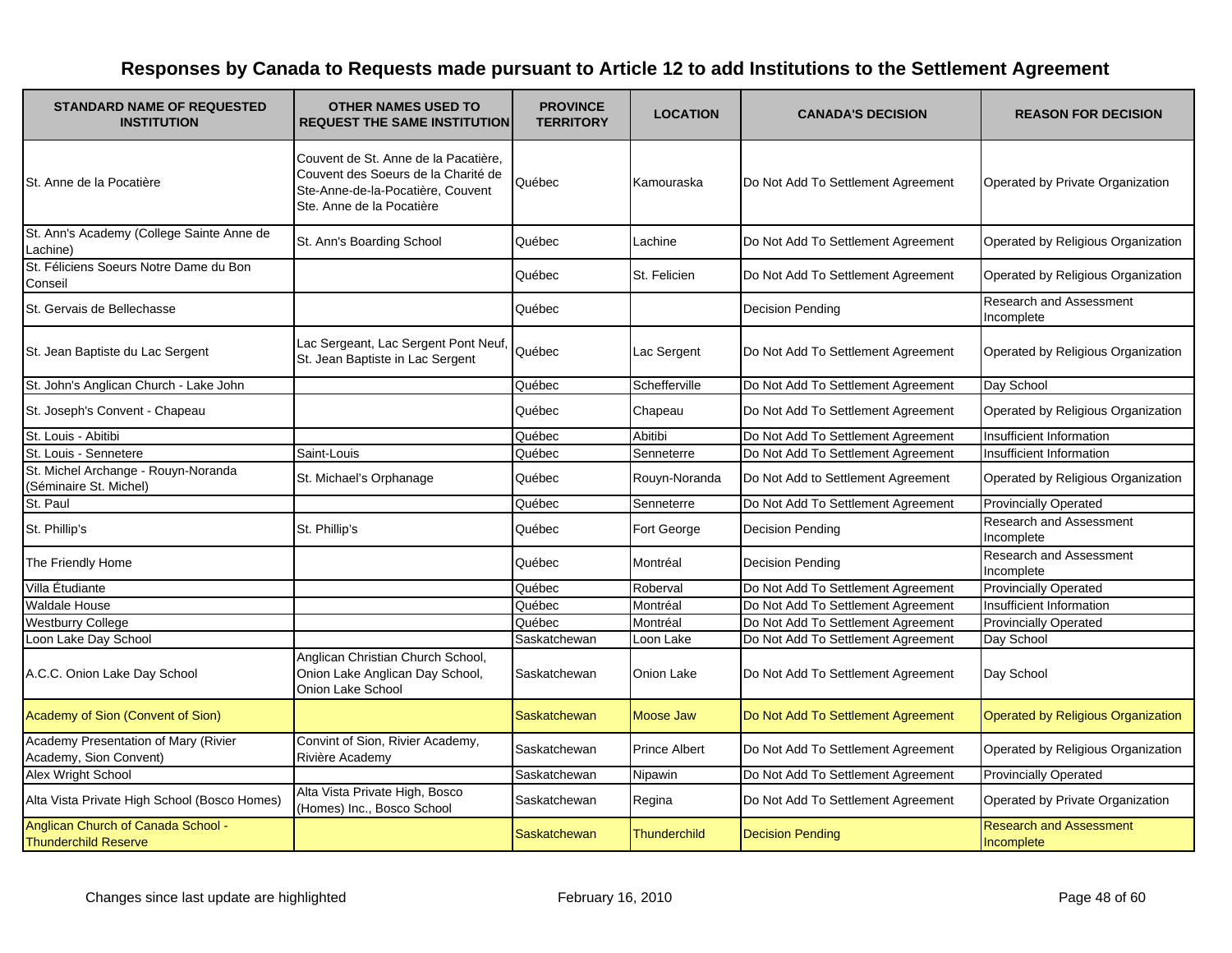# Responses by Canada to Requests made pursuant to Article 12 to add Institutions to the Settlement Agreement

| STANDARD NAME OF REQUESTED INSTITUTION | OTHER NAMES USED TO REQUEST THE SAME INSTITUTION | PROVINCE TERRITORY | LOCATION | CANADA'S DECISION | REASON FOR DECISION |
|---|---|---|---|---|---|
| St. Anne de la Pocatière | Couvent de St. Anne de la Pacatière, Couvent des Soeurs de la Charité de Ste-Anne-de-la-Pocatière, Couvent Ste. Anne de la Pocatière | Québec | Kamouraska | Do Not Add To Settlement Agreement | Operated by Private Organization |
| St. Ann's Academy (College Sainte Anne de Lachine) | St. Ann's Boarding School | Québec | Lachine | Do Not Add To Settlement Agreement | Operated by Religious Organization |
| St. Féliciens Soeurs Notre Dame du Bon Conseil | | Québec | St. Felicien | Do Not Add To Settlement Agreement | Operated by Religious Organization |
| St. Gervais de Bellechasse | | Québec | | Decision Pending | Research and Assessment Incomplete |
| St. Jean Baptiste du Lac Sergent | Lac Sergeant, Lac Sergent Pont Neuf, St. Jean Baptiste in Lac Sergent | Québec | Lac Sergent | Do Not Add To Settlement Agreement | Operated by Religious Organization |
| St. John's Anglican Church - Lake John | | Québec | Schefferville | Do Not Add To Settlement Agreement | Day School |
| St. Joseph's Convent - Chapeau | | Québec | Chapeau | Do Not Add To Settlement Agreement | Operated by Religious Organization |
| St. Louis - Abitibi | | Québec | Abitibi | Do Not Add To Settlement Agreement | Insufficient Information |
| St. Louis - Sennetere | Saint-Louis | Québec | Senneterre | Do Not Add To Settlement Agreement | Insufficient Information |
| St. Michel Archange - Rouyn-Noranda (Séminaire St. Michel) | St. Michael's Orphanage | Québec | Rouyn-Noranda | Do Not Add to Settlement Agreement | Operated by Religious Organization |
| St. Paul | | Québec | Senneterre | Do Not Add To Settlement Agreement | Provincially Operated |
| St. Phillip's | St. Phillip's | Québec | Fort George | Decision Pending | Research and Assessment Incomplete |
| The Friendly Home | | Québec | Montréal | Decision Pending | Research and Assessment Incomplete |
| Villa Étudiante | | Québec | Roberval | Do Not Add To Settlement Agreement | Provincially Operated |
| Waldale House | | Québec | Montréal | Do Not Add To Settlement Agreement | Insufficient Information |
| Westburry College | | Québec | Montréal | Do Not Add To Settlement Agreement | Provincially Operated |
| Loon Lake Day School | | Saskatchewan | Loon Lake | Do Not Add To Settlement Agreement | Day School |
| A.C.C. Onion Lake Day School | Anglican Christian Church School, Onion Lake Anglican Day School, Onion Lake School | Saskatchewan | Onion Lake | Do Not Add To Settlement Agreement | Day School |
| Academy of Sion (Convent of Sion) | | Saskatchewan | Moose Jaw | Do Not Add To Settlement Agreement | Operated by Religious Organization |
| Academy Presentation of Mary (Rivier Academy, Sion Convent) | Convint of Sion, Rivier Academy, Rivière Academy | Saskatchewan | Prince Albert | Do Not Add To Settlement Agreement | Operated by Religious Organization |
| Alex Wright School | | Saskatchewan | Nipawin | Do Not Add To Settlement Agreement | Provincially Operated |
| Alta Vista Private High School (Bosco Homes) | Alta Vista Private High, Bosco (Homes) Inc., Bosco School | Saskatchewan | Regina | Do Not Add To Settlement Agreement | Operated by Private Organization |
| Anglican Church of Canada School - Thunderchild Reserve | | Saskatchewan | Thunderchild | Decision Pending | Research and Assessment Incomplete |

Changes since last update are highlighted

February 16, 2010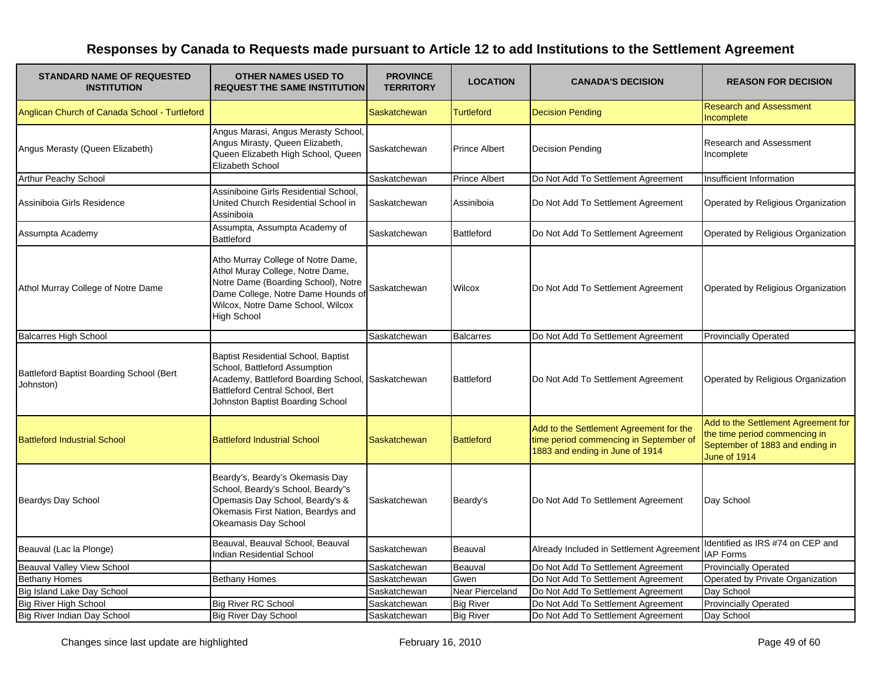# Responses by Canada to Requests made pursuant to Article 12 to add Institutions to the Settlement Agreement

| STANDARD NAME OF REQUESTED INSTITUTION | OTHER NAMES USED TO REQUEST THE SAME INSTITUTION | PROVINCE TERRITORY | LOCATION | CANADA'S DECISION | REASON FOR DECISION |
|---|---|---|---|---|---|
| Anglican Church of Canada School - Turtleford | | Saskatchewan | Turtleford | Decision Pending | Research and Assessment Incomplete |
| Angus Merasty (Queen Elizabeth) | Angus Marasi, Angus Merasty School, Angus Mirasty, Queen Elizabeth, Queen Elizabeth High School, Queen Elizabeth School | Saskatchewan | Prince Albert | Decision Pending | Research and Assessment Incomplete |
| Arthur Peachy School | | Saskatchewan | Prince Albert | Do Not Add To Settlement Agreement | Insufficient Information |
| Assiniboia Girls Residence | Assiniboine Girls Residential School, United Church Residential School in Assiniboia | Saskatchewan | Assiniboia | Do Not Add To Settlement Agreement | Operated by Religious Organization |
| Assumpta Academy | Assumpta, Assumpta Academy of Battleford | Saskatchewan | Battleford | Do Not Add To Settlement Agreement | Operated by Religious Organization |
| Athol Murray College of Notre Dame | Atho Murray College of Notre Dame, Athol Muray College, Notre Dame, Notre Dame (Boarding School), Notre Dame College, Notre Dame Hounds of Wilcox, Notre Dame School, Wilcox High School | Saskatchewan | Wilcox | Do Not Add To Settlement Agreement | Operated by Religious Organization |
| Balcarres High School | | Saskatchewan | Balcarres | Do Not Add To Settlement Agreement | Provincially Operated |
| Battleford Baptist Boarding School (Bert Johnston) | Baptist Residential School, Baptist School, Battleford Assumption Academy, Battleford Boarding School, Battleford Central School, Bert Johnston Baptist Boarding School | Saskatchewan | Battleford | Do Not Add To Settlement Agreement | Operated by Religious Organization |
| Battleford Industrial School | Battleford Industrial School | Saskatchewan | Battleford | Add to the Settlement Agreement for the time period commencing in September of 1883 and ending in June of 1914 | Add to the Settlement Agreement for the time period commencing in September of 1883 and ending in June of 1914 |
| Beardys Day School | Beardy's, Beardy's Okemasis Day School, Beardy's School, Beardy"s Opemasis Day School, Beardy's & Okemasis First Nation, Beardys and Okeamasis Day School | Saskatchewan | Beardy's | Do Not Add To Settlement Agreement | Day School |
| Beauval (Lac la Plonge) | Beauval, Beauval School, Beauval Indian Residential School | Saskatchewan | Beauval | Already Included in Settlement Agreement | Identified as IRS #74 on CEP and IAP Forms |
| Beauval Valley View School | | Saskatchewan | Beauval | Do Not Add To Settlement Agreement | Provincially Operated |
| Bethany Homes | Bethany Homes | Saskatchewan | Gwen | Do Not Add To Settlement Agreement | Operated by Private Organization |
| Big Island Lake Day School | | Saskatchewan | Near Pierceland | Do Not Add To Settlement Agreement | Day School |
| Big River High School | Big River RC School | Saskatchewan | Big River | Do Not Add To Settlement Agreement | Provincially Operated |
| Big River Indian Day School | Big River Day School | Saskatchewan | Big River | Do Not Add To Settlement Agreement | Day School |

Changes since last update are highlighted

February 16, 2010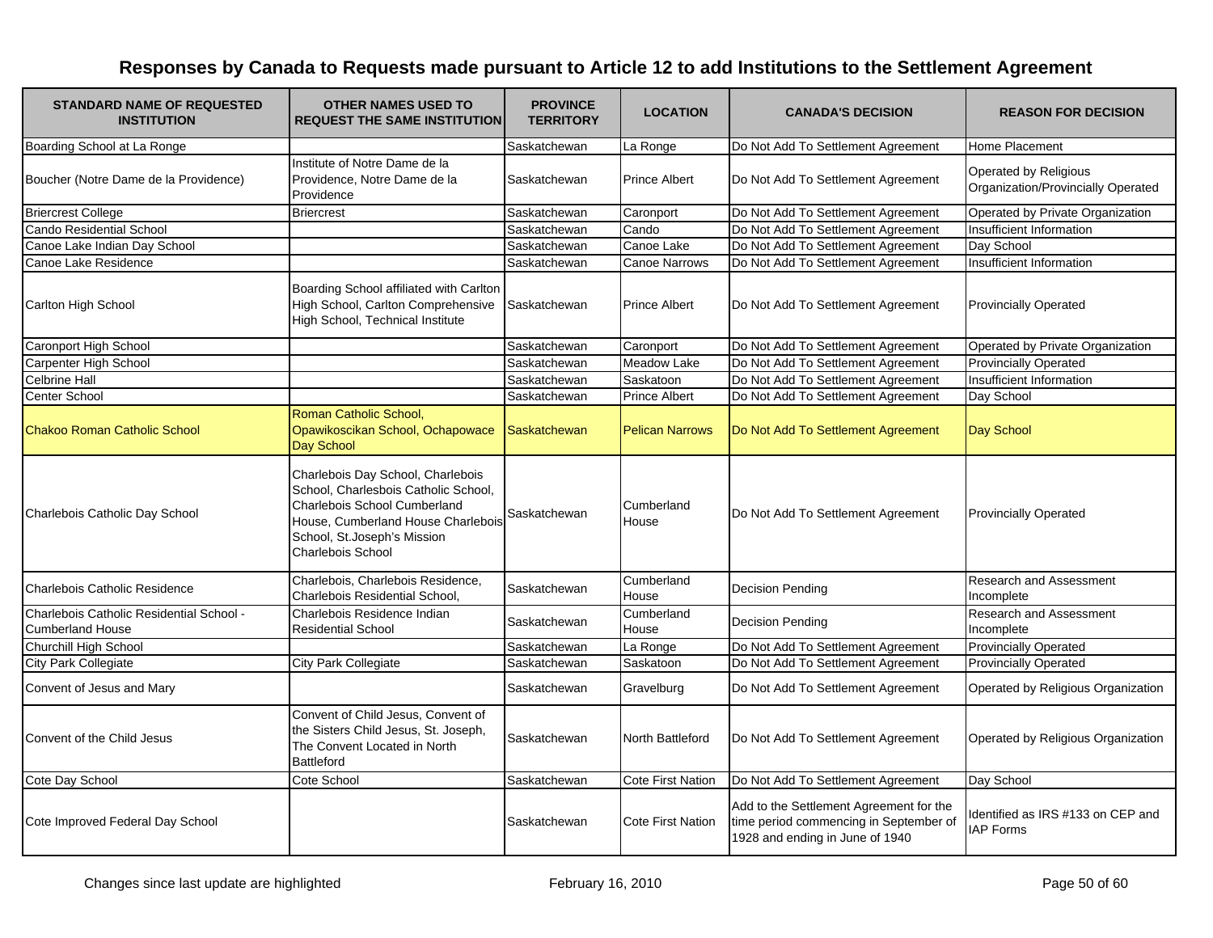# Responses by Canada to Requests made pursuant to Article 12 to add Institutions to the Settlement Agreement

| STANDARD NAME OF REQUESTED INSTITUTION | OTHER NAMES USED TO REQUEST THE SAME INSTITUTION | PROVINCE TERRITORY | LOCATION | CANADA'S DECISION | REASON FOR DECISION |
|---|---|---|---|---|---|
| Boarding School at La Ronge | | Saskatchewan | La Ronge | Do Not Add To Settlement Agreement | Home Placement |
| Boucher (Notre Dame de la Providence) | Institute of Notre Dame de la Providence, Notre Dame de la Providence | Saskatchewan | Prince Albert | Do Not Add To Settlement Agreement | Operated by Religious Organization/Provincially Operated |
| Briercrest College | Briercrest | Saskatchewan | Caronport | Do Not Add To Settlement Agreement | Operated by Private Organization |
| Cando Residential School | | Saskatchewan | Cando | Do Not Add To Settlement Agreement | Insufficient Information |
| Canoe Lake Indian Day School | | Saskatchewan | Canoe Lake | Do Not Add To Settlement Agreement | Day School |
| Canoe Lake Residence | | Saskatchewan | Canoe Narrows | Do Not Add To Settlement Agreement | Insufficient Information |
| Carlton High School | Boarding School affiliated with Carlton High School, Carlton Comprehensive High School, Technical Institute | Saskatchewan | Prince Albert | Do Not Add To Settlement Agreement | Provincially Operated |
| Caronport High School | | Saskatchewan | Caronport | Do Not Add To Settlement Agreement | Operated by Private Organization |
| Carpenter High School | | Saskatchewan | Meadow Lake | Do Not Add To Settlement Agreement | Provincially Operated |
| Celbrine Hall | | Saskatchewan | Saskatoon | Do Not Add To Settlement Agreement | Insufficient Information |
| Center School | | Saskatchewan | Prince Albert | Do Not Add To Settlement Agreement | Day School |
| Chakoo Roman Catholic School | Roman Catholic School, Opawikoscikan School, Ochapowace Day School | Saskatchewan | Pelican Narrows | Do Not Add To Settlement Agreement | Day School |
| Charlebois Catholic Day School | Charlebois Day School, Charlebois School, Charlesbois Catholic School, Charlebois School Cumberland House, Cumberland House Charlebois School, St.Joseph's Mission Charlebois School | Saskatchewan | Cumberland House | Do Not Add To Settlement Agreement | Provincially Operated |
| Charlebois Catholic Residence | Charlebois, Charlebois Residence, Charlebois Residential School, | Saskatchewan | Cumberland House | Decision Pending | Research and Assessment Incomplete |
| Charlebois Catholic Residential School - Cumberland House | Charlebois Residence Indian Residential School | Saskatchewan | Cumberland House | Decision Pending | Research and Assessment Incomplete |
| Churchill High School | | Saskatchewan | La Ronge | Do Not Add To Settlement Agreement | Provincially Operated |
| City Park Collegiate | City Park Collegiate | Saskatchewan | Saskatoon | Do Not Add To Settlement Agreement | Provincially Operated |
| Convent of Jesus and Mary | | Saskatchewan | Gravelburg | Do Not Add To Settlement Agreement | Operated by Religious Organization |
| Convent of the Child Jesus | Convent of Child Jesus, Convent of the Sisters Child Jesus, St. Joseph, The Convent Located in North Battleford | Saskatchewan | North Battleford | Do Not Add To Settlement Agreement | Operated by Religious Organization |
| Cote Day School | Cote School | Saskatchewan | Cote First Nation | Do Not Add To Settlement Agreement | Day School |
| Cote Improved Federal Day School | | Saskatchewan | Cote First Nation | Add to the Settlement Agreement for the time period commencing in September of 1928 and ending in June of 1940 | Identified as IRS #133 on CEP and IAP Forms |

Changes since last update are highlighted

February 16, 2010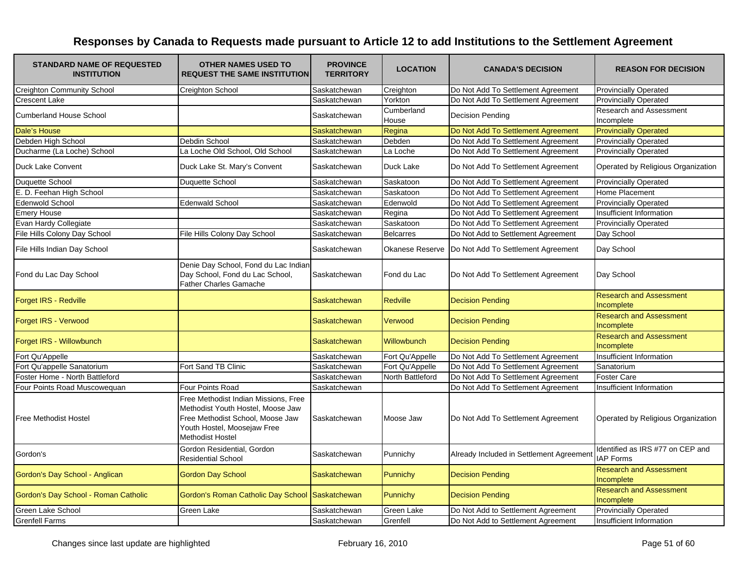# Responses by Canada to Requests made pursuant to Article 12 to add Institutions to the Settlement Agreement

| STANDARD NAME OF REQUESTED INSTITUTION | OTHER NAMES USED TO REQUEST THE SAME INSTITUTION | PROVINCE TERRITORY | LOCATION | CANADA'S DECISION | REASON FOR DECISION |
|---|---|---|---|---|---|
| Creighton Community School | Creighton School | Saskatchewan | Creighton | Do Not Add To Settlement Agreement | Provincially Operated |
| Crescent Lake | | Saskatchewan | Yorkton | Do Not Add To Settlement Agreement | Provincially Operated |
| Cumberland House School | | Saskatchewan | Cumberland House | Decision Pending | Research and Assessment Incomplete |
| Dale's House | | Saskatchewan | Regina | Do Not Add To Settlement Agreement | Provincially Operated |
| Debden High School | Debdin School | Saskatchewan | Debden | Do Not Add To Settlement Agreement | Provincially Operated |
| Ducharme (La Loche) School | La Loche Old School, Old School | Saskatchewan | La Loche | Do Not Add To Settlement Agreement | Provincially Operated |
| Duck Lake Convent | Duck Lake St. Mary's Convent | Saskatchewan | Duck Lake | Do Not Add To Settlement Agreement | Operated by Religious Organization |
| Duquette School | Duquette School | Saskatchewan | Saskatoon | Do Not Add To Settlement Agreement | Provincially Operated |
| E. D. Feehan High School | | Saskatchewan | Saskatoon | Do Not Add To Settlement Agreement | Home Placement |
| Edenwold School | Edenwald School | Saskatchewan | Edenwold | Do Not Add To Settlement Agreement | Provincially Operated |
| Emery House | | Saskatchewan | Regina | Do Not Add To Settlement Agreement | Insufficient Information |
| Evan Hardy Collegiate | | Saskatchewan | Saskatoon | Do Not Add To Settlement Agreement | Provincially Operated |
| File Hills Colony Day School | File Hills Colony Day School | Saskatchewan | Belcarres | Do Not Add to Settlement Agreement | Day School |
| File Hills Indian Day School | | Saskatchewan | Okanese Reserve | Do Not Add To Settlement Agreement | Day School |
| Fond du Lac Day School | Denie Day School, Fond du Lac Indian Day School, Fond du Lac School, Father Charles Gamache | Saskatchewan | Fond du Lac | Do Not Add To Settlement Agreement | Day School |
| Forget IRS - Redville | | Saskatchewan | Redville | Decision Pending | Research and Assessment Incomplete |
| Forget IRS - Verwood | | Saskatchewan | Verwood | Decision Pending | Research and Assessment Incomplete |
| Forget IRS - Willowbunch | | Saskatchewan | Willowbunch | Decision Pending | Research and Assessment Incomplete |
| Fort Qu'Appelle | | Saskatchewan | Fort Qu'Appelle | Do Not Add To Settlement Agreement | Insufficient Information |
| Fort Qu'appelle Sanatorium | Fort Sand TB Clinic | Saskatchewan | Fort Qu'Appelle | Do Not Add To Settlement Agreement | Sanatorium |
| Foster Home - North Battleford | | Saskatchewan | North Battleford | Do Not Add To Settlement Agreement | Foster Care |
| Four Points Road Muscowequan | Four Points Road | Saskatchewan | | Do Not Add To Settlement Agreement | Insufficient Information |
| Free Methodist Hostel | Free Methodist Indian Missions, Free Methodist Youth Hostel, Moose Jaw Free Methodist School, Moose Jaw Youth Hostel, Moosejaw Free Methodist Hostel | Saskatchewan | Moose Jaw | Do Not Add To Settlement Agreement | Operated by Religious Organization |
| Gordon's | Gordon Residential, Gordon Residential School | Saskatchewan | Punnichy | Already Included in Settlement Agreement | Identified as IRS #77 on CEP and IAP Forms |
| Gordon's Day School - Anglican | Gordon Day School | Saskatchewan | Punnichy | Decision Pending | Research and Assessment Incomplete |
| Gordon's Day School - Roman Catholic | Gordon's Roman Catholic Day School | Saskatchewan | Punnichy | Decision Pending | Research and Assessment Incomplete |
| Green Lake School | Green Lake | Saskatchewan | Green Lake | Do Not Add to Settlement Agreement | Provincially Operated |
| Grenfell Farms | | Saskatchewan | Grenfell | Do Not Add to Settlement Agreement | Insufficient Information |

Changes since last update are highlighted

February 16, 2010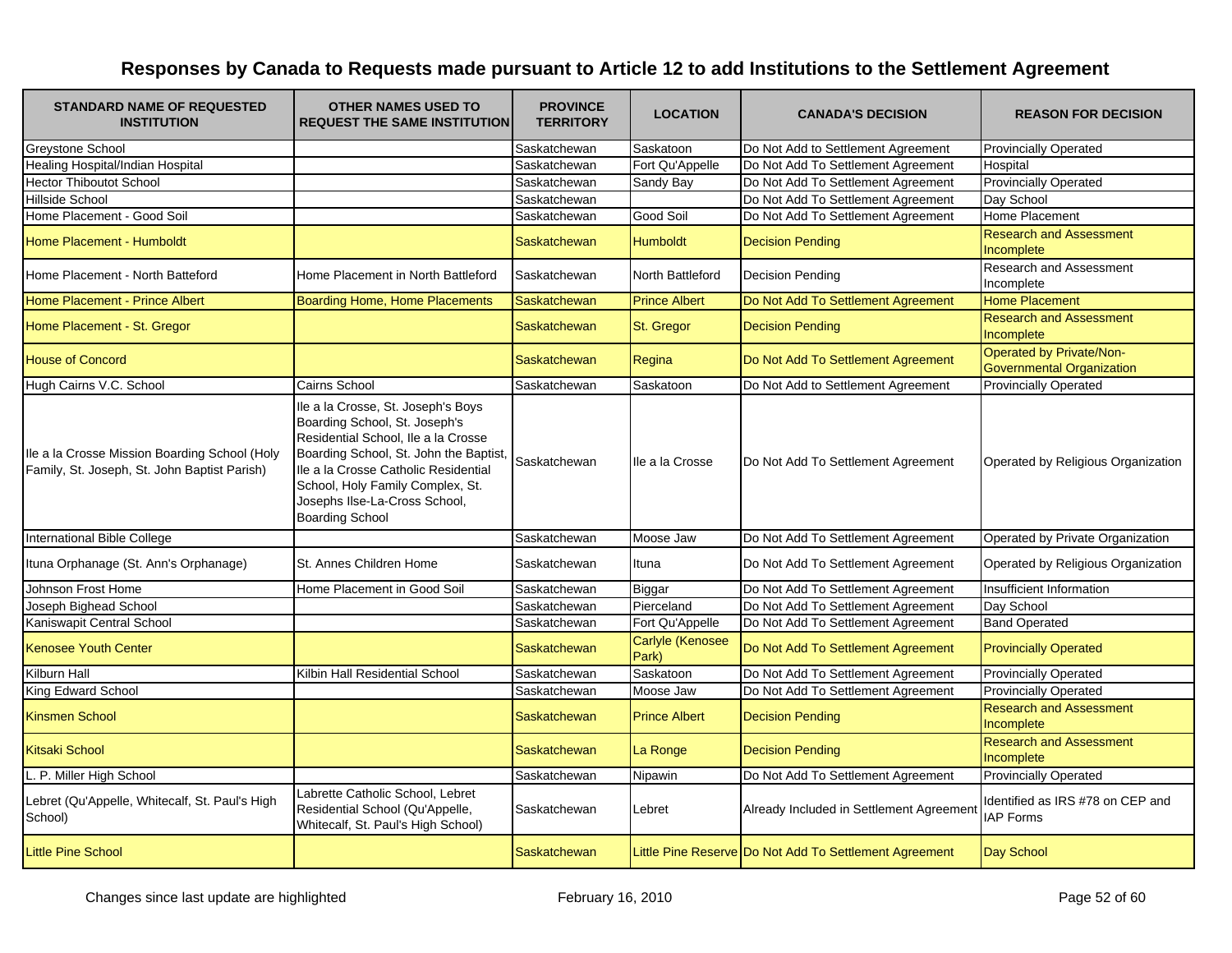# Responses by Canada to Requests made pursuant to Article 12 to add Institutions to the Settlement Agreement

| STANDARD NAME OF REQUESTED INSTITUTION | OTHER NAMES USED TO REQUEST THE SAME INSTITUTION | PROVINCE TERRITORY | LOCATION | CANADA'S DECISION | REASON FOR DECISION |
|---|---|---|---|---|---|
| Greystone School | | Saskatchewan | Saskatoon | Do Not Add to Settlement Agreement | Provincially Operated |
| Healing Hospital/Indian Hospital | | Saskatchewan | Fort Qu'Appelle | Do Not Add To Settlement Agreement | Hospital |
| Hector Thiboutot School | | Saskatchewan | Sandy Bay | Do Not Add To Settlement Agreement | Provincially Operated |
| Hillside School | | Saskatchewan | | Do Not Add To Settlement Agreement | Day School |
| Home Placement - Good Soil | | Saskatchewan | Good Soil | Do Not Add To Settlement Agreement | Home Placement |
| Home Placement - Humboldt | | Saskatchewan | Humboldt | Decision Pending | Research and Assessment Incomplete |
| Home Placement - North Batteford | Home Placement in North Battleford | Saskatchewan | North Battleford | Decision Pending | Research and Assessment Incomplete |
| Home Placement - Prince Albert | Boarding Home, Home Placements | Saskatchewan | Prince Albert | Do Not Add To Settlement Agreement | Home Placement |
| Home Placement - St. Gregor | | Saskatchewan | St. Gregor | Decision Pending | Research and Assessment Incomplete |
| House of Concord | | Saskatchewan | Regina | Do Not Add To Settlement Agreement | Operated by Private/Non-Governmental Organization |
| Hugh Cairns V.C. School | Cairns School | Saskatchewan | Saskatoon | Do Not Add to Settlement Agreement | Provincially Operated |
| Ile a la Crosse Mission Boarding School (Holy Family, St. Joseph, St. John Baptist Parish) | Ile a la Crosse, St. Joseph's Boys Boarding School, St. Joseph's Residential School, Ile a la Crosse Boarding School, St. John the Baptist, Ile a la Crosse Catholic Residential School, Holy Family Complex, St. Josephs Ilse-La-Cross School, Boarding School | Saskatchewan | Ile a la Crosse | Do Not Add To Settlement Agreement | Operated by Religious Organization |
| International Bible College | | Saskatchewan | Moose Jaw | Do Not Add To Settlement Agreement | Operated by Private Organization |
| Ituna Orphanage (St. Ann's Orphanage) | St. Annes Children Home | Saskatchewan | Ituna | Do Not Add To Settlement Agreement | Operated by Religious Organization |
| Johnson Frost Home | Home Placement in Good Soil | Saskatchewan | Biggar | Do Not Add To Settlement Agreement | Insufficient Information |
| Joseph Bighead School | | Saskatchewan | Pierceland | Do Not Add To Settlement Agreement | Day School |
| Kaniswapit Central School | | Saskatchewan | Fort Qu'Appelle | Do Not Add To Settlement Agreement | Band Operated |
| Kenosee Youth Center | | Saskatchewan | Carlyle (Kenosee Park) | Do Not Add To Settlement Agreement | Provincially Operated |
| Kilburn Hall | Kilbin Hall Residential School | Saskatchewan | Saskatoon | Do Not Add To Settlement Agreement | Provincially Operated |
| King Edward School | | Saskatchewan | Moose Jaw | Do Not Add To Settlement Agreement | Provincially Operated |
| Kinsmen School | | Saskatchewan | Prince Albert | Decision Pending | Research and Assessment Incomplete |
| Kitsaki School | | Saskatchewan | La Ronge | Decision Pending | Research and Assessment Incomplete |
| L. P. Miller High School | | Saskatchewan | Nipawin | Do Not Add To Settlement Agreement | Provincially Operated |
| Lebret (Qu'Appelle, Whitecalf, St. Paul's High School) | Labrette Catholic School, Lebret Residential School (Qu'Appelle, Whitecalf, St. Paul's High School) | Saskatchewan | Lebret | Already Included in Settlement Agreement | Identified as IRS #78 on CEP and IAP Forms |
| Little Pine School | | Saskatchewan | Little Pine Reserve | Do Not Add To Settlement Agreement | Day School |

Changes since last update are highlighted

February 16, 2010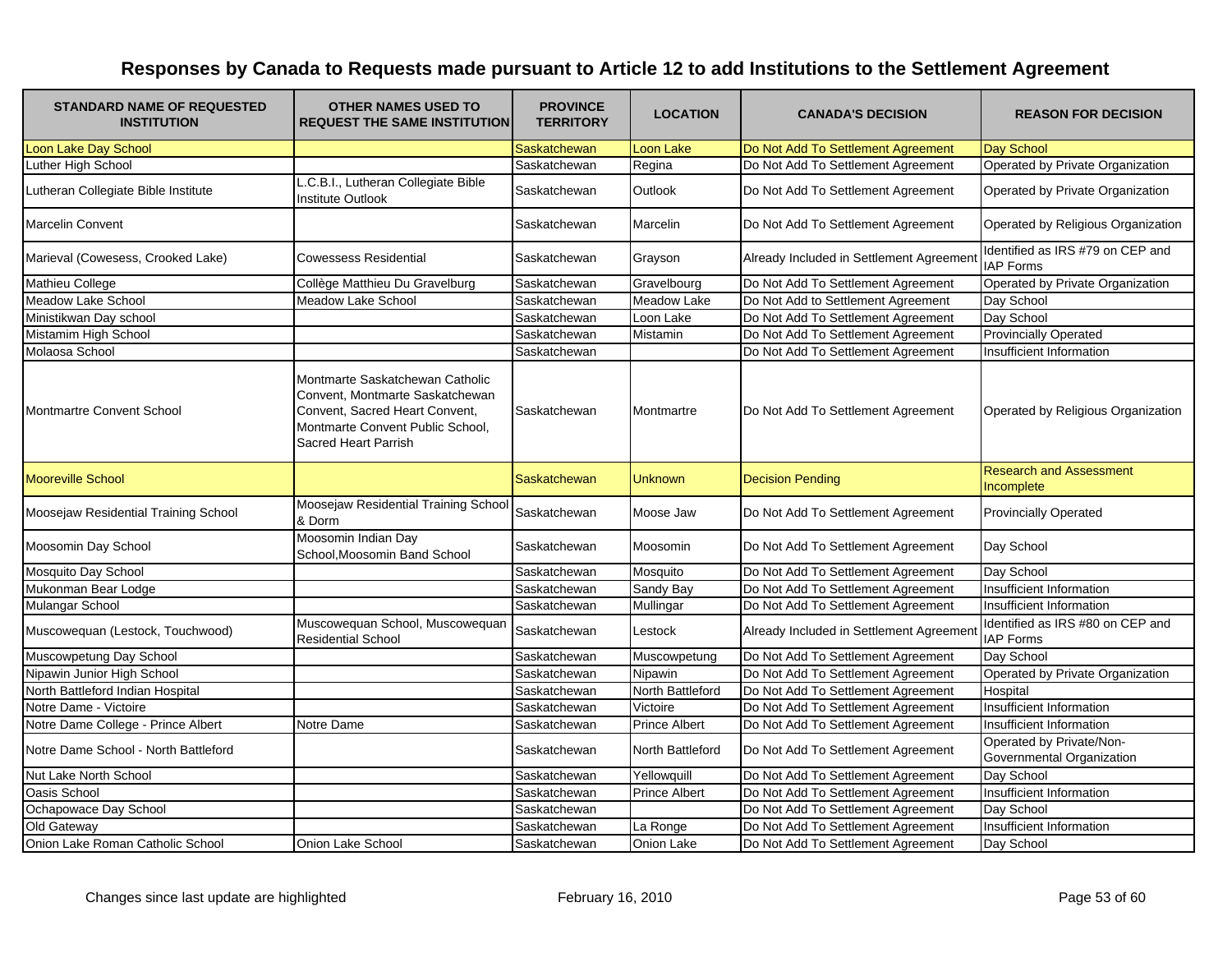# Responses by Canada to Requests made pursuant to Article 12 to add Institutions to the Settlement Agreement

| STANDARD NAME OF REQUESTED INSTITUTION | OTHER NAMES USED TO REQUEST THE SAME INSTITUTION | PROVINCE TERRITORY | LOCATION | CANADA'S DECISION | REASON FOR DECISION |
|---|---|---|---|---|---|
| Loon Lake Day School | | Saskatchewan | Loon Lake | Do Not Add To Settlement Agreement | Day School |
| Luther High School | | Saskatchewan | Regina | Do Not Add To Settlement Agreement | Operated by Private Organization |
| Lutheran Collegiate Bible Institute | L.C.B.I., Lutheran Collegiate Bible Institute Outlook | Saskatchewan | Outlook | Do Not Add To Settlement Agreement | Operated by Private Organization |
| Marcelin Convent | | Saskatchewan | Marcelin | Do Not Add To Settlement Agreement | Operated by Religious Organization |
| Marieval (Cowesess, Crooked Lake) | Cowessess Residential | Saskatchewan | Grayson | Already Included in Settlement Agreement | Identified as IRS #79 on CEP and IAP Forms |
| Mathieu College | Collège Matthieu Du Gravelburg | Saskatchewan | Gravelbourg | Do Not Add To Settlement Agreement | Operated by Private Organization |
| Meadow Lake School | Meadow Lake School | Saskatchewan | Meadow Lake | Do Not Add to Settlement Agreement | Day School |
| Ministikwan Day school | | Saskatchewan | Loon Lake | Do Not Add To Settlement Agreement | Day School |
| Mistamim High School | | Saskatchewan | Mistamin | Do Not Add To Settlement Agreement | Provincially Operated |
| Molaosa School | | Saskatchewan | | Do Not Add To Settlement Agreement | Insufficient Information |
| Montmartre Convent School | Montmarte Saskatchewan Catholic Convent, Montmarte Saskatchewan Convent, Sacred Heart Convent, Montmarte Convent Public School, Sacred Heart Parrish | Saskatchewan | Montmartre | Do Not Add To Settlement Agreement | Operated by Religious Organization |
| Mooreville School | | Saskatchewan | Unknown | Decision Pending | Research and Assessment Incomplete |
| Moosejaw Residential Training School | Moosejaw Residential Training School & Dorm | Saskatchewan | Moose Jaw | Do Not Add To Settlement Agreement | Provincially Operated |
| Moosomin Day School | Moosomin Indian Day School,Moosomin Band School | Saskatchewan | Moosomin | Do Not Add To Settlement Agreement | Day School |
| Mosquito Day School | | Saskatchewan | Mosquito | Do Not Add To Settlement Agreement | Day School |
| Mukonman Bear Lodge | | Saskatchewan | Sandy Bay | Do Not Add To Settlement Agreement | Insufficient Information |
| Mulangar School | | Saskatchewan | Mullingar | Do Not Add To Settlement Agreement | Insufficient Information |
| Muscowequan (Lestock, Touchwood) | Muscowequan School, Muscowequan Residential School | Saskatchewan | Lestock | Already Included in Settlement Agreement | Identified as IRS #80 on CEP and IAP Forms |
| Muscowpetung Day School | | Saskatchewan | Muscowpetung | Do Not Add To Settlement Agreement | Day School |
| Nipawin Junior High School | | Saskatchewan | Nipawin | Do Not Add To Settlement Agreement | Operated by Private Organization |
| North Battleford Indian Hospital | | Saskatchewan | North Battleford | Do Not Add To Settlement Agreement | Hospital |
| Notre Dame - Victoire | | Saskatchewan | Victoire | Do Not Add To Settlement Agreement | Insufficient Information |
| Notre Dame College - Prince Albert | Notre Dame | Saskatchewan | Prince Albert | Do Not Add To Settlement Agreement | Insufficient Information |
| Notre Dame School - North Battleford | | Saskatchewan | North Battleford | Do Not Add To Settlement Agreement | Operated by Private/Non-Governmental Organization |
| Nut Lake North School | | Saskatchewan | Yellowquill | Do Not Add To Settlement Agreement | Day School |
| Oasis School | | Saskatchewan | Prince Albert | Do Not Add To Settlement Agreement | Insufficient Information |
| Ochapowace Day School | | Saskatchewan | | Do Not Add To Settlement Agreement | Day School |
| Old Gateway | | Saskatchewan | La Ronge | Do Not Add To Settlement Agreement | Insufficient Information |
| Onion Lake Roman Catholic School | Onion Lake School | Saskatchewan | Onion Lake | Do Not Add To Settlement Agreement | Day School |

Changes since last update are highlighted

February 16, 2010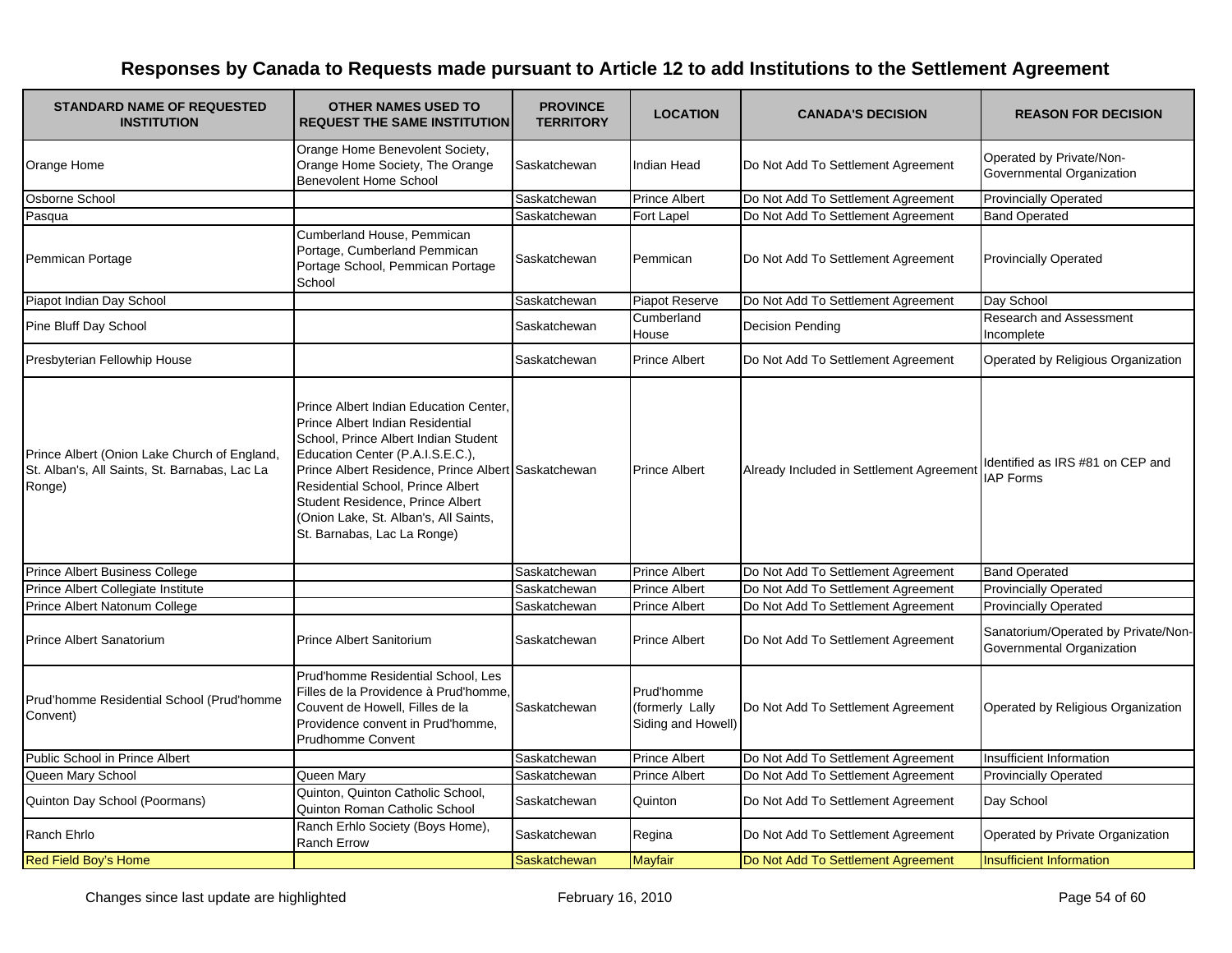# Responses by Canada to Requests made pursuant to Article 12 to add Institutions to the Settlement Agreement

| STANDARD NAME OF REQUESTED INSTITUTION | OTHER NAMES USED TO REQUEST THE SAME INSTITUTION | PROVINCE TERRITORY | LOCATION | CANADA'S DECISION | REASON FOR DECISION |
|---|---|---|---|---|---|
| Orange Home | Orange Home Benevolent Society, Orange Home Society, The Orange Benevolent Home School | Saskatchewan | Indian Head | Do Not Add To Settlement Agreement | Operated by Private/Non-Governmental Organization |
| Osborne School | | Saskatchewan | Prince Albert | Do Not Add To Settlement Agreement | Provincially Operated |
| Pasqua | | Saskatchewan | Fort Lapel | Do Not Add To Settlement Agreement | Band Operated |
| Pemmican Portage | Cumberland House, Pemmican Portage, Cumberland Pemmican Portage School, Pemmican Portage School | Saskatchewan | Pemmican | Do Not Add To Settlement Agreement | Provincially Operated |
| Piapot Indian Day School | | Saskatchewan | Piapot Reserve | Do Not Add To Settlement Agreement | Day School |
| Pine Bluff Day School | | Saskatchewan | Cumberland House | Decision Pending | Research and Assessment Incomplete |
| Presbyterian Fellowhip House | | Saskatchewan | Prince Albert | Do Not Add To Settlement Agreement | Operated by Religious Organization |
| Prince Albert (Onion Lake Church of England, St. Alban's, All Saints, St. Barnabas, Lac La Ronge) | Prince Albert Indian Education Center, Prince Albert Indian Residential School, Prince Albert Indian Student Education Center (P.A.I.S.E.C.), Prince Albert Residence, Prince Albert Residential School, Prince Albert Student Residence, Prince Albert (Onion Lake, St. Alban's, All Saints, St. Barnabas, Lac La Ronge) | Saskatchewan | Prince Albert | Already Included in Settlement Agreement | Identified as IRS #81 on CEP and IAP Forms |
| Prince Albert Business College | | Saskatchewan | Prince Albert | Do Not Add To Settlement Agreement | Band Operated |
| Prince Albert Collegiate Institute | | Saskatchewan | Prince Albert | Do Not Add To Settlement Agreement | Provincially Operated |
| Prince Albert Natonum College | | Saskatchewan | Prince Albert | Do Not Add To Settlement Agreement | Provincially Operated |
| Prince Albert Sanatorium | Prince Albert Sanitorium | Saskatchewan | Prince Albert | Do Not Add To Settlement Agreement | Sanatorium/Operated by Private/Non-Governmental Organization |
| Prud'homme Residential School (Prud'homme Convent) | Prud'homme Residential School, Les Filles de la Providence à Prud'homme, Couvent de Howell, Filles de la Providence convent in Prud'homme, Prudhomme Convent | Saskatchewan | Prud'homme (formerly Lally Siding and Howell) | Do Not Add To Settlement Agreement | Operated by Religious Organization |
| Public School in Prince Albert | | Saskatchewan | Prince Albert | Do Not Add To Settlement Agreement | Insufficient Information |
| Queen Mary School | Queen Mary | Saskatchewan | Prince Albert | Do Not Add To Settlement Agreement | Provincially Operated |
| Quinton Day School (Poormans) | Quinton, Quinton Catholic School, Quinton Roman Catholic School | Saskatchewan | Quinton | Do Not Add To Settlement Agreement | Day School |
| Ranch Ehrlo | Ranch Erhlo Society (Boys Home), Ranch Errow | Saskatchewan | Regina | Do Not Add To Settlement Agreement | Operated by Private Organization |
| Red Field Boy's Home | | Saskatchewan | Mayfair | Do Not Add To Settlement Agreement | Insufficient Information |

Changes since last update are highlighted

February 16, 2010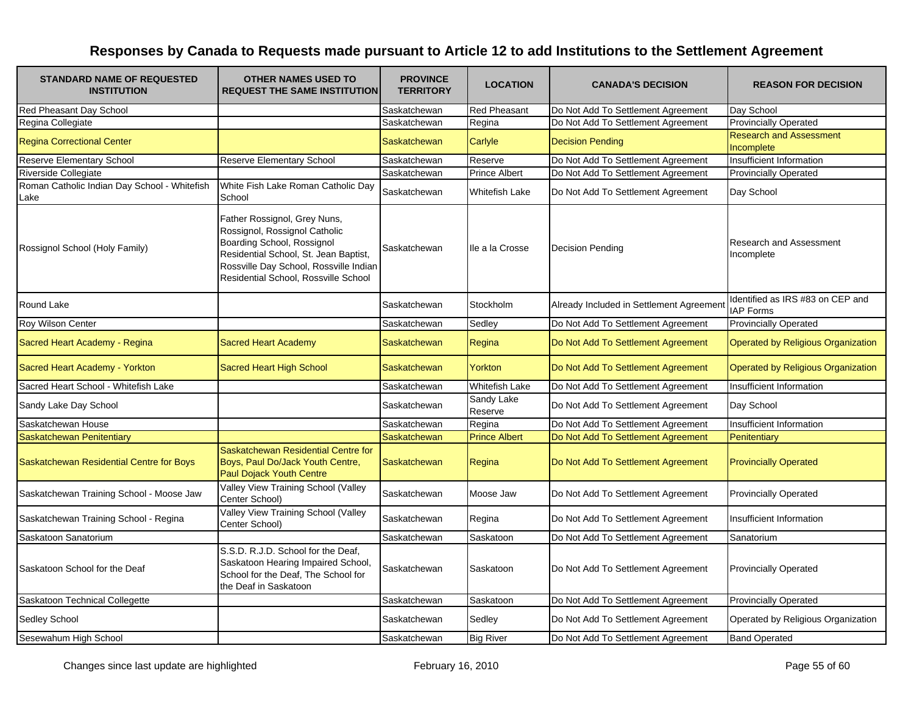# Responses by Canada to Requests made pursuant to Article 12 to add Institutions to the Settlement Agreement

| STANDARD NAME OF REQUESTED INSTITUTION | OTHER NAMES USED TO REQUEST THE SAME INSTITUTION | PROVINCE TERRITORY | LOCATION | CANADA'S DECISION | REASON FOR DECISION |
|---|---|---|---|---|---|
| Red Pheasant Day School | | Saskatchewan | Red Pheasant | Do Not Add To Settlement Agreement | Day School |
| Regina Collegiate | | Saskatchewan | Regina | Do Not Add To Settlement Agreement | Provincially Operated |
| Regina Correctional Center | | Saskatchewan | Carlyle | Decision Pending | Research and Assessment Incomplete |
| Reserve Elementary School | Reserve Elementary School | Saskatchewan | Reserve | Do Not Add To Settlement Agreement | Insufficient Information |
| Riverside Collegiate | | Saskatchewan | Prince Albert | Do Not Add To Settlement Agreement | Provincially Operated |
| Roman Catholic Indian Day School - Whitefish Lake | White Fish Lake Roman Catholic Day School | Saskatchewan | Whitefish Lake | Do Not Add To Settlement Agreement | Day School |
| Rossignol School (Holy Family) | Father Rossignol, Grey Nuns, Rossignol, Rossignol Catholic Boarding School, Rossignol Residential School, St. Jean Baptist, Rossville Day School, Rossville Indian Residential School, Rossville School | Saskatchewan | Ile a la Crosse | Decision Pending | Research and Assessment Incomplete |
| Round Lake | | Saskatchewan | Stockholm | Already Included in Settlement Agreement | Identified as IRS #83 on CEP and IAP Forms |
| Roy Wilson Center | | Saskatchewan | Sedley | Do Not Add To Settlement Agreement | Provincially Operated |
| Sacred Heart Academy - Regina | Sacred Heart Academy | Saskatchewan | Regina | Do Not Add To Settlement Agreement | Operated by Religious Organization |
| Sacred Heart Academy - Yorkton | Sacred Heart High School | Saskatchewan | Yorkton | Do Not Add To Settlement Agreement | Operated by Religious Organization |
| Sacred Heart School - Whitefish Lake | | Saskatchewan | Whitefish Lake | Do Not Add To Settlement Agreement | Insufficient Information |
| Sandy Lake Day School | | Saskatchewan | Sandy Lake Reserve | Do Not Add To Settlement Agreement | Day School |
| Saskatchewan House | | Saskatchewan | Regina | Do Not Add To Settlement Agreement | Insufficient Information |
| Saskatchewan Penitentiary | | Saskatchewan | Prince Albert | Do Not Add To Settlement Agreement | Penitentiary |
| Saskatchewan Residential Centre for Boys | Saskatchewan Residential Centre for Boys, Paul Do/Jack Youth Centre, Paul Dojack Youth Centre | Saskatchewan | Regina | Do Not Add To Settlement Agreement | Provincially Operated |
| Saskatchewan Training School - Moose Jaw | Valley View Training School (Valley Center School) | Saskatchewan | Moose Jaw | Do Not Add To Settlement Agreement | Provincially Operated |
| Saskatchewan Training School - Regina | Valley View Training School (Valley Center School) | Saskatchewan | Regina | Do Not Add To Settlement Agreement | Insufficient Information |
| Saskatoon Sanatorium | | Saskatchewan | Saskatoon | Do Not Add To Settlement Agreement | Sanatorium |
| Saskatoon School for the Deaf | S.S.D. R.J.D. School for the Deaf, Saskatoon Hearing Impaired School, School for the Deaf, The School for the Deaf in Saskatoon | Saskatchewan | Saskatoon | Do Not Add To Settlement Agreement | Provincially Operated |
| Saskatoon Technical Collegette | | Saskatchewan | Saskatoon | Do Not Add To Settlement Agreement | Provincially Operated |
| Sedley School | | Saskatchewan | Sedley | Do Not Add To Settlement Agreement | Operated by Religious Organization |
| Sesewahum High School | | Saskatchewan | Big River | Do Not Add To Settlement Agreement | Band Operated |

Changes since last update are highlighted

February 16, 2010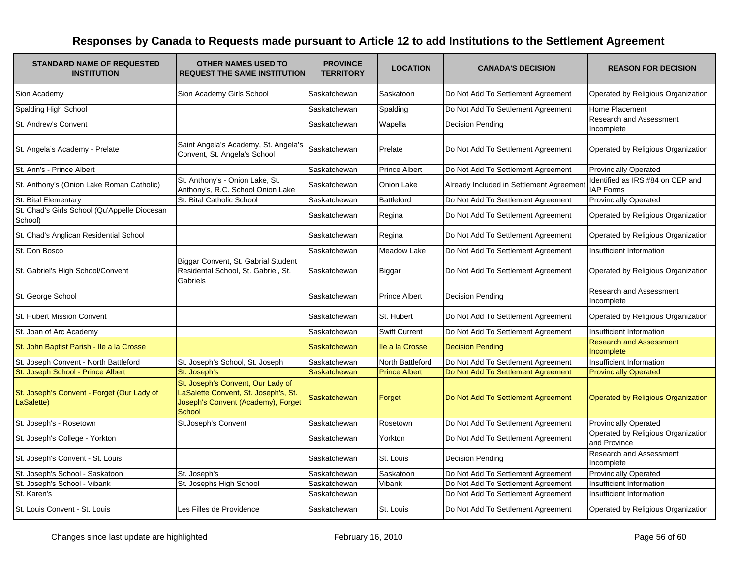# Responses by Canada to Requests made pursuant to Article 12 to add Institutions to the Settlement Agreement

| STANDARD NAME OF REQUESTED INSTITUTION | OTHER NAMES USED TO REQUEST THE SAME INSTITUTION | PROVINCE TERRITORY | LOCATION | CANADA'S DECISION | REASON FOR DECISION |
|---|---|---|---|---|---|
| Sion Academy | Sion Academy Girls School | Saskatchewan | Saskatoon | Do Not Add To Settlement Agreement | Operated by Religious Organization |
| Spalding High School | | Saskatchewan | Spalding | Do Not Add To Settlement Agreement | Home Placement |
| St. Andrew's Convent | | Saskatchewan | Wapella | Decision Pending | Research and Assessment Incomplete |
| St. Angela's Academy - Prelate | Saint Angela's Academy, St. Angela's Convent, St. Angela's School | Saskatchewan | Prelate | Do Not Add To Settlement Agreement | Operated by Religious Organization |
| St. Ann's - Prince Albert | | Saskatchewan | Prince Albert | Do Not Add To Settlement Agreement | Provincially Operated |
| St. Anthony's (Onion Lake Roman Catholic) | St. Anthony's - Onion Lake, St. Anthony's, R.C. School Onion Lake | Saskatchewan | Onion Lake | Already Included in Settlement Agreement | Identified as IRS #84 on CEP and IAP Forms |
| St. Bital Elementary | St. Bital Catholic School | Saskatchewan | Battleford | Do Not Add To Settlement Agreement | Provincially Operated |
| St. Chad's Girls School (Qu'Appelle Diocesan School) | | Saskatchewan | Regina | Do Not Add To Settlement Agreement | Operated by Religious Organization |
| St. Chad's Anglican Residential School | | Saskatchewan | Regina | Do Not Add To Settlement Agreement | Operated by Religious Organization |
| St. Don Bosco | | Saskatchewan | Meadow Lake | Do Not Add To Settlement Agreement | Insufficient Information |
| St. Gabriel's High School/Convent | Biggar Convent, St. Gabrial Student Residental School, St. Gabriel, St. Gabriels | Saskatchewan | Biggar | Do Not Add To Settlement Agreement | Operated by Religious Organization |
| St. George School | | Saskatchewan | Prince Albert | Decision Pending | Research and Assessment Incomplete |
| St. Hubert Mission Convent | | Saskatchewan | St. Hubert | Do Not Add To Settlement Agreement | Operated by Religious Organization |
| St. Joan of Arc Academy | | Saskatchewan | Swift Current | Do Not Add To Settlement Agreement | Insufficient Information |
| St. John Baptist Parish - Ile a la Crosse | | Saskatchewan | Ile a la Crosse | Decision Pending | Research and Assessment Incomplete |
| St. Joseph Convent - North Battleford | St. Joseph's School, St. Joseph | Saskatchewan | North Battleford | Do Not Add To Settlement Agreement | Insufficient Information |
| St. Joseph School - Prince Albert | St. Joseph's | Saskatchewan | Prince Albert | Do Not Add To Settlement Agreement | Provincially Operated |
| St. Joseph's Convent - Forget (Our Lady of LaSalette) | St. Joseph's Convent, Our Lady of LaSalette Convent, St. Joseph's, St. Joseph's Convent (Academy), Forget School | Saskatchewan | Forget | Do Not Add To Settlement Agreement | Operated by Religious Organization |
| St. Joseph's - Rosetown | St.Joseph's Convent | Saskatchewan | Rosetown | Do Not Add To Settlement Agreement | Provincially Operated |
| St. Joseph's College - Yorkton | | Saskatchewan | Yorkton | Do Not Add To Settlement Agreement | Operated by Religious Organization and Province |
| St. Joseph's Convent - St. Louis | | Saskatchewan | St. Louis | Decision Pending | Research and Assessment Incomplete |
| St. Joseph's School - Saskatoon | St. Joseph's | Saskatchewan | Saskatoon | Do Not Add To Settlement Agreement | Provincially Operated |
| St. Joseph's School - Vibank | St. Josephs High School | Saskatchewan | Vibank | Do Not Add To Settlement Agreement | Insufficient Information |
| St. Karen's | | Saskatchewan | | Do Not Add To Settlement Agreement | Insufficient Information |
| St. Louis Convent - St. Louis | Les Filles de Providence | Saskatchewan | St. Louis | Do Not Add To Settlement Agreement | Operated by Religious Organization |

Changes since last update are highlighted

February 16, 2010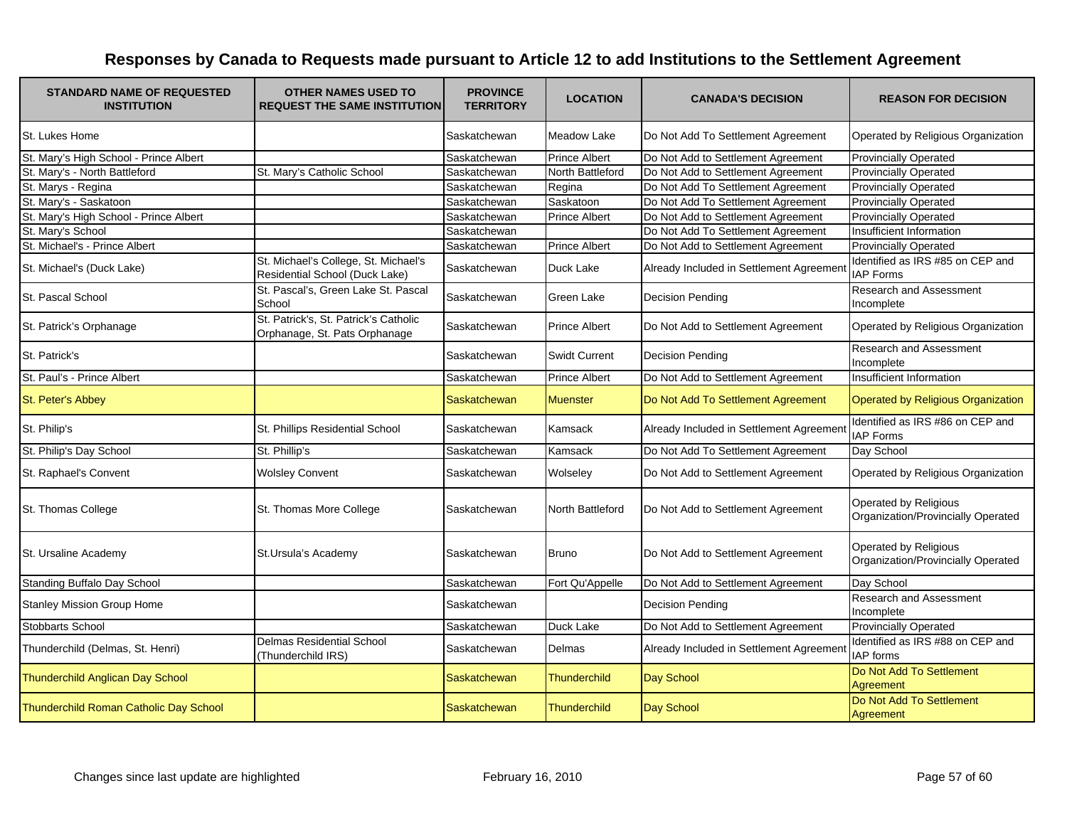# Responses by Canada to Requests made pursuant to Article 12 to add Institutions to the Settlement Agreement

| STANDARD NAME OF REQUESTED INSTITUTION | OTHER NAMES USED TO REQUEST THE SAME INSTITUTION | PROVINCE TERRITORY | LOCATION | CANADA'S DECISION | REASON FOR DECISION |
|---|---|---|---|---|---|
| St. Lukes Home | | Saskatchewan | Meadow Lake | Do Not Add To Settlement Agreement | Operated by Religious Organization |
| St. Mary's High School - Prince Albert | | Saskatchewan | Prince Albert | Do Not Add to Settlement Agreement | Provincially Operated |
| St. Mary's - North Battleford | St. Mary's Catholic School | Saskatchewan | North Battleford | Do Not Add to Settlement Agreement | Provincially Operated |
| St. Marys - Regina | | Saskatchewan | Regina | Do Not Add To Settlement Agreement | Provincially Operated |
| St. Mary's - Saskatoon | | Saskatchewan | Saskatoon | Do Not Add To Settlement Agreement | Provincially Operated |
| St. Mary's High School - Prince Albert | | Saskatchewan | Prince Albert | Do Not Add to Settlement Agreement | Provincially Operated |
| St. Mary's School | | Saskatchewan | | Do Not Add To Settlement Agreement | Insufficient Information |
| St. Michael's - Prince Albert | | Saskatchewan | Prince Albert | Do Not Add to Settlement Agreement | Provincially Operated |
| St. Michael's (Duck Lake) | St. Michael's College, St. Michael's Residential School (Duck Lake) | Saskatchewan | Duck Lake | Already Included in Settlement Agreement | Identified as IRS #85 on CEP and IAP Forms |
| St. Pascal School | St. Pascal's, Green Lake St. Pascal School | Saskatchewan | Green Lake | Decision Pending | Research and Assessment Incomplete |
| St. Patrick's Orphanage | St. Patrick's, St. Patrick's Catholic Orphanage, St. Pats Orphanage | Saskatchewan | Prince Albert | Do Not Add to Settlement Agreement | Operated by Religious Organization |
| St. Patrick's | | Saskatchewan | Swidt Current | Decision Pending | Research and Assessment Incomplete |
| St. Paul's - Prince Albert | | Saskatchewan | Prince Albert | Do Not Add to Settlement Agreement | Insufficient Information |
| St. Peter's Abbey | | Saskatchewan | Muenster | Do Not Add To Settlement Agreement | Operated by Religious Organization |
| St. Philip's | St. Phillips Residential School | Saskatchewan | Kamsack | Already Included in Settlement Agreement | Identified as IRS #86 on CEP and IAP Forms |
| St. Philip's Day School | St. Phillip's | Saskatchewan | Kamsack | Do Not Add To Settlement Agreement | Day School |
| St. Raphael's Convent | Wolsley Convent | Saskatchewan | Wolseley | Do Not Add to Settlement Agreement | Operated by Religious Organization |
| St. Thomas College | St. Thomas More College | Saskatchewan | North Battleford | Do Not Add to Settlement Agreement | Operated by Religious Organization/Provincially Operated |
| St. Ursaline Academy | St.Ursula's Academy | Saskatchewan | Bruno | Do Not Add to Settlement Agreement | Operated by Religious Organization/Provincially Operated |
| Standing Buffalo Day School | | Saskatchewan | Fort Qu'Appelle | Do Not Add to Settlement Agreement | Day School |
| Stanley Mission Group Home | | Saskatchewan | | Decision Pending | Research and Assessment Incomplete |
| Stobbarts School | | Saskatchewan | Duck Lake | Do Not Add to Settlement Agreement | Provincially Operated |
| Thunderchild (Delmas, St. Henri) | Delmas Residential School (Thunderchild IRS) | Saskatchewan | Delmas | Already Included in Settlement Agreement | Identified as IRS #88 on CEP and IAP forms |
| Thunderchild Anglican Day School | | Saskatchewan | Thunderchild | Day School | Do Not Add To Settlement Agreement |
| Thunderchild Roman Catholic Day School | | Saskatchewan | Thunderchild | Day School | Do Not Add To Settlement Agreement |

Changes since last update are highlighted

February 16, 2010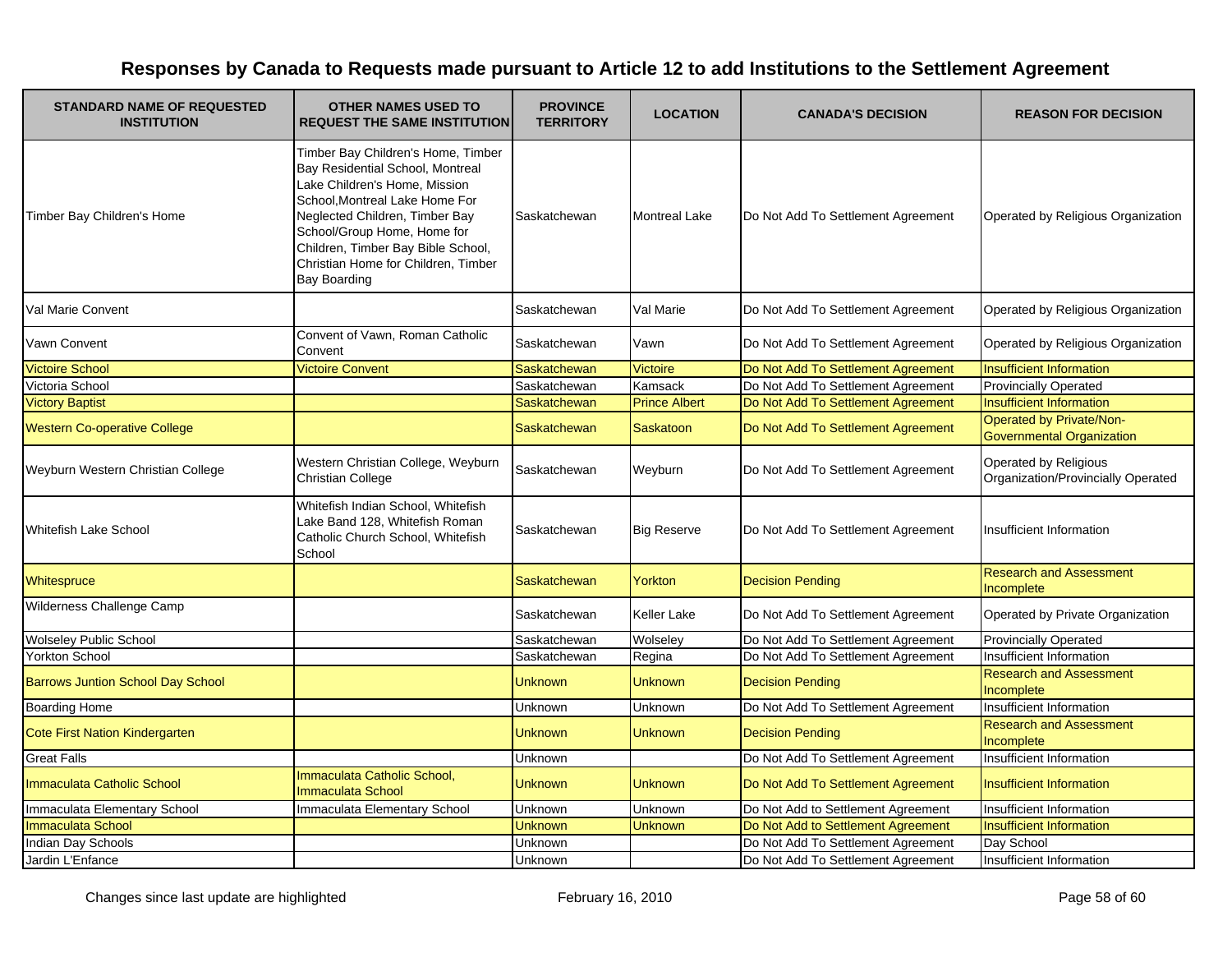# Responses by Canada to Requests made pursuant to Article 12 to add Institutions to the Settlement Agreement

| STANDARD NAME OF REQUESTED INSTITUTION | OTHER NAMES USED TO REQUEST THE SAME INSTITUTION | PROVINCE TERRITORY | LOCATION | CANADA'S DECISION | REASON FOR DECISION |
|---|---|---|---|---|---|
| Timber Bay Children's Home | Timber Bay Children's Home, Timber Bay Residential School, Montreal Lake Children's Home, Mission School,Montreal Lake Home For Neglected Children, Timber Bay School/Group Home, Home for Children, Timber Bay Bible School, Christian Home for Children, Timber Bay Boarding | Saskatchewan | Montreal Lake | Do Not Add To Settlement Agreement | Operated by Religious Organization |
| Val Marie Convent | | Saskatchewan | Val Marie | Do Not Add To Settlement Agreement | Operated by Religious Organization |
| Vawn Convent | Convent of Vawn, Roman Catholic Convent | Saskatchewan | Vawn | Do Not Add To Settlement Agreement | Operated by Religious Organization |
| Victoire School | Victoire Convent | Saskatchewan | Victoire | Do Not Add To Settlement Agreement | Insufficient Information |
| Victoria School | | Saskatchewan | Kamsack | Do Not Add To Settlement Agreement | Provincially Operated |
| Victory Baptist | | Saskatchewan | Prince Albert | Do Not Add To Settlement Agreement | Insufficient Information |
| Western Co-operative College | | Saskatchewan | Saskatoon | Do Not Add To Settlement Agreement | Operated by Private/Non-Governmental Organization |
| Weyburn Western Christian College | Western Christian College, Weyburn Christian College | Saskatchewan | Weyburn | Do Not Add To Settlement Agreement | Operated by Religious Organization/Provincially Operated |
| Whitefish Lake School | Whitefish Indian School, Whitefish Lake Band 128, Whitefish Roman Catholic Church School, Whitefish School | Saskatchewan | Big Reserve | Do Not Add To Settlement Agreement | Insufficient Information |
| Whitespruce | | Saskatchewan | Yorkton | Decision Pending | Research and Assessment Incomplete |
| Wilderness Challenge Camp | | Saskatchewan | Keller Lake | Do Not Add To Settlement Agreement | Operated by Private Organization |
| Wolseley Public School | | Saskatchewan | Wolseley | Do Not Add To Settlement Agreement | Provincially Operated |
| Yorkton School | | Saskatchewan | Regina | Do Not Add To Settlement Agreement | Insufficient Information |
| Barrows Juntion School Day School | | Unknown | Unknown | Decision Pending | Research and Assessment Incomplete |
| Boarding Home | | Unknown | Unknown | Do Not Add To Settlement Agreement | Insufficient Information |
| Cote First Nation Kindergarten | | Unknown | Unknown | Decision Pending | Research and Assessment Incomplete |
| Great Falls | | Unknown | | Do Not Add To Settlement Agreement | Insufficient Information |
| Immaculata Catholic School | Immaculata Catholic School, Immaculata School | Unknown | Unknown | Do Not Add To Settlement Agreement | Insufficient Information |
| Immaculata Elementary School | Immaculata Elementary School | Unknown | Unknown | Do Not Add to Settlement Agreement | Insufficient Information |
| Immaculata School | | Unknown | Unknown | Do Not Add to Settlement Agreement | Insufficient Information |
| Indian Day Schools | | Unknown | | Do Not Add To Settlement Agreement | Day School |
| Jardin L'Enfance | | Unknown | | Do Not Add To Settlement Agreement | Insufficient Information |

Changes since last update are highlighted

February 16, 2010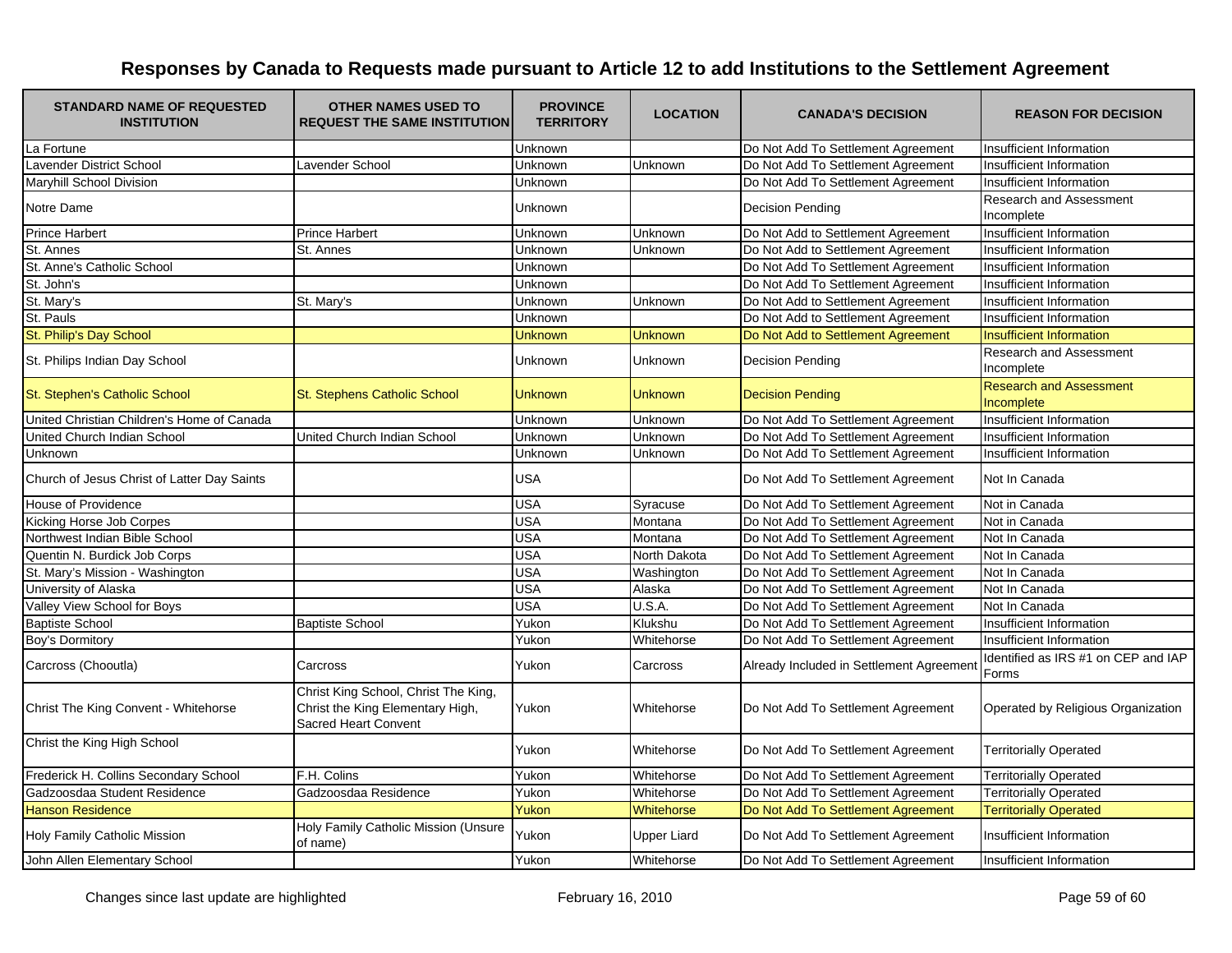# Responses by Canada to Requests made pursuant to Article 12 to add Institutions to the Settlement Agreement

| STANDARD NAME OF REQUESTED INSTITUTION | OTHER NAMES USED TO REQUEST THE SAME INSTITUTION | PROVINCE TERRITORY | LOCATION | CANADA'S DECISION | REASON FOR DECISION |
|---|---|---|---|---|---|
| La Fortune | | Unknown | | Do Not Add To Settlement Agreement | Insufficient Information |
| Lavender District School | Lavender School | Unknown | Unknown | Do Not Add To Settlement Agreement | Insufficient Information |
| Maryhill School Division | | Unknown | | Do Not Add To Settlement Agreement | Insufficient Information |
| Notre Dame | | Unknown | | Decision Pending | Research and Assessment Incomplete |
| Prince Harbert | Prince Harbert | Unknown | Unknown | Do Not Add to Settlement Agreement | Insufficient Information |
| St. Annes | St. Annes | Unknown | Unknown | Do Not Add to Settlement Agreement | Insufficient Information |
| St. Anne's Catholic School | | Unknown | | Do Not Add To Settlement Agreement | Insufficient Information |
| St. John's | | Unknown | | Do Not Add To Settlement Agreement | Insufficient Information |
| St. Mary's | St. Mary's | Unknown | Unknown | Do Not Add to Settlement Agreement | Insufficient Information |
| St. Pauls | | Unknown | | Do Not Add to Settlement Agreement | Insufficient Information |
| St. Philip's Day School | | Unknown | Unknown | Do Not Add to Settlement Agreement | Insufficient Information |
| St. Philips Indian Day School | | Unknown | Unknown | Decision Pending | Research and Assessment Incomplete |
| St. Stephen's Catholic School | St. Stephens Catholic School | Unknown | Unknown | Decision Pending | Research and Assessment Incomplete |
| United Christian Children's Home of Canada | | Unknown | Unknown | Do Not Add To Settlement Agreement | Insufficient Information |
| United Church Indian School | United Church Indian School | Unknown | Unknown | Do Not Add To Settlement Agreement | Insufficient Information |
| Unknown | | Unknown | Unknown | Do Not Add To Settlement Agreement | Insufficient Information |
| Church of Jesus Christ of Latter Day Saints | | USA | | Do Not Add To Settlement Agreement | Not In Canada |
| House of Providence | | USA | Syracuse | Do Not Add To Settlement Agreement | Not in Canada |
| Kicking Horse Job Corpes | | USA | Montana | Do Not Add To Settlement Agreement | Not in Canada |
| Northwest Indian Bible School | | USA | Montana | Do Not Add To Settlement Agreement | Not In Canada |
| Quentin N. Burdick Job Corps | | USA | North Dakota | Do Not Add To Settlement Agreement | Not In Canada |
| St. Mary's Mission - Washington | | USA | Washington | Do Not Add To Settlement Agreement | Not In Canada |
| University of Alaska | | USA | Alaska | Do Not Add To Settlement Agreement | Not In Canada |
| Valley View School for Boys | | USA | U.S.A. | Do Not Add To Settlement Agreement | Not In Canada |
| Baptiste School | Baptiste School | Yukon | Klukshu | Do Not Add To Settlement Agreement | Insufficient Information |
| Boy's Dormitory | | Yukon | Whitehorse | Do Not Add To Settlement Agreement | Insufficient Information |
| Carcross (Chooutla) | Carcross | Yukon | Carcross | Already Included in Settlement Agreement | Identified as IRS #1 on CEP and IAP Forms |
| Christ The King Convent - Whitehorse | Christ King School, Christ The King, Christ the King Elementary High, Sacred Heart Convent | Yukon | Whitehorse | Do Not Add To Settlement Agreement | Operated by Religious Organization |
| Christ the King High School | | Yukon | Whitehorse | Do Not Add To Settlement Agreement | Territorially Operated |
| Frederick H. Collins Secondary School | F.H. Colins | Yukon | Whitehorse | Do Not Add To Settlement Agreement | Territorially Operated |
| Gadzoosdaa Student Residence | Gadzoosdaa Residence | Yukon | Whitehorse | Do Not Add To Settlement Agreement | Territorially Operated |
| Hanson Residence | | Yukon | Whitehorse | Do Not Add To Settlement Agreement | Territorially Operated |
| Holy Family Catholic Mission | Holy Family Catholic Mission (Unsure of name) | Yukon | Upper Liard | Do Not Add To Settlement Agreement | Insufficient Information |
| John Allen Elementary School | | Yukon | Whitehorse | Do Not Add To Settlement Agreement | Insufficient Information |

Changes since last update are highlighted

February 16, 2010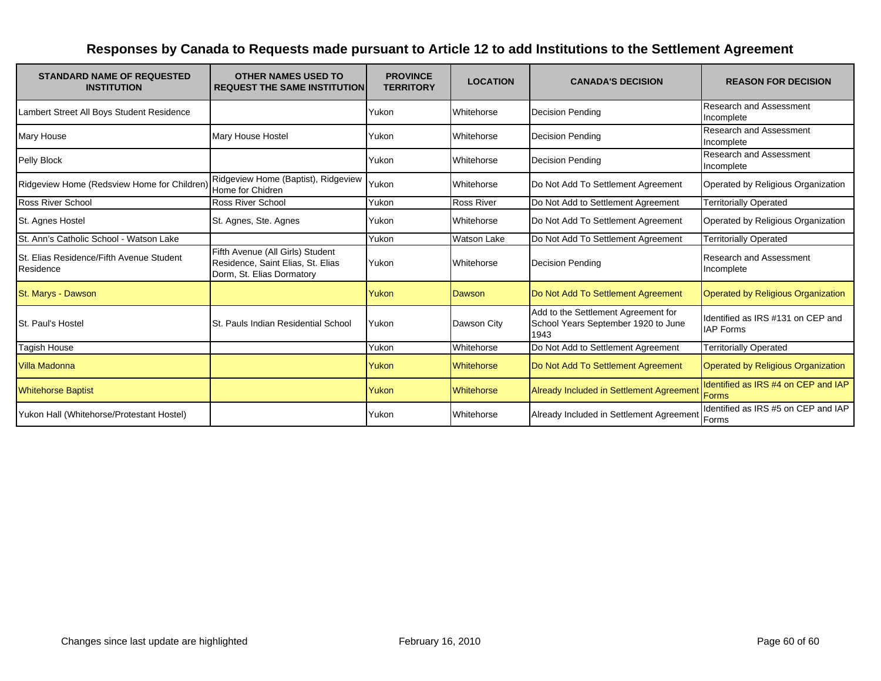# Responses by Canada to Requests made pursuant to Article 12 to add Institutions to the Settlement Agreement

| STANDARD NAME OF REQUESTED INSTITUTION | OTHER NAMES USED TO REQUEST THE SAME INSTITUTION | PROVINCE TERRITORY | LOCATION | CANADA'S DECISION | REASON FOR DECISION |
|---|---|---|---|---|---|
| Lambert Street All Boys Student Residence | | Yukon | Whitehorse | Decision Pending | Research and Assessment Incomplete |
| Mary House | Mary House Hostel | Yukon | Whitehorse | Decision Pending | Research and Assessment Incomplete |
| Pelly Block | | Yukon | Whitehorse | Decision Pending | Research and Assessment Incomplete |
| Ridgeview Home (Redsview Home for Children) | Ridgeview Home (Baptist), Ridgeview Home for Chidren | Yukon | Whitehorse | Do Not Add To Settlement Agreement | Operated by Religious Organization |
| Ross River School | Ross River School | Yukon | Ross River | Do Not Add to Settlement Agreement | Territorially Operated |
| St. Agnes Hostel | St. Agnes, Ste. Agnes | Yukon | Whitehorse | Do Not Add To Settlement Agreement | Operated by Religious Organization |
| St. Ann's Catholic School - Watson Lake | | Yukon | Watson Lake | Do Not Add To Settlement Agreement | Territorially Operated |
| St. Elias Residence/Fifth Avenue Student Residence | Fifth Avenue (All Girls) Student Residence, Saint Elias, St. Elias Dorm, St. Elias Dormatory | Yukon | Whitehorse | Decision Pending | Research and Assessment Incomplete |
| St. Marys - Dawson | | Yukon | Dawson | Do Not Add To Settlement Agreement | Operated by Religious Organization |
| St. Paul's Hostel | St. Pauls Indian Residential School | Yukon | Dawson City | Add to the Settlement Agreement for School Years September 1920 to June 1943 | Identified as IRS #131 on CEP and IAP Forms |
| Tagish House | | Yukon | Whitehorse | Do Not Add to Settlement Agreement | Territorially Operated |
| Villa Madonna | | Yukon | Whitehorse | Do Not Add To Settlement Agreement | Operated by Religious Organization |
| Whitehorse Baptist | | Yukon | Whitehorse | Already Included in Settlement Agreement | Identified as IRS #4 on CEP and IAP Forms |
| Yukon Hall (Whitehorse/Protestant Hostel) | | Yukon | Whitehorse | Already Included in Settlement Agreement | Identified as IRS #5 on CEP and IAP Forms |

Changes since last update are highlighted

February 16, 2010